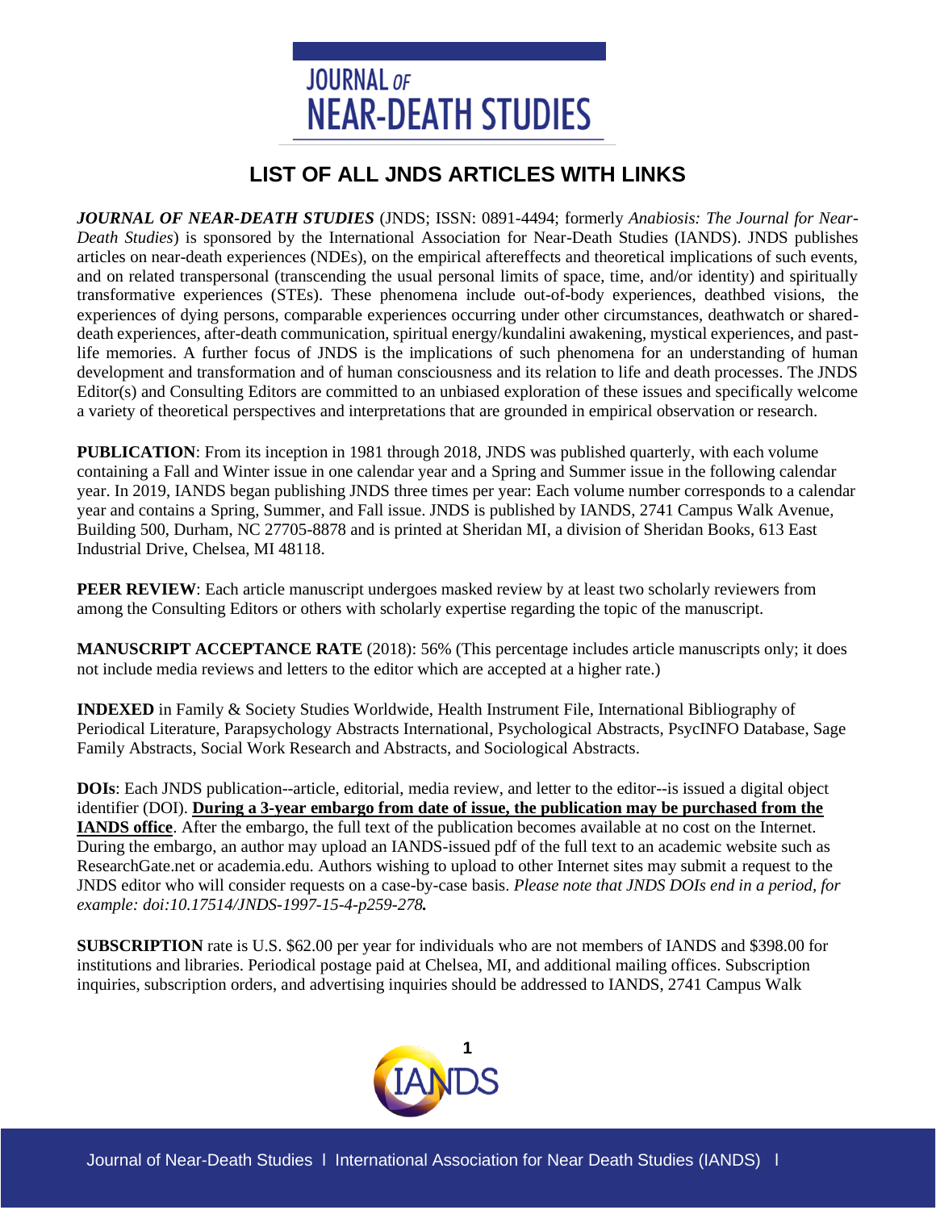# JOURNAL OF NEAR-DEATH STUDIES

## LIST OF ALL JNDS ARTICLES WITH LINKS

***JOURNAL OF NEAR-DEATH STUDIES*** (JNDS; ISSN: 0891-4494; formerly *Anabiosis: The Journal for Near-Death Studies*) is sponsored by the International Association for Near-Death Studies (IANDS). JNDS publishes articles on near-death experiences (NDEs), on the empirical aftereffects and theoretical implications of such events, and on related transpersonal (transcending the usual personal limits of space, time, and/or identity) and spiritually transformative experiences (STEs). These phenomena include out-of-body experiences, deathbed visions, the experiences of dying persons, comparable experiences occurring under other circumstances, deathwatch or shared-death experiences, after-death communication, spiritual energy/kundalini awakening, mystical experiences, and past-life memories. A further focus of JNDS is the implications of such phenomena for an understanding of human development and transformation and of human consciousness and its relation to life and death processes. The JNDS Editor(s) and Consulting Editors are committed to an unbiased exploration of these issues and specifically welcome a variety of theoretical perspectives and interpretations that are grounded in empirical observation or research.

**PUBLICATION**: From its inception in 1981 through 2018, JNDS was published quarterly, with each volume containing a Fall and Winter issue in one calendar year and a Spring and Summer issue in the following calendar year. In 2019, IANDS began publishing JNDS three times per year: Each volume number corresponds to a calendar year and contains a Spring, Summer, and Fall issue. JNDS is published by IANDS, 2741 Campus Walk Avenue, Building 500, Durham, NC 27705-8878 and is printed at Sheridan MI, a division of Sheridan Books, 613 East Industrial Drive, Chelsea, MI 48118.

**PEER REVIEW**: Each article manuscript undergoes masked review by at least two scholarly reviewers from among the Consulting Editors or others with scholarly expertise regarding the topic of the manuscript.

**MANUSCRIPT ACCEPTANCE RATE** (2018): 56% (This percentage includes article manuscripts only; it does not include media reviews and letters to the editor which are accepted at a higher rate.)

**INDEXED** in Family & Society Studies Worldwide, Health Instrument File, International Bibliography of Periodical Literature, Parapsychology Abstracts International, Psychological Abstracts, PsycINFO Database, Sage Family Abstracts, Social Work Research and Abstracts, and Sociological Abstracts.

**DOIs**: Each JNDS publication--article, editorial, media review, and letter to the editor--is issued a digital object identifier (DOI). **During a 3-year embargo from date of issue, the publication may be purchased from the IANDS office**. After the embargo, the full text of the publication becomes available at no cost on the Internet. During the embargo, an author may upload an IANDS-issued pdf of the full text to an academic website such as ResearchGate.net or academia.edu. Authors wishing to upload to other Internet sites may submit a request to the JNDS editor who will consider requests on a case-by-case basis. *Please note that JNDS DOIs end in a period, for example: doi:10.17514/JNDS-1997-15-4-p259-278.*

**SUBSCRIPTION** rate is U.S. $62.00 per year for individuals who are not members of IANDS and $398.00 for institutions and libraries. Periodical postage paid at Chelsea, MI, and additional mailing offices. Subscription inquiries, subscription orders, and advertising inquiries should be addressed to IANDS, 2741 Campus Walk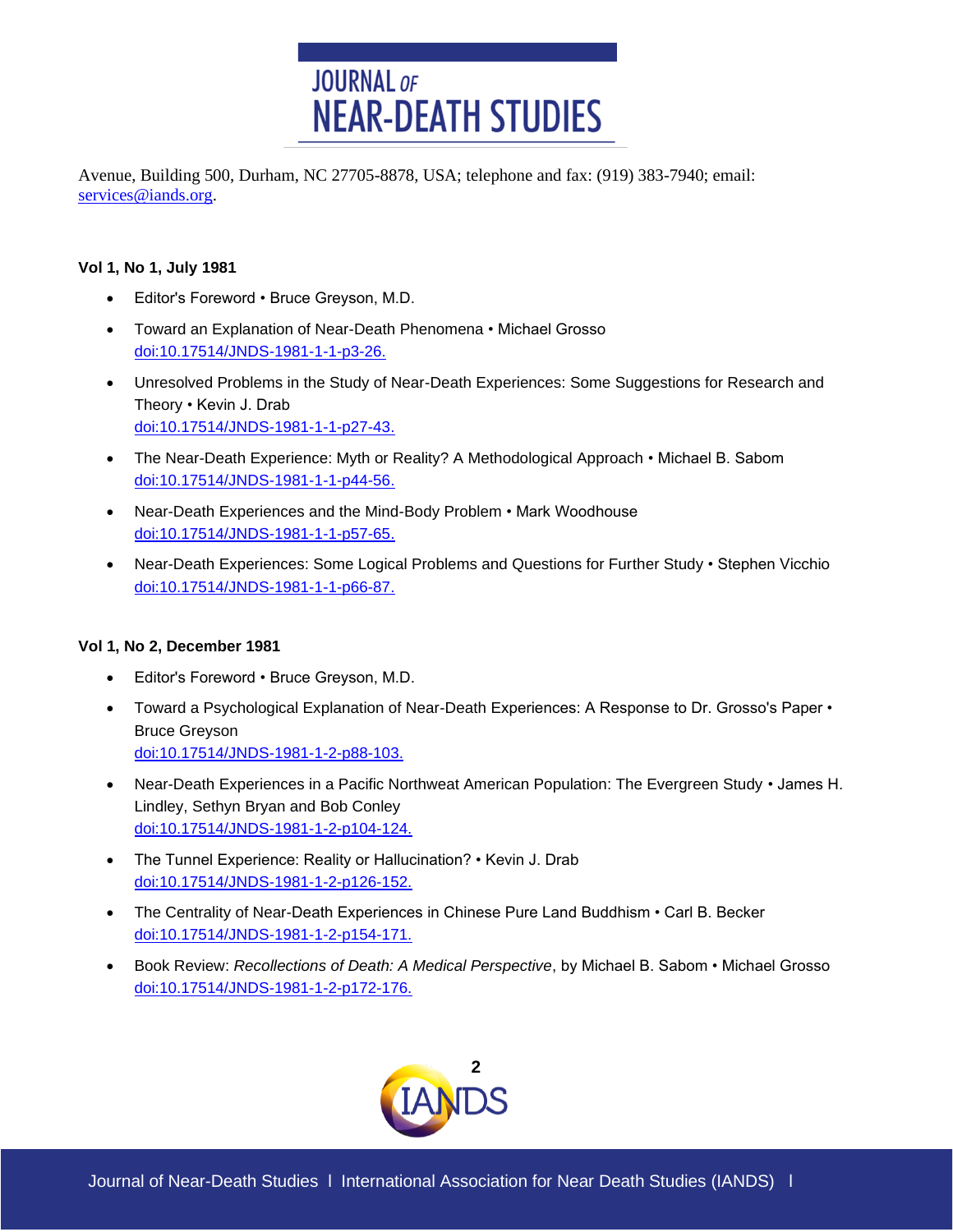Avenue, Building 500, Durham, NC 27705-8878, USA; telephone and fax: (919) 383-7940; email: services@iands.org.

**Vol 1, No 1, July 1981**

- Editor's Foreword • Bruce Greyson, M.D.
- Toward an Explanation of Near-Death Phenomena • Michael Grosso
  doi:10.17514/JNDS-1981-1-1-p3-26.
- Unresolved Problems in the Study of Near-Death Experiences: Some Suggestions for Research and Theory • Kevin J. Drab
  doi:10.17514/JNDS-1981-1-1-p27-43.
- The Near-Death Experience: Myth or Reality? A Methodological Approach • Michael B. Sabom
  doi:10.17514/JNDS-1981-1-1-p44-56.
- Near-Death Experiences and the Mind-Body Problem • Mark Woodhouse
  doi:10.17514/JNDS-1981-1-1-p57-65.
- Near-Death Experiences: Some Logical Problems and Questions for Further Study • Stephen Vicchio
  doi:10.17514/JNDS-1981-1-1-p66-87.

**Vol 1, No 2, December 1981**

- Editor's Foreword • Bruce Greyson, M.D.
- Toward a Psychological Explanation of Near-Death Experiences: A Response to Dr. Grosso's Paper • Bruce Greyson
  doi:10.17514/JNDS-1981-1-2-p88-103.
- Near-Death Experiences in a Pacific Northweat American Population: The Evergreen Study • James H. Lindley, Sethyn Bryan and Bob Conley
  doi:10.17514/JNDS-1981-1-2-p104-124.
- The Tunnel Experience: Reality or Hallucination? • Kevin J. Drab
  doi:10.17514/JNDS-1981-1-2-p126-152.
- The Centrality of Near-Death Experiences in Chinese Pure Land Buddhism • Carl B. Becker
  doi:10.17514/JNDS-1981-1-2-p154-171.
- Book Review: *Recollections of Death: A Medical Perspective*, by Michael B. Sabom • Michael Grosso
  doi:10.17514/JNDS-1981-1-2-p172-176.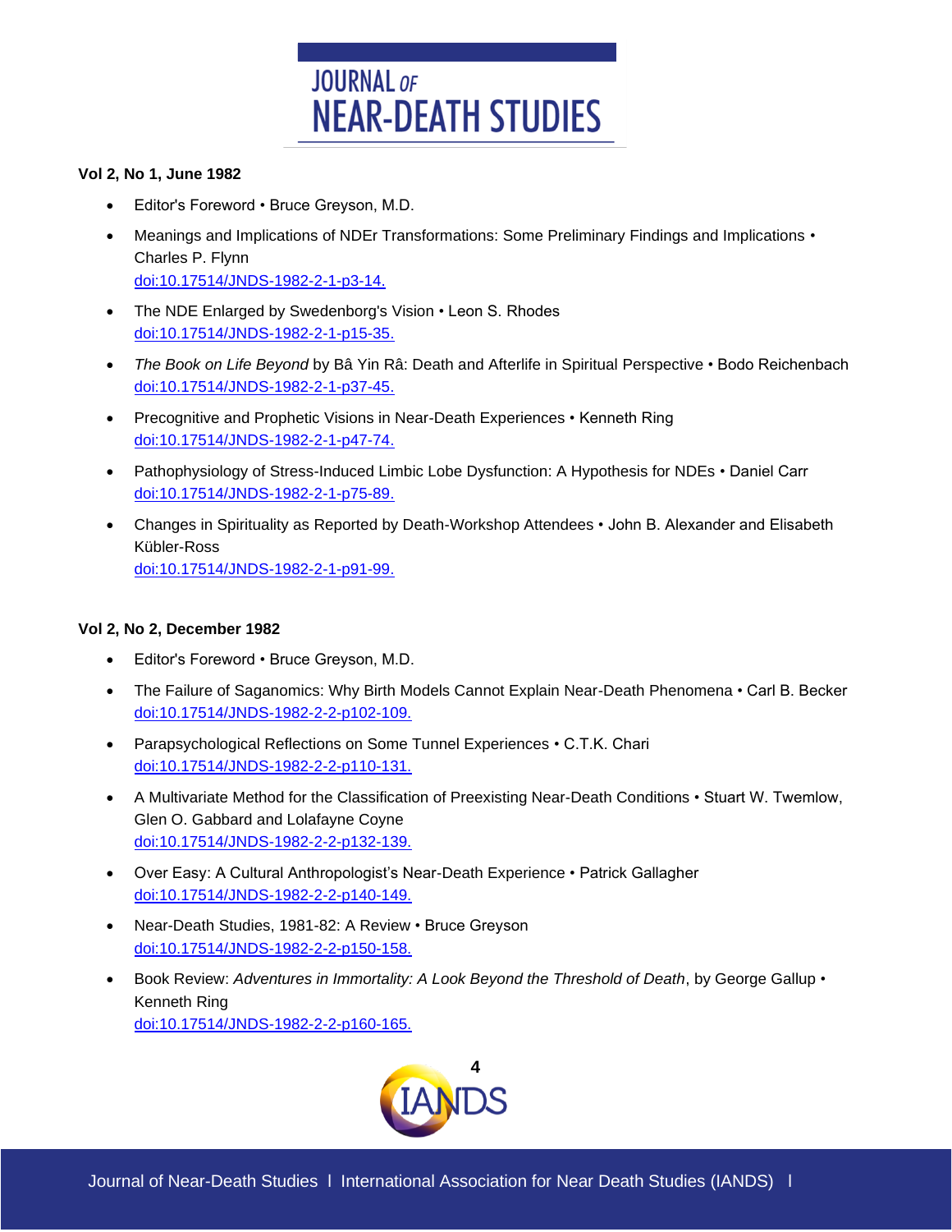**Vol 2, No 1, June 1982**

- Editor's Foreword • Bruce Greyson, M.D.
- Meanings and Implications of NDEr Transformations: Some Preliminary Findings and Implications • Charles P. Flynn
  doi:10.17514/JNDS-1982-2-1-p3-14.
- The NDE Enlarged by Swedenborg's Vision • Leon S. Rhodes
  doi:10.17514/JNDS-1982-2-1-p15-35.
- *The Book on Life Beyond* by Bâ Yin Râ: Death and Afterlife in Spiritual Perspective • Bodo Reichenbach
  doi:10.17514/JNDS-1982-2-1-p37-45.
- Precognitive and Prophetic Visions in Near-Death Experiences • Kenneth Ring
  doi:10.17514/JNDS-1982-2-1-p47-74.
- Pathophysiology of Stress-Induced Limbic Lobe Dysfunction: A Hypothesis for NDEs • Daniel Carr
  doi:10.17514/JNDS-1982-2-1-p75-89.
- Changes in Spirituality as Reported by Death-Workshop Attendees • John B. Alexander and Elisabeth Kübler-Ross
  doi:10.17514/JNDS-1982-2-1-p91-99.

**Vol 2, No 2, December 1982**

- Editor's Foreword • Bruce Greyson, M.D.
- The Failure of Saganomics: Why Birth Models Cannot Explain Near-Death Phenomena • Carl B. Becker
  doi:10.17514/JNDS-1982-2-2-p102-109.
- Parapsychological Reflections on Some Tunnel Experiences • C.T.K. Chari
  doi:10.17514/JNDS-1982-2-2-p110-131.
- A Multivariate Method for the Classification of Preexisting Near-Death Conditions • Stuart W. Twemlow, Glen O. Gabbard and Lolafayne Coyne
  doi:10.17514/JNDS-1982-2-2-p132-139.
- Over Easy: A Cultural Anthropologist's Near-Death Experience • Patrick Gallagher
  doi:10.17514/JNDS-1982-2-2-p140-149.
- Near-Death Studies, 1981-82: A Review • Bruce Greyson
  doi:10.17514/JNDS-1982-2-2-p150-158.
- Book Review: *Adventures in Immortality: A Look Beyond the Threshold of Death*, by George Gallup • Kenneth Ring
  doi:10.17514/JNDS-1982-2-2-p160-165.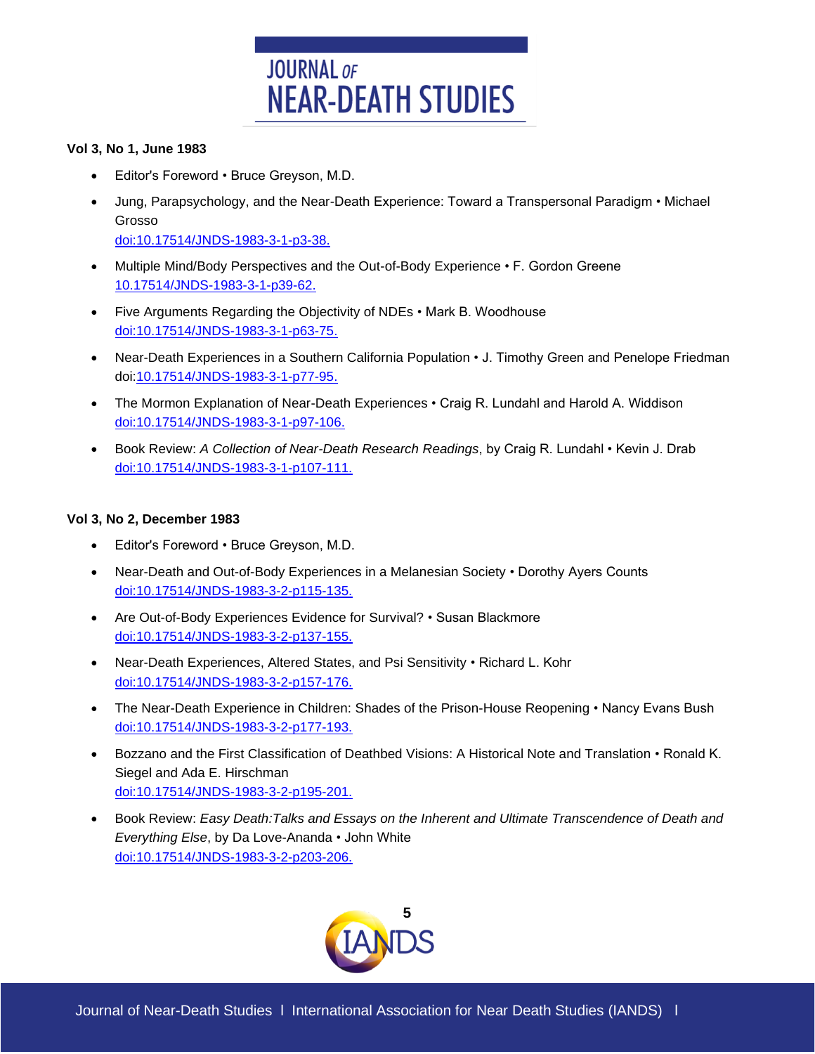**Vol 3, No 1, June 1983**

- Editor's Foreword • Bruce Greyson, M.D.
- Jung, Parapsychology, and the Near-Death Experience: Toward a Transpersonal Paradigm • Michael Grosso
  doi:10.17514/JNDS-1983-3-1-p3-38.
- Multiple Mind/Body Perspectives and the Out-of-Body Experience • F. Gordon Greene
  10.17514/JNDS-1983-3-1-p39-62.
- Five Arguments Regarding the Objectivity of NDEs • Mark B. Woodhouse
  doi:10.17514/JNDS-1983-3-1-p63-75.
- Near-Death Experiences in a Southern California Population • J. Timothy Green and Penelope Friedman
  doi:10.17514/JNDS-1983-3-1-p77-95.
- The Mormon Explanation of Near-Death Experiences • Craig R. Lundahl and Harold A. Widdison
  doi:10.17514/JNDS-1983-3-1-p97-106.
- Book Review: *A Collection of Near-Death Research Readings*, by Craig R. Lundahl • Kevin J. Drab
  doi:10.17514/JNDS-1983-3-1-p107-111.

**Vol 3, No 2, December 1983**

- Editor's Foreword • Bruce Greyson, M.D.
- Near-Death and Out-of-Body Experiences in a Melanesian Society • Dorothy Ayers Counts
  doi:10.17514/JNDS-1983-3-2-p115-135.
- Are Out-of-Body Experiences Evidence for Survival? • Susan Blackmore
  doi:10.17514/JNDS-1983-3-2-p137-155.
- Near-Death Experiences, Altered States, and Psi Sensitivity • Richard L. Kohr
  doi:10.17514/JNDS-1983-3-2-p157-176.
- The Near-Death Experience in Children: Shades of the Prison-House Reopening • Nancy Evans Bush
  doi:10.17514/JNDS-1983-3-2-p177-193.
- Bozzano and the First Classification of Deathbed Visions: A Historical Note and Translation • Ronald K. Siegel and Ada E. Hirschman
  doi:10.17514/JNDS-1983-3-2-p195-201.
- Book Review: *Easy Death:Talks and Essays on the Inherent and Ultimate Transcendence of Death and Everything Else*, by Da Love-Ananda • John White
  doi:10.17514/JNDS-1983-3-2-p203-206.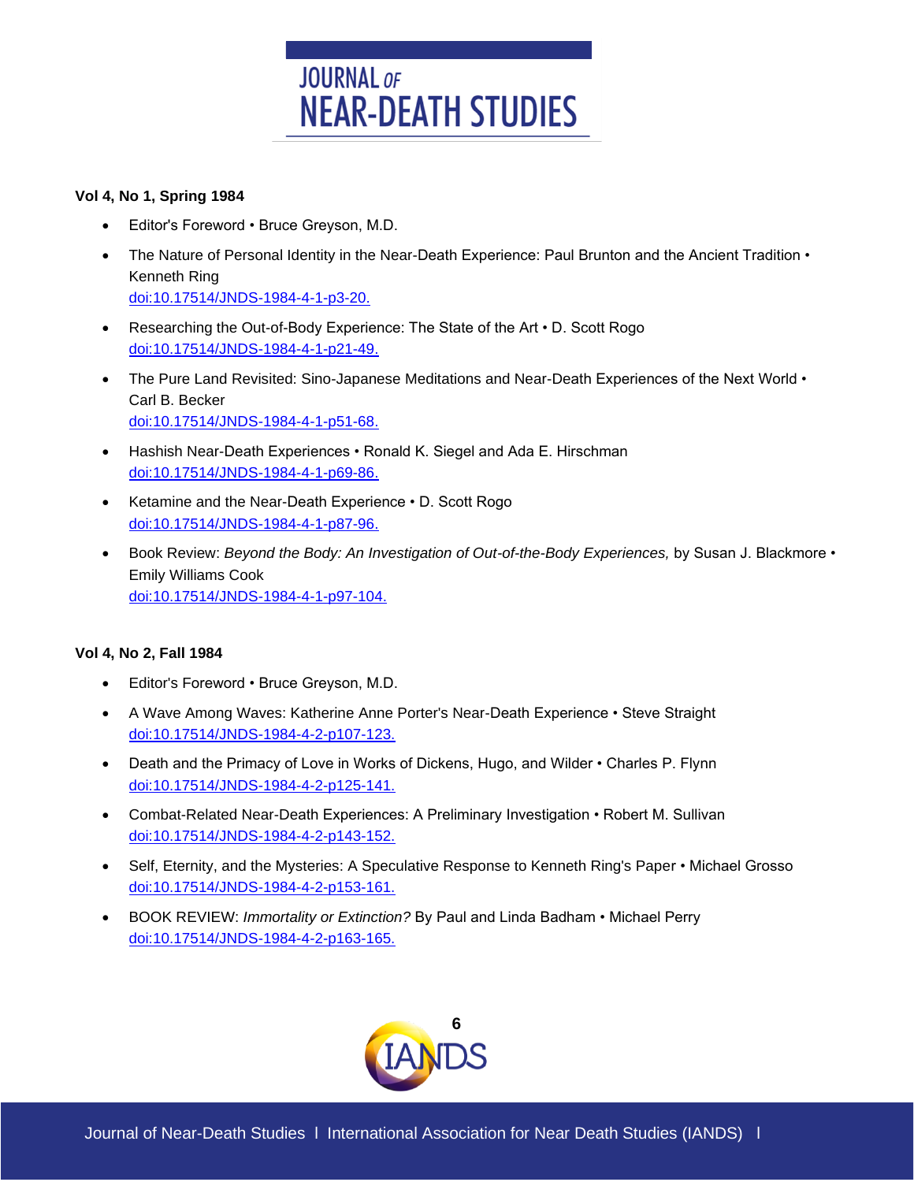**Vol 4, No 1, Spring 1984**

- Editor's Foreword • Bruce Greyson, M.D.
- The Nature of Personal Identity in the Near-Death Experience: Paul Brunton and the Ancient Tradition • Kenneth Ring
  doi:10.17514/JNDS-1984-4-1-p3-20.
- Researching the Out-of-Body Experience: The State of the Art • D. Scott Rogo
  doi:10.17514/JNDS-1984-4-1-p21-49.
- The Pure Land Revisited: Sino-Japanese Meditations and Near-Death Experiences of the Next World • Carl B. Becker
  doi:10.17514/JNDS-1984-4-1-p51-68.
- Hashish Near-Death Experiences • Ronald K. Siegel and Ada E. Hirschman
  doi:10.17514/JNDS-1984-4-1-p69-86.
- Ketamine and the Near-Death Experience • D. Scott Rogo
  doi:10.17514/JNDS-1984-4-1-p87-96.
- Book Review: *Beyond the Body: An Investigation of Out-of-the-Body Experiences,* by Susan J. Blackmore • Emily Williams Cook
  doi:10.17514/JNDS-1984-4-1-p97-104.

**Vol 4, No 2, Fall 1984**

- Editor's Foreword • Bruce Greyson, M.D.
- A Wave Among Waves: Katherine Anne Porter's Near-Death Experience • Steve Straight
  doi:10.17514/JNDS-1984-4-2-p107-123.
- Death and the Primacy of Love in Works of Dickens, Hugo, and Wilder • Charles P. Flynn
  doi:10.17514/JNDS-1984-4-2-p125-141.
- Combat-Related Near-Death Experiences: A Preliminary Investigation • Robert M. Sullivan
  doi:10.17514/JNDS-1984-4-2-p143-152.
- Self, Eternity, and the Mysteries: A Speculative Response to Kenneth Ring's Paper • Michael Grosso
  doi:10.17514/JNDS-1984-4-2-p153-161.
- BOOK REVIEW: *Immortality or Extinction?* By Paul and Linda Badham • Michael Perry
  doi:10.17514/JNDS-1984-4-2-p163-165.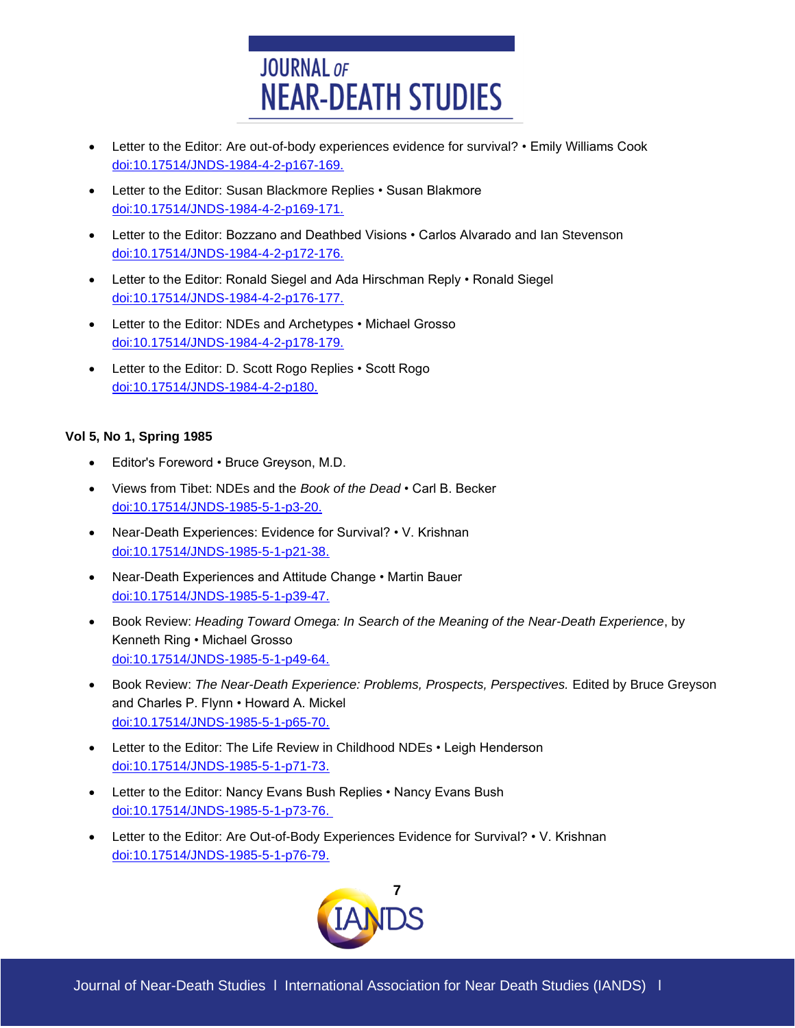- Letter to the Editor: Are out-of-body experiences evidence for survival? • Emily Williams Cook
  doi:10.17514/JNDS-1984-4-2-p167-169.

- Letter to the Editor: Susan Blackmore Replies • Susan Blakmore
  doi:10.17514/JNDS-1984-4-2-p169-171.

- Letter to the Editor: Bozzano and Deathbed Visions • Carlos Alvarado and Ian Stevenson
  doi:10.17514/JNDS-1984-4-2-p172-176.

- Letter to the Editor: Ronald Siegel and Ada Hirschman Reply • Ronald Siegel
  doi:10.17514/JNDS-1984-4-2-p176-177.

- Letter to the Editor: NDEs and Archetypes • Michael Grosso
  doi:10.17514/JNDS-1984-4-2-p178-179.

- Letter to the Editor: D. Scott Rogo Replies • Scott Rogo
  doi:10.17514/JNDS-1984-4-2-p180.

**Vol 5, No 1, Spring 1985**

- Editor's Foreword • Bruce Greyson, M.D.

- Views from Tibet: NDEs and the *Book of the Dead* • Carl B. Becker
  doi:10.17514/JNDS-1985-5-1-p3-20.

- Near-Death Experiences: Evidence for Survival? • V. Krishnan
  doi:10.17514/JNDS-1985-5-1-p21-38.

- Near-Death Experiences and Attitude Change • Martin Bauer
  doi:10.17514/JNDS-1985-5-1-p39-47.

- Book Review: *Heading Toward Omega: In Search of the Meaning of the Near-Death Experience*, by Kenneth Ring • Michael Grosso
  doi:10.17514/JNDS-1985-5-1-p49-64.

- Book Review: *The Near-Death Experience: Problems, Prospects, Perspectives.* Edited by Bruce Greyson and Charles P. Flynn • Howard A. Mickel
  doi:10.17514/JNDS-1985-5-1-p65-70.

- Letter to the Editor: The Life Review in Childhood NDEs • Leigh Henderson
  doi:10.17514/JNDS-1985-5-1-p71-73.

- Letter to the Editor: Nancy Evans Bush Replies • Nancy Evans Bush
  doi:10.17514/JNDS-1985-5-1-p73-76.

- Letter to the Editor: Are Out-of-Body Experiences Evidence for Survival? • V. Krishnan
  doi:10.17514/JNDS-1985-5-1-p76-79.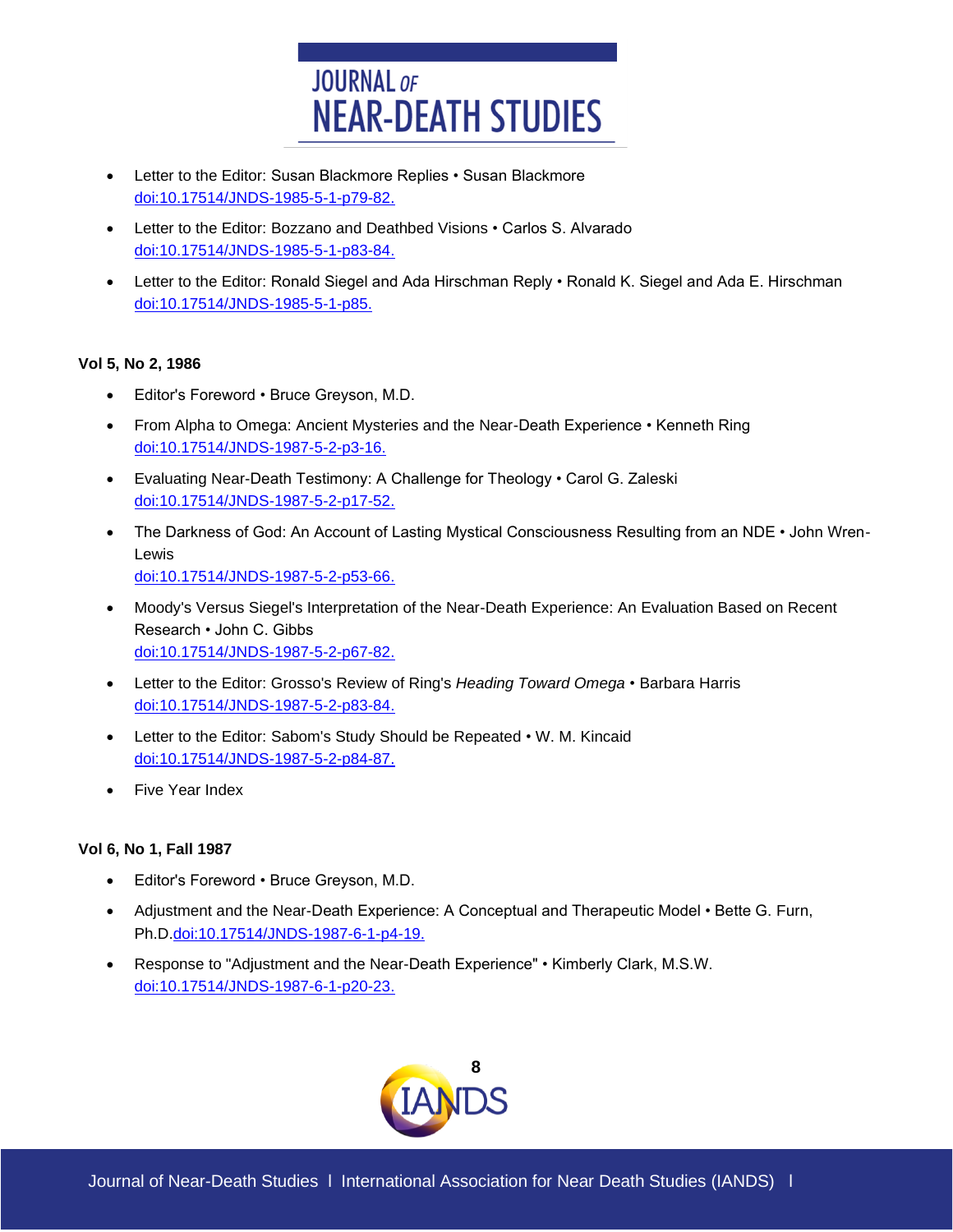- Letter to the Editor: Susan Blackmore Replies • Susan Blackmore
  doi:10.17514/JNDS-1985-5-1-p79-82.

- Letter to the Editor: Bozzano and Deathbed Visions • Carlos S. Alvarado
  doi:10.17514/JNDS-1985-5-1-p83-84.

- Letter to the Editor: Ronald Siegel and Ada Hirschman Reply • Ronald K. Siegel and Ada E. Hirschman
  doi:10.17514/JNDS-1985-5-1-p85.

**Vol 5, No 2, 1986**

- Editor's Foreword • Bruce Greyson, M.D.

- From Alpha to Omega: Ancient Mysteries and the Near-Death Experience • Kenneth Ring
  doi:10.17514/JNDS-1987-5-2-p3-16.

- Evaluating Near-Death Testimony: A Challenge for Theology • Carol G. Zaleski
  doi:10.17514/JNDS-1987-5-2-p17-52.

- The Darkness of God: An Account of Lasting Mystical Consciousness Resulting from an NDE • John Wren-Lewis
  doi:10.17514/JNDS-1987-5-2-p53-66.

- Moody's Versus Siegel's Interpretation of the Near-Death Experience: An Evaluation Based on Recent Research • John C. Gibbs
  doi:10.17514/JNDS-1987-5-2-p67-82.

- Letter to the Editor: Grosso's Review of Ring's *Heading Toward Omega* • Barbara Harris
  doi:10.17514/JNDS-1987-5-2-p83-84.

- Letter to the Editor: Sabom's Study Should be Repeated • W. M. Kincaid
  doi:10.17514/JNDS-1987-5-2-p84-87.

- Five Year Index

**Vol 6, No 1, Fall 1987**

- Editor's Foreword • Bruce Greyson, M.D.

- Adjustment and the Near-Death Experience: A Conceptual and Therapeutic Model • Bette G. Furn, Ph.D.doi:10.17514/JNDS-1987-6-1-p4-19.

- Response to "Adjustment and the Near-Death Experience" • Kimberly Clark, M.S.W.
  doi:10.17514/JNDS-1987-6-1-p20-23.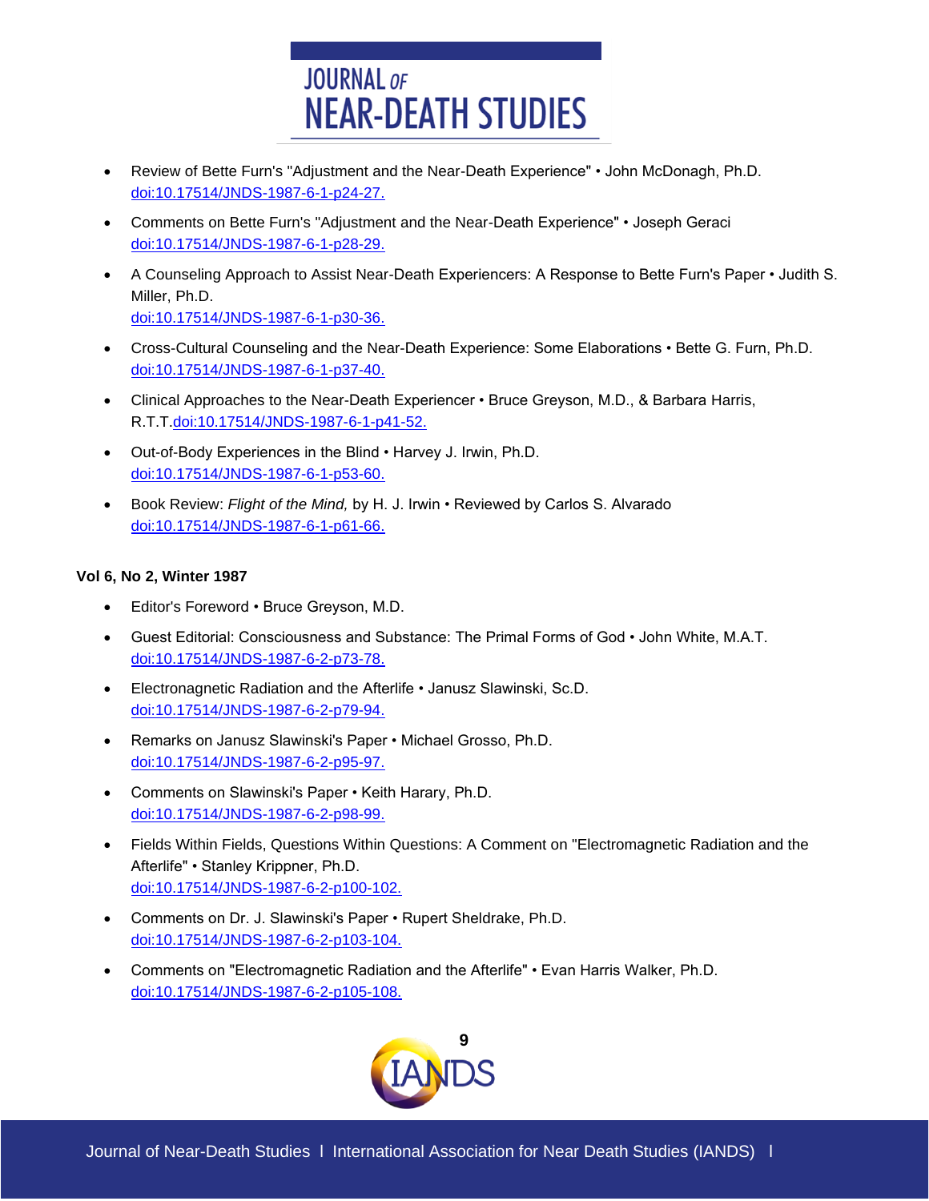- Review of Bette Furn's "Adjustment and the Near-Death Experience" • John McDonagh, Ph.D. doi:10.17514/JNDS-1987-6-1-p24-27.
- Comments on Bette Furn's "Adjustment and the Near-Death Experience" • Joseph Geraci doi:10.17514/JNDS-1987-6-1-p28-29.
- A Counseling Approach to Assist Near-Death Experiencers: A Response to Bette Furn's Paper • Judith S. Miller, Ph.D. doi:10.17514/JNDS-1987-6-1-p30-36.
- Cross-Cultural Counseling and the Near-Death Experience: Some Elaborations • Bette G. Furn, Ph.D. doi:10.17514/JNDS-1987-6-1-p37-40.
- Clinical Approaches to the Near-Death Experiencer • Bruce Greyson, M.D., & Barbara Harris, R.T.T.doi:10.17514/JNDS-1987-6-1-p41-52.
- Out-of-Body Experiences in the Blind • Harvey J. Irwin, Ph.D. doi:10.17514/JNDS-1987-6-1-p53-60.
- Book Review: *Flight of the Mind,* by H. J. Irwin • Reviewed by Carlos S. Alvarado doi:10.17514/JNDS-1987-6-1-p61-66.

**Vol 6, No 2, Winter 1987**

- Editor's Foreword • Bruce Greyson, M.D.
- Guest Editorial: Consciousness and Substance: The Primal Forms of God • John White, M.A.T. doi:10.17514/JNDS-1987-6-2-p73-78.
- Electronagnetic Radiation and the Afterlife • Janusz Slawinski, Sc.D. doi:10.17514/JNDS-1987-6-2-p79-94.
- Remarks on Janusz Slawinski's Paper • Michael Grosso, Ph.D. doi:10.17514/JNDS-1987-6-2-p95-97.
- Comments on Slawinski's Paper • Keith Harary, Ph.D. doi:10.17514/JNDS-1987-6-2-p98-99.
- Fields Within Fields, Questions Within Questions: A Comment on "Electromagnetic Radiation and the Afterlife" • Stanley Krippner, Ph.D. doi:10.17514/JNDS-1987-6-2-p100-102.
- Comments on Dr. J. Slawinski's Paper • Rupert Sheldrake, Ph.D. doi:10.17514/JNDS-1987-6-2-p103-104.
- Comments on "Electromagnetic Radiation and the Afterlife" • Evan Harris Walker, Ph.D. doi:10.17514/JNDS-1987-6-2-p105-108.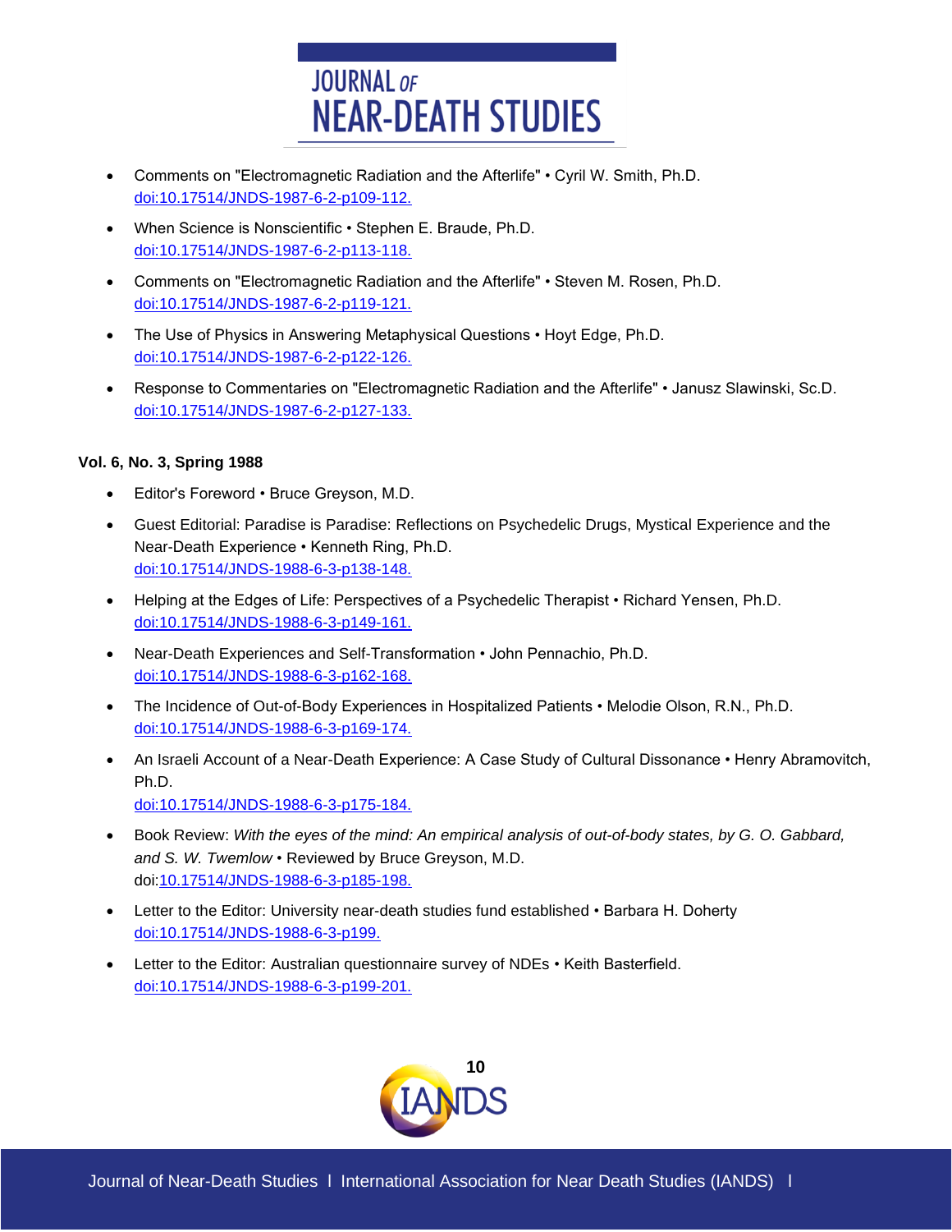- Comments on "Electromagnetic Radiation and the Afterlife" • Cyril W. Smith, Ph.D. doi:10.17514/JNDS-1987-6-2-p109-112.
- When Science is Nonscientific • Stephen E. Braude, Ph.D. doi:10.17514/JNDS-1987-6-2-p113-118.
- Comments on "Electromagnetic Radiation and the Afterlife" • Steven M. Rosen, Ph.D. doi:10.17514/JNDS-1987-6-2-p119-121.
- The Use of Physics in Answering Metaphysical Questions • Hoyt Edge, Ph.D. doi:10.17514/JNDS-1987-6-2-p122-126.
- Response to Commentaries on "Electromagnetic Radiation and the Afterlife" • Janusz Slawinski, Sc.D. doi:10.17514/JNDS-1987-6-2-p127-133.

**Vol. 6, No. 3, Spring 1988**

- Editor's Foreword • Bruce Greyson, M.D.
- Guest Editorial: Paradise is Paradise: Reflections on Psychedelic Drugs, Mystical Experience and the Near-Death Experience • Kenneth Ring, Ph.D. doi:10.17514/JNDS-1988-6-3-p138-148.
- Helping at the Edges of Life: Perspectives of a Psychedelic Therapist • Richard Yensen, Ph.D. doi:10.17514/JNDS-1988-6-3-p149-161.
- Near-Death Experiences and Self-Transformation • John Pennachio, Ph.D. doi:10.17514/JNDS-1988-6-3-p162-168.
- The Incidence of Out-of-Body Experiences in Hospitalized Patients • Melodie Olson, R.N., Ph.D. doi:10.17514/JNDS-1988-6-3-p169-174.
- An Israeli Account of a Near-Death Experience: A Case Study of Cultural Dissonance • Henry Abramovitch, Ph.D. doi:10.17514/JNDS-1988-6-3-p175-184.
- Book Review: *With the eyes of the mind: An empirical analysis of out-of-body states, by G. O. Gabbard, and S. W. Twemlow* • Reviewed by Bruce Greyson, M.D. doi:10.17514/JNDS-1988-6-3-p185-198.
- Letter to the Editor: University near-death studies fund established • Barbara H. Doherty doi:10.17514/JNDS-1988-6-3-p199.
- Letter to the Editor: Australian questionnaire survey of NDEs • Keith Basterfield. doi:10.17514/JNDS-1988-6-3-p199-201.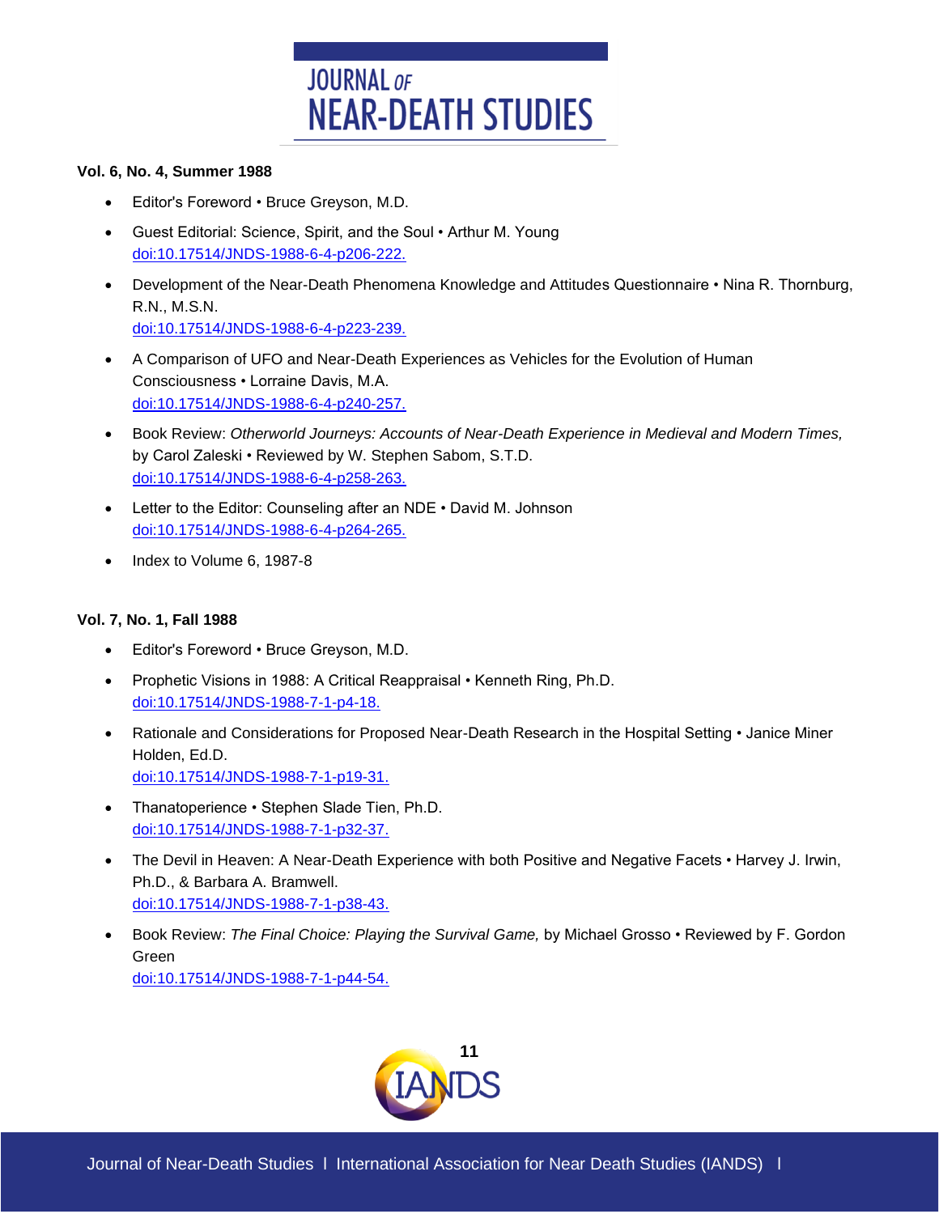**Vol. 6, No. 4, Summer 1988**

- Editor's Foreword • Bruce Greyson, M.D.
- Guest Editorial: Science, Spirit, and the Soul • Arthur M. Young
  doi:10.17514/JNDS-1988-6-4-p206-222.
- Development of the Near-Death Phenomena Knowledge and Attitudes Questionnaire • Nina R. Thornburg, R.N., M.S.N.
  doi:10.17514/JNDS-1988-6-4-p223-239.
- A Comparison of UFO and Near-Death Experiences as Vehicles for the Evolution of Human Consciousness • Lorraine Davis, M.A.
  doi:10.17514/JNDS-1988-6-4-p240-257.
- Book Review: *Otherworld Journeys: Accounts of Near-Death Experience in Medieval and Modern Times,* by Carol Zaleski • Reviewed by W. Stephen Sabom, S.T.D.
  doi:10.17514/JNDS-1988-6-4-p258-263.
- Letter to the Editor: Counseling after an NDE • David M. Johnson
  doi:10.17514/JNDS-1988-6-4-p264-265.
- Index to Volume 6, 1987-8

**Vol. 7, No. 1, Fall 1988**

- Editor's Foreword • Bruce Greyson, M.D.
- Prophetic Visions in 1988: A Critical Reappraisal • Kenneth Ring, Ph.D.
  doi:10.17514/JNDS-1988-7-1-p4-18.
- Rationale and Considerations for Proposed Near-Death Research in the Hospital Setting • Janice Miner Holden, Ed.D.
  doi:10.17514/JNDS-1988-7-1-p19-31.
- Thanatoperience • Stephen Slade Tien, Ph.D.
  doi:10.17514/JNDS-1988-7-1-p32-37.
- The Devil in Heaven: A Near-Death Experience with both Positive and Negative Facets • Harvey J. Irwin, Ph.D., & Barbara A. Bramwell.
  doi:10.17514/JNDS-1988-7-1-p38-43.
- Book Review: *The Final Choice: Playing the Survival Game,* by Michael Grosso • Reviewed by F. Gordon Green
  doi:10.17514/JNDS-1988-7-1-p44-54.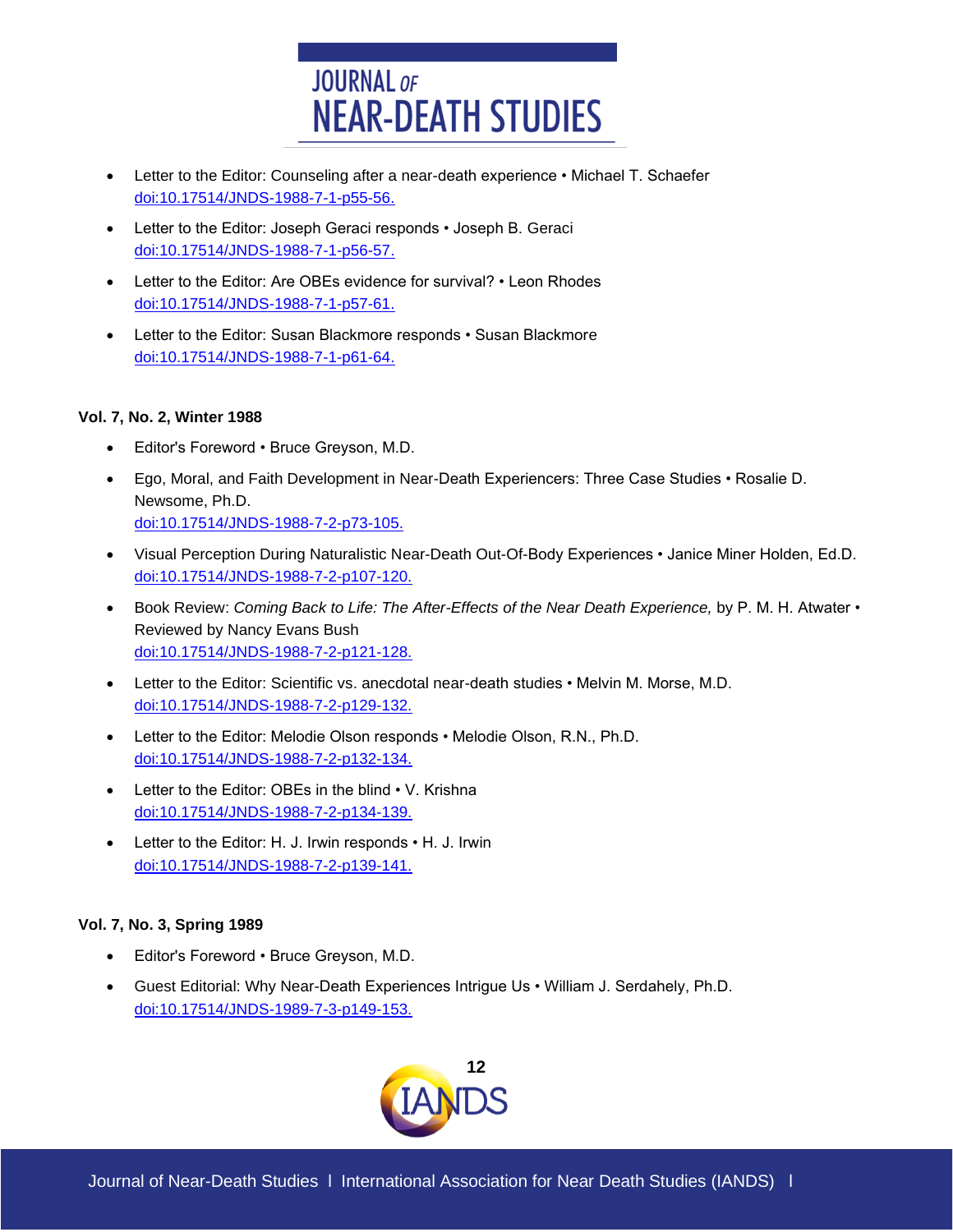- Letter to the Editor: Counseling after a near-death experience • Michael T. Schaefer
  doi:10.17514/JNDS-1988-7-1-p55-56.
- Letter to the Editor: Joseph Geraci responds • Joseph B. Geraci
  doi:10.17514/JNDS-1988-7-1-p56-57.
- Letter to the Editor: Are OBEs evidence for survival? • Leon Rhodes
  doi:10.17514/JNDS-1988-7-1-p57-61.
- Letter to the Editor: Susan Blackmore responds • Susan Blackmore
  doi:10.17514/JNDS-1988-7-1-p61-64.

**Vol. 7, No. 2, Winter 1988**

- Editor's Foreword • Bruce Greyson, M.D.
- Ego, Moral, and Faith Development in Near-Death Experiencers: Three Case Studies • Rosalie D. Newsome, Ph.D.
  doi:10.17514/JNDS-1988-7-2-p73-105.
- Visual Perception During Naturalistic Near-Death Out-Of-Body Experiences • Janice Miner Holden, Ed.D.
  doi:10.17514/JNDS-1988-7-2-p107-120.
- Book Review: *Coming Back to Life: The After-Effects of the Near Death Experience,* by P. M. H. Atwater • Reviewed by Nancy Evans Bush
  doi:10.17514/JNDS-1988-7-2-p121-128.
- Letter to the Editor: Scientific vs. anecdotal near-death studies • Melvin M. Morse, M.D.
  doi:10.17514/JNDS-1988-7-2-p129-132.
- Letter to the Editor: Melodie Olson responds • Melodie Olson, R.N., Ph.D.
  doi:10.17514/JNDS-1988-7-2-p132-134.
- Letter to the Editor: OBEs in the blind • V. Krishna
  doi:10.17514/JNDS-1988-7-2-p134-139.
- Letter to the Editor: H. J. Irwin responds • H. J. Irwin
  doi:10.17514/JNDS-1988-7-2-p139-141.

**Vol. 7, No. 3, Spring 1989**

- Editor's Foreword • Bruce Greyson, M.D.
- Guest Editorial: Why Near-Death Experiences Intrigue Us • William J. Serdahely, Ph.D.
  doi:10.17514/JNDS-1989-7-3-p149-153.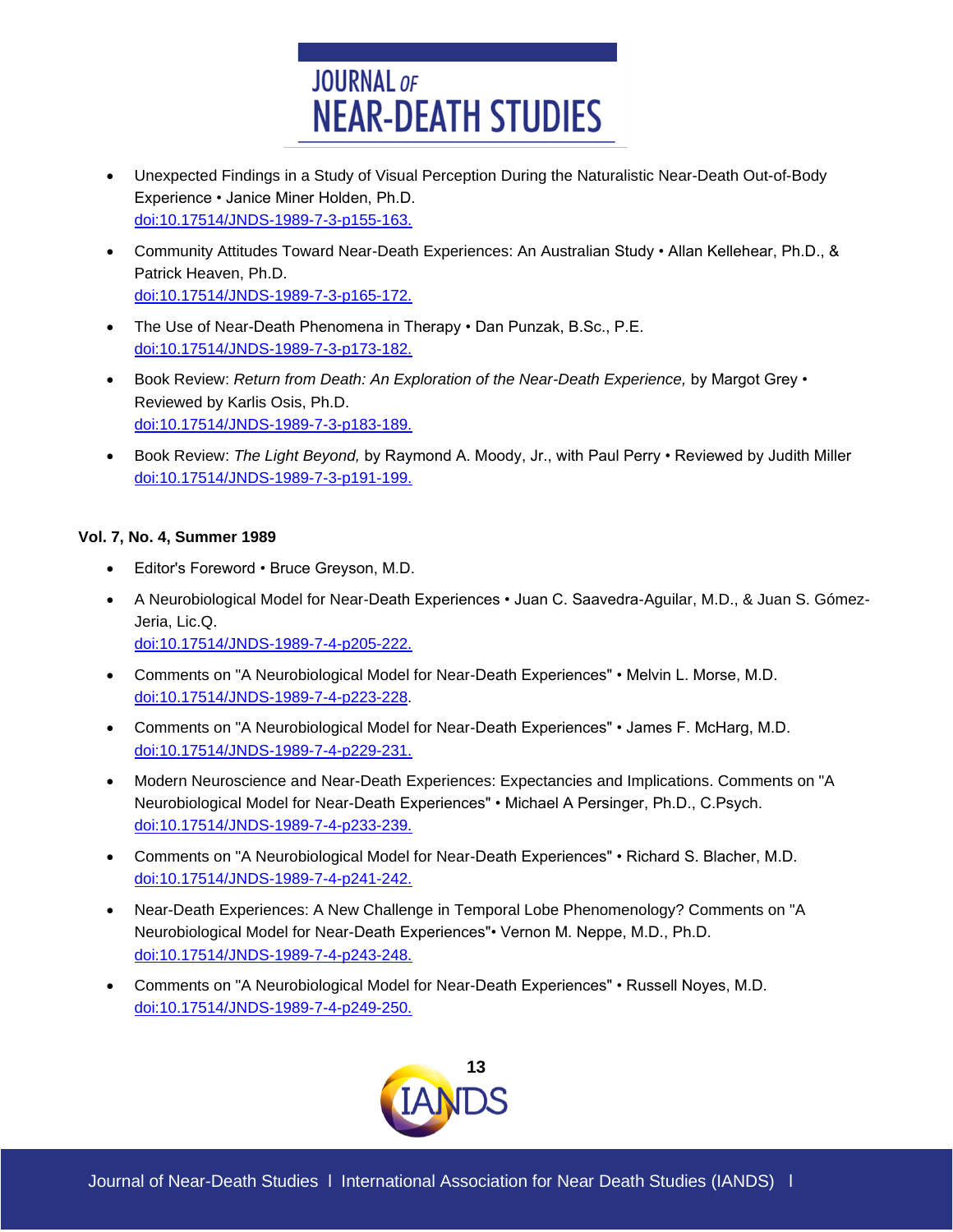- Unexpected Findings in a Study of Visual Perception During the Naturalistic Near-Death Out-of-Body Experience • Janice Miner Holden, Ph.D.
  doi:10.17514/JNDS-1989-7-3-p155-163.

- Community Attitudes Toward Near-Death Experiences: An Australian Study • Allan Kellehear, Ph.D., & Patrick Heaven, Ph.D.
  doi:10.17514/JNDS-1989-7-3-p165-172.

- The Use of Near-Death Phenomena in Therapy • Dan Punzak, B.Sc., P.E.
  doi:10.17514/JNDS-1989-7-3-p173-182.

- Book Review: *Return from Death: An Exploration of the Near-Death Experience,* by Margot Grey • Reviewed by Karlis Osis, Ph.D.
  doi:10.17514/JNDS-1989-7-3-p183-189.

- Book Review: *The Light Beyond,* by Raymond A. Moody, Jr., with Paul Perry • Reviewed by Judith Miller
  doi:10.17514/JNDS-1989-7-3-p191-199.

**Vol. 7, No. 4, Summer 1989**

- Editor's Foreword • Bruce Greyson, M.D.

- A Neurobiological Model for Near-Death Experiences • Juan C. Saavedra-Aguilar, M.D., & Juan S. Gómez-Jeria, Lic.Q.
  doi:10.17514/JNDS-1989-7-4-p205-222.

- Comments on "A Neurobiological Model for Near-Death Experiences" • Melvin L. Morse, M.D.
  doi:10.17514/JNDS-1989-7-4-p223-228.

- Comments on "A Neurobiological Model for Near-Death Experiences" • James F. McHarg, M.D.
  doi:10.17514/JNDS-1989-7-4-p229-231.

- Modern Neuroscience and Near-Death Experiences: Expectancies and Implications. Comments on "A Neurobiological Model for Near-Death Experiences" • Michael A Persinger, Ph.D., C.Psych.
  doi:10.17514/JNDS-1989-7-4-p233-239.

- Comments on "A Neurobiological Model for Near-Death Experiences" • Richard S. Blacher, M.D.
  doi:10.17514/JNDS-1989-7-4-p241-242.

- Near-Death Experiences: A New Challenge in Temporal Lobe Phenomenology? Comments on "A Neurobiological Model for Near-Death Experiences"• Vernon M. Neppe, M.D., Ph.D.
  doi:10.17514/JNDS-1989-7-4-p243-248.

- Comments on "A Neurobiological Model for Near-Death Experiences" • Russell Noyes, M.D.
  doi:10.17514/JNDS-1989-7-4-p249-250.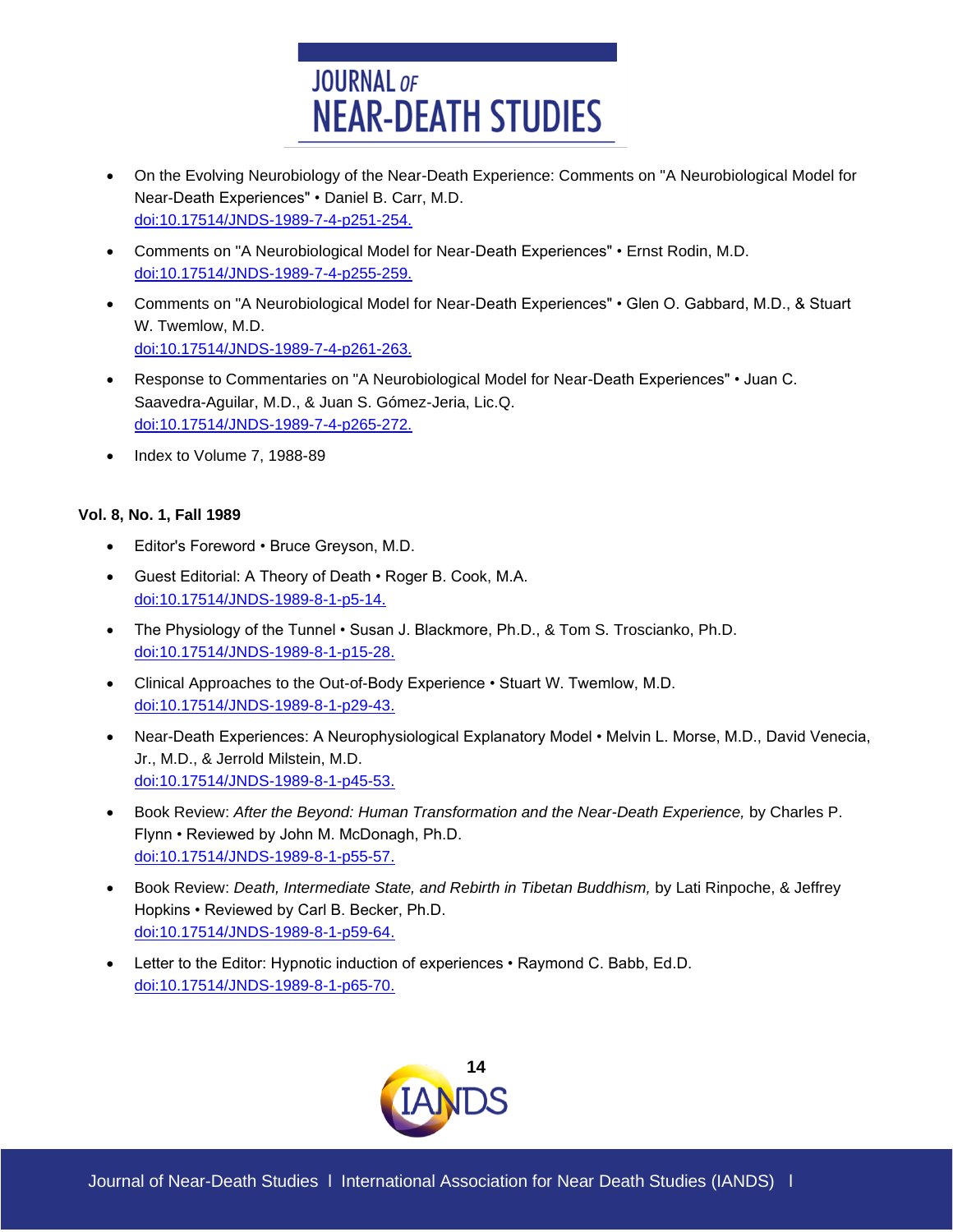- On the Evolving Neurobiology of the Near-Death Experience: Comments on "A Neurobiological Model for Near-Death Experiences" • Daniel B. Carr, M.D. doi:10.17514/JNDS-1989-7-4-p251-254.
- Comments on "A Neurobiological Model for Near-Death Experiences" • Ernst Rodin, M.D. doi:10.17514/JNDS-1989-7-4-p255-259.
- Comments on "A Neurobiological Model for Near-Death Experiences" • Glen O. Gabbard, M.D., & Stuart W. Twemlow, M.D. doi:10.17514/JNDS-1989-7-4-p261-263.
- Response to Commentaries on "A Neurobiological Model for Near-Death Experiences" • Juan C. Saavedra-Aguilar, M.D., & Juan S. Gómez-Jeria, Lic.Q. doi:10.17514/JNDS-1989-7-4-p265-272.
- Index to Volume 7, 1988-89

**Vol. 8, No. 1, Fall 1989**

- Editor's Foreword • Bruce Greyson, M.D.
- Guest Editorial: A Theory of Death • Roger B. Cook, M.A. doi:10.17514/JNDS-1989-8-1-p5-14.
- The Physiology of the Tunnel • Susan J. Blackmore, Ph.D., & Tom S. Troscianko, Ph.D. doi:10.17514/JNDS-1989-8-1-p15-28.
- Clinical Approaches to the Out-of-Body Experience • Stuart W. Twemlow, M.D. doi:10.17514/JNDS-1989-8-1-p29-43.
- Near-Death Experiences: A Neurophysiological Explanatory Model • Melvin L. Morse, M.D., David Venecia, Jr., M.D., & Jerrold Milstein, M.D. doi:10.17514/JNDS-1989-8-1-p45-53.
- Book Review: *After the Beyond: Human Transformation and the Near-Death Experience,* by Charles P. Flynn • Reviewed by John M. McDonagh, Ph.D. doi:10.17514/JNDS-1989-8-1-p55-57.
- Book Review: *Death, Intermediate State, and Rebirth in Tibetan Buddhism,* by Lati Rinpoche, & Jeffrey Hopkins • Reviewed by Carl B. Becker, Ph.D. doi:10.17514/JNDS-1989-8-1-p59-64.
- Letter to the Editor: Hypnotic induction of experiences • Raymond C. Babb, Ed.D. doi:10.17514/JNDS-1989-8-1-p65-70.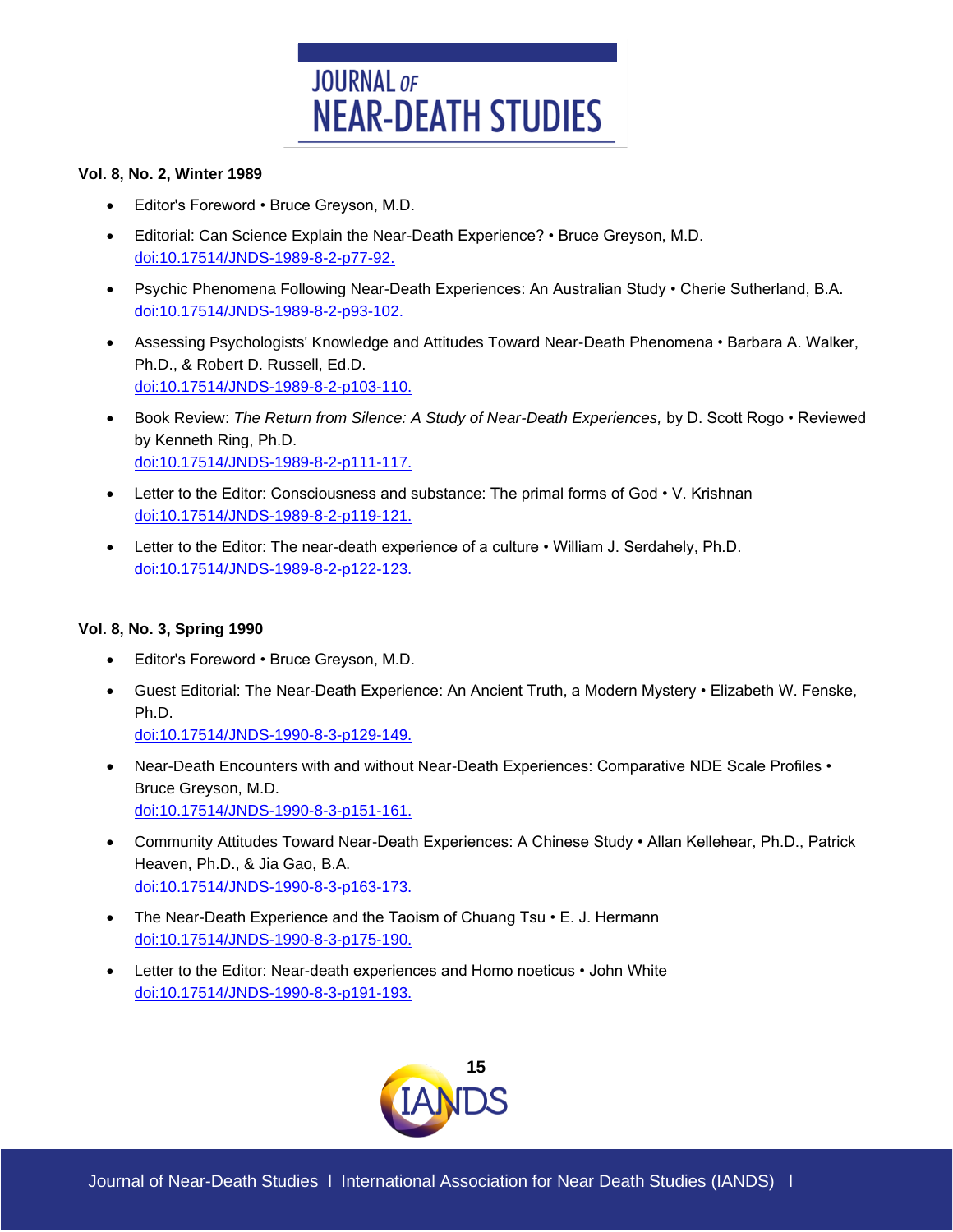**Vol. 8, No. 2, Winter 1989**

- Editor's Foreword • Bruce Greyson, M.D.
- Editorial: Can Science Explain the Near-Death Experience? • Bruce Greyson, M.D.
  doi:10.17514/JNDS-1989-8-2-p77-92.
- Psychic Phenomena Following Near-Death Experiences: An Australian Study • Cherie Sutherland, B.A.
  doi:10.17514/JNDS-1989-8-2-p93-102.
- Assessing Psychologists' Knowledge and Attitudes Toward Near-Death Phenomena • Barbara A. Walker, Ph.D., & Robert D. Russell, Ed.D.
  doi:10.17514/JNDS-1989-8-2-p103-110.
- Book Review: *The Return from Silence: A Study of Near-Death Experiences,* by D. Scott Rogo • Reviewed by Kenneth Ring, Ph.D.
  doi:10.17514/JNDS-1989-8-2-p111-117.
- Letter to the Editor: Consciousness and substance: The primal forms of God • V. Krishnan
  doi:10.17514/JNDS-1989-8-2-p119-121.
- Letter to the Editor: The near-death experience of a culture • William J. Serdahely, Ph.D.
  doi:10.17514/JNDS-1989-8-2-p122-123.

**Vol. 8, No. 3, Spring 1990**

- Editor's Foreword • Bruce Greyson, M.D.
- Guest Editorial: The Near-Death Experience: An Ancient Truth, a Modern Mystery • Elizabeth W. Fenske, Ph.D.
  doi:10.17514/JNDS-1990-8-3-p129-149.
- Near-Death Encounters with and without Near-Death Experiences: Comparative NDE Scale Profiles • Bruce Greyson, M.D.
  doi:10.17514/JNDS-1990-8-3-p151-161.
- Community Attitudes Toward Near-Death Experiences: A Chinese Study • Allan Kellehear, Ph.D., Patrick Heaven, Ph.D., & Jia Gao, B.A.
  doi:10.17514/JNDS-1990-8-3-p163-173.
- The Near-Death Experience and the Taoism of Chuang Tsu • E. J. Hermann
  doi:10.17514/JNDS-1990-8-3-p175-190.
- Letter to the Editor: Near-death experiences and Homo noeticus • John White
  doi:10.17514/JNDS-1990-8-3-p191-193.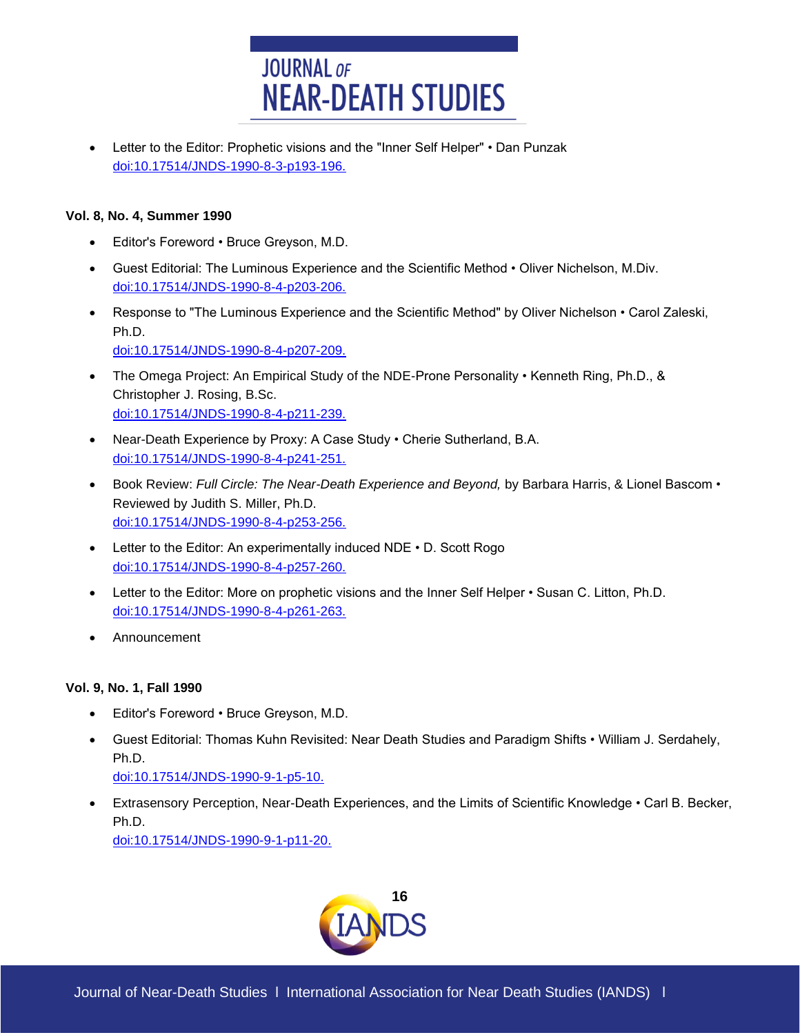- Letter to the Editor: Prophetic visions and the "Inner Self Helper" • Dan Punzak
  doi:10.17514/JNDS-1990-8-3-p193-196.

**Vol. 8, No. 4, Summer 1990**

- Editor's Foreword • Bruce Greyson, M.D.
- Guest Editorial: The Luminous Experience and the Scientific Method • Oliver Nichelson, M.Div.
  doi:10.17514/JNDS-1990-8-4-p203-206.
- Response to "The Luminous Experience and the Scientific Method" by Oliver Nichelson • Carol Zaleski, Ph.D.
  doi:10.17514/JNDS-1990-8-4-p207-209.
- The Omega Project: An Empirical Study of the NDE-Prone Personality • Kenneth Ring, Ph.D., & Christopher J. Rosing, B.Sc.
  doi:10.17514/JNDS-1990-8-4-p211-239.
- Near-Death Experience by Proxy: A Case Study • Cherie Sutherland, B.A.
  doi:10.17514/JNDS-1990-8-4-p241-251.
- Book Review: *Full Circle: The Near-Death Experience and Beyond,* by Barbara Harris, & Lionel Bascom • Reviewed by Judith S. Miller, Ph.D.
  doi:10.17514/JNDS-1990-8-4-p253-256.
- Letter to the Editor: An experimentally induced NDE • D. Scott Rogo
  doi:10.17514/JNDS-1990-8-4-p257-260.
- Letter to the Editor: More on prophetic visions and the Inner Self Helper • Susan C. Litton, Ph.D.
  doi:10.17514/JNDS-1990-8-4-p261-263.
- Announcement

**Vol. 9, No. 1, Fall 1990**

- Editor's Foreword • Bruce Greyson, M.D.
- Guest Editorial: Thomas Kuhn Revisited: Near Death Studies and Paradigm Shifts • William J. Serdahely, Ph.D.
  doi:10.17514/JNDS-1990-9-1-p5-10.
- Extrasensory Perception, Near-Death Experiences, and the Limits of Scientific Knowledge • Carl B. Becker, Ph.D.
  doi:10.17514/JNDS-1990-9-1-p11-20.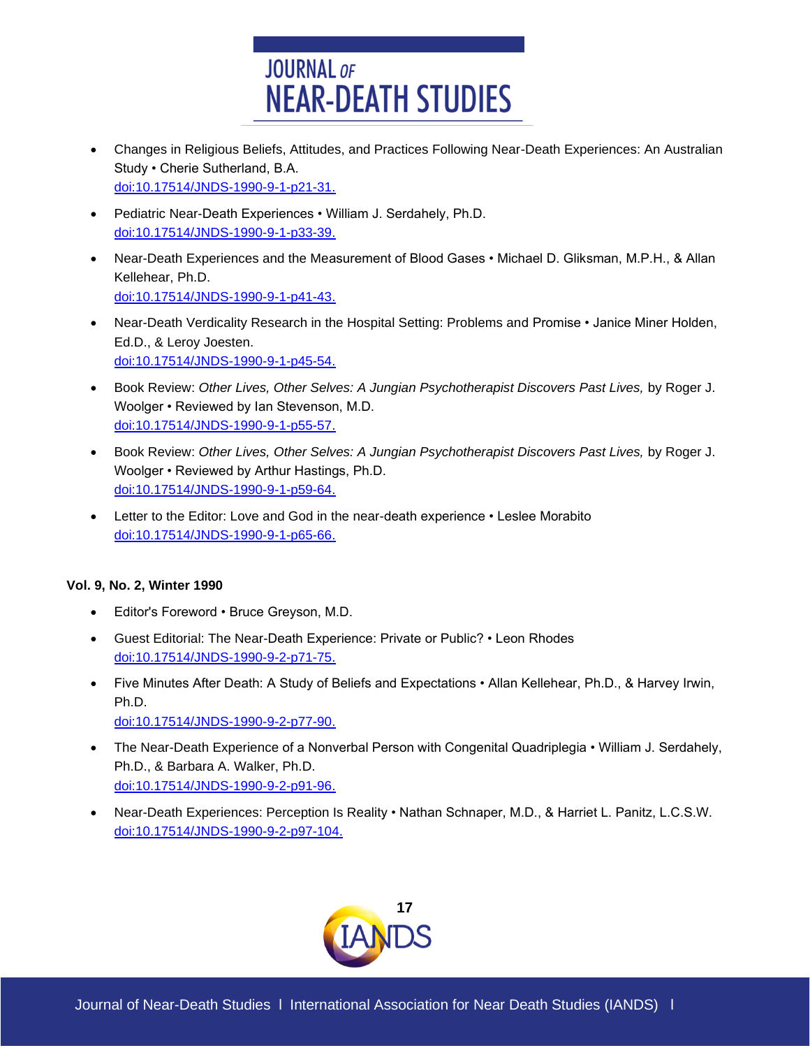- Changes in Religious Beliefs, Attitudes, and Practices Following Near-Death Experiences: An Australian Study • Cherie Sutherland, B.A.
  doi:10.17514/JNDS-1990-9-1-p21-31.
- Pediatric Near-Death Experiences • William J. Serdahely, Ph.D.
  doi:10.17514/JNDS-1990-9-1-p33-39.
- Near-Death Experiences and the Measurement of Blood Gases • Michael D. Gliksman, M.P.H., & Allan Kellehear, Ph.D.
  doi:10.17514/JNDS-1990-9-1-p41-43.
- Near-Death Verdicality Research in the Hospital Setting: Problems and Promise • Janice Miner Holden, Ed.D., & Leroy Joesten.
  doi:10.17514/JNDS-1990-9-1-p45-54.
- Book Review: *Other Lives, Other Selves: A Jungian Psychotherapist Discovers Past Lives,* by Roger J. Woolger • Reviewed by Ian Stevenson, M.D.
  doi:10.17514/JNDS-1990-9-1-p55-57.
- Book Review: *Other Lives, Other Selves: A Jungian Psychotherapist Discovers Past Lives,* by Roger J. Woolger • Reviewed by Arthur Hastings, Ph.D.
  doi:10.17514/JNDS-1990-9-1-p59-64.
- Letter to the Editor: Love and God in the near-death experience • Leslee Morabito
  doi:10.17514/JNDS-1990-9-1-p65-66.

**Vol. 9, No. 2, Winter 1990**

- Editor's Foreword • Bruce Greyson, M.D.
- Guest Editorial: The Near-Death Experience: Private or Public? • Leon Rhodes
  doi:10.17514/JNDS-1990-9-2-p71-75.
- Five Minutes After Death: A Study of Beliefs and Expectations • Allan Kellehear, Ph.D., & Harvey Irwin, Ph.D.
  doi:10.17514/JNDS-1990-9-2-p77-90.
- The Near-Death Experience of a Nonverbal Person with Congenital Quadriplegia • William J. Serdahely, Ph.D., & Barbara A. Walker, Ph.D.
  doi:10.17514/JNDS-1990-9-2-p91-96.
- Near-Death Experiences: Perception Is Reality • Nathan Schnaper, M.D., & Harriet L. Panitz, L.C.S.W.
  doi:10.17514/JNDS-1990-9-2-p97-104.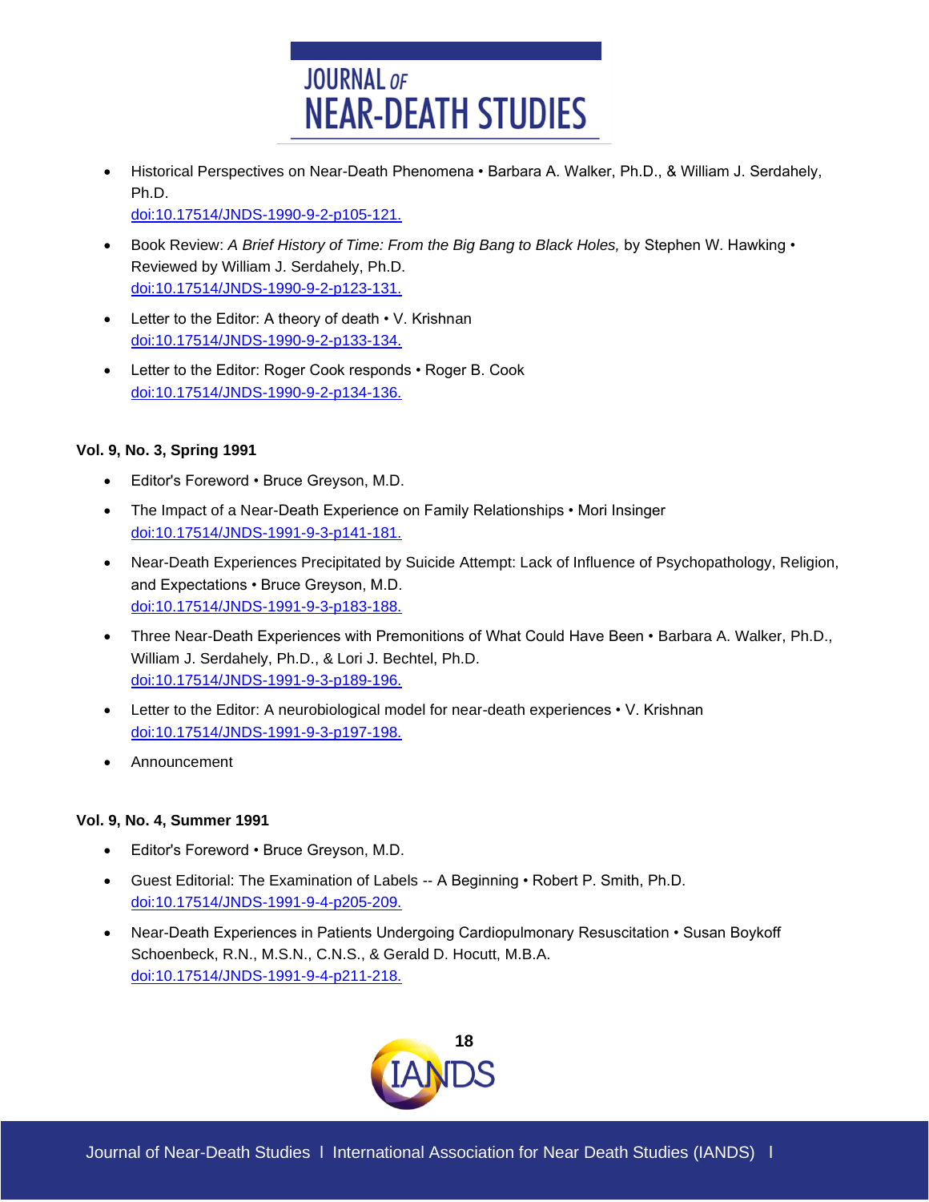- Historical Perspectives on Near-Death Phenomena • Barbara A. Walker, Ph.D., & William J. Serdahely, Ph.D.
  doi:10.17514/JNDS-1990-9-2-p105-121.
- Book Review: *A Brief History of Time: From the Big Bang to Black Holes,* by Stephen W. Hawking • Reviewed by William J. Serdahely, Ph.D.
  doi:10.17514/JNDS-1990-9-2-p123-131.
- Letter to the Editor: A theory of death • V. Krishnan
  doi:10.17514/JNDS-1990-9-2-p133-134.
- Letter to the Editor: Roger Cook responds • Roger B. Cook
  doi:10.17514/JNDS-1990-9-2-p134-136.

**Vol. 9, No. 3, Spring 1991**

- Editor's Foreword • Bruce Greyson, M.D.
- The Impact of a Near-Death Experience on Family Relationships • Mori Insinger
  doi:10.17514/JNDS-1991-9-3-p141-181.
- Near-Death Experiences Precipitated by Suicide Attempt: Lack of Influence of Psychopathology, Religion, and Expectations • Bruce Greyson, M.D.
  doi:10.17514/JNDS-1991-9-3-p183-188.
- Three Near-Death Experiences with Premonitions of What Could Have Been • Barbara A. Walker, Ph.D., William J. Serdahely, Ph.D., & Lori J. Bechtel, Ph.D.
  doi:10.17514/JNDS-1991-9-3-p189-196.
- Letter to the Editor: A neurobiological model for near-death experiences • V. Krishnan
  doi:10.17514/JNDS-1991-9-3-p197-198.
- Announcement

**Vol. 9, No. 4, Summer 1991**

- Editor's Foreword • Bruce Greyson, M.D.
- Guest Editorial: The Examination of Labels -- A Beginning • Robert P. Smith, Ph.D.
  doi:10.17514/JNDS-1991-9-4-p205-209.
- Near-Death Experiences in Patients Undergoing Cardiopulmonary Resuscitation • Susan Boykoff Schoenbeck, R.N., M.S.N., C.N.S., & Gerald D. Hocutt, M.B.A.
  doi:10.17514/JNDS-1991-9-4-p211-218.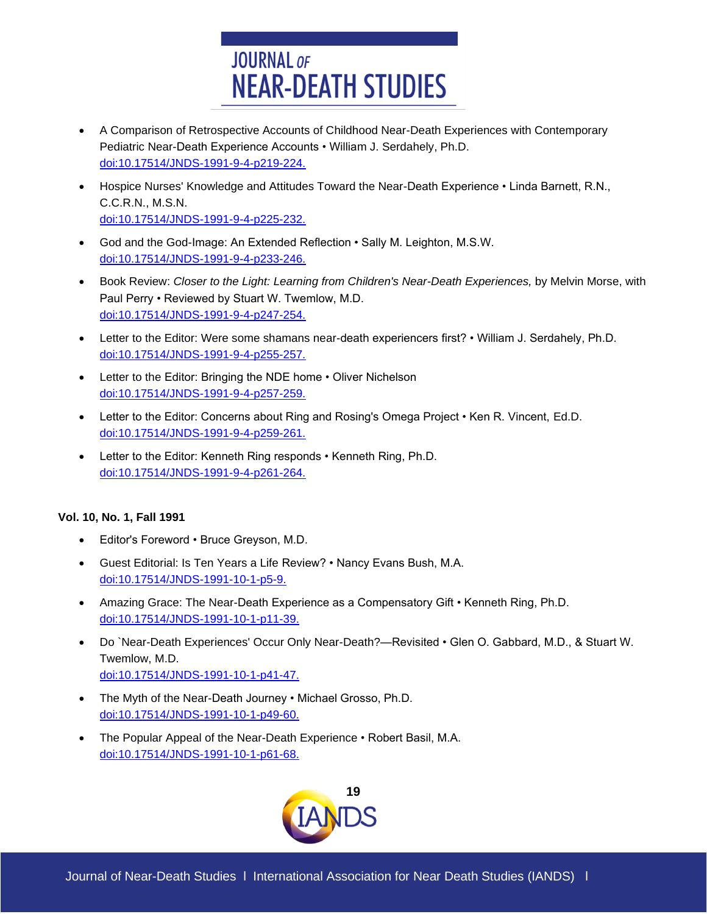- A Comparison of Retrospective Accounts of Childhood Near-Death Experiences with Contemporary Pediatric Near-Death Experience Accounts • William J. Serdahely, Ph.D. doi:10.17514/JNDS-1991-9-4-p219-224.
- Hospice Nurses' Knowledge and Attitudes Toward the Near-Death Experience • Linda Barnett, R.N., C.C.R.N., M.S.N. doi:10.17514/JNDS-1991-9-4-p225-232.
- God and the God-Image: An Extended Reflection • Sally M. Leighton, M.S.W. doi:10.17514/JNDS-1991-9-4-p233-246.
- Book Review: *Closer to the Light: Learning from Children's Near-Death Experiences,* by Melvin Morse, with Paul Perry • Reviewed by Stuart W. Twemlow, M.D. doi:10.17514/JNDS-1991-9-4-p247-254.
- Letter to the Editor: Were some shamans near-death experiencers first? • William J. Serdahely, Ph.D. doi:10.17514/JNDS-1991-9-4-p255-257.
- Letter to the Editor: Bringing the NDE home • Oliver Nichelson doi:10.17514/JNDS-1991-9-4-p257-259.
- Letter to the Editor: Concerns about Ring and Rosing's Omega Project • Ken R. Vincent, Ed.D. doi:10.17514/JNDS-1991-9-4-p259-261.
- Letter to the Editor: Kenneth Ring responds • Kenneth Ring, Ph.D. doi:10.17514/JNDS-1991-9-4-p261-264.

**Vol. 10, No. 1, Fall 1991**

- Editor's Foreword • Bruce Greyson, M.D.
- Guest Editorial: Is Ten Years a Life Review? • Nancy Evans Bush, M.A. doi:10.17514/JNDS-1991-10-1-p5-9.
- Amazing Grace: The Near-Death Experience as a Compensatory Gift • Kenneth Ring, Ph.D. doi:10.17514/JNDS-1991-10-1-p11-39.
- Do `Near-Death Experiences' Occur Only Near-Death?—Revisited • Glen O. Gabbard, M.D., & Stuart W. Twemlow, M.D. doi:10.17514/JNDS-1991-10-1-p41-47.
- The Myth of the Near-Death Journey • Michael Grosso, Ph.D. doi:10.17514/JNDS-1991-10-1-p49-60.
- The Popular Appeal of the Near-Death Experience • Robert Basil, M.A. doi:10.17514/JNDS-1991-10-1-p61-68.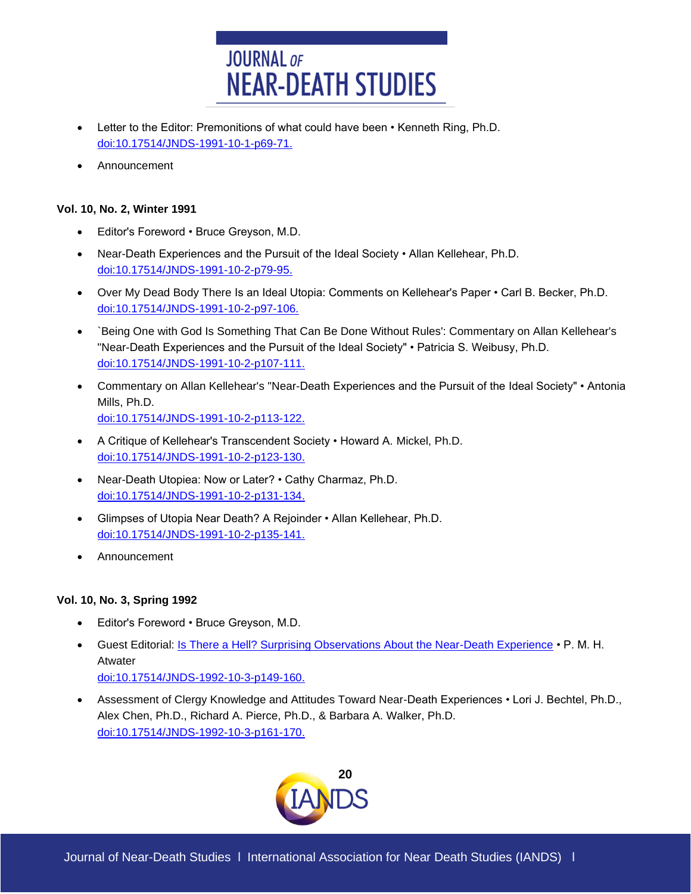- Letter to the Editor: Premonitions of what could have been • Kenneth Ring, Ph.D. doi:10.17514/JNDS-1991-10-1-p69-71.
- Announcement

**Vol. 10, No. 2, Winter 1991**

- Editor's Foreword • Bruce Greyson, M.D.
- Near-Death Experiences and the Pursuit of the Ideal Society • Allan Kellehear, Ph.D. doi:10.17514/JNDS-1991-10-2-p79-95.
- Over My Dead Body There Is an Ideal Utopia: Comments on Kellehear's Paper • Carl B. Becker, Ph.D. doi:10.17514/JNDS-1991-10-2-p97-106.
- `Being One with God Is Something That Can Be Done Without Rules': Commentary on Allan Kellehear's "Near-Death Experiences and the Pursuit of the Ideal Society" • Patricia S. Weibusy, Ph.D. doi:10.17514/JNDS-1991-10-2-p107-111.
- Commentary on Allan Kellehear's "Near-Death Experiences and the Pursuit of the Ideal Society" • Antonia Mills, Ph.D. doi:10.17514/JNDS-1991-10-2-p113-122.
- A Critique of Kellehear's Transcendent Society • Howard A. Mickel, Ph.D. doi:10.17514/JNDS-1991-10-2-p123-130.
- Near-Death Utopiea: Now or Later? • Cathy Charmaz, Ph.D. doi:10.17514/JNDS-1991-10-2-p131-134.
- Glimpses of Utopia Near Death? A Rejoinder • Allan Kellehear, Ph.D. doi:10.17514/JNDS-1991-10-2-p135-141.
- Announcement

**Vol. 10, No. 3, Spring 1992**

- Editor's Foreword • Bruce Greyson, M.D.
- Guest Editorial: Is There a Hell? Surprising Observations About the Near-Death Experience • P. M. H. Atwater doi:10.17514/JNDS-1992-10-3-p149-160.
- Assessment of Clergy Knowledge and Attitudes Toward Near-Death Experiences • Lori J. Bechtel, Ph.D., Alex Chen, Ph.D., Richard A. Pierce, Ph.D., & Barbara A. Walker, Ph.D. doi:10.17514/JNDS-1992-10-3-p161-170.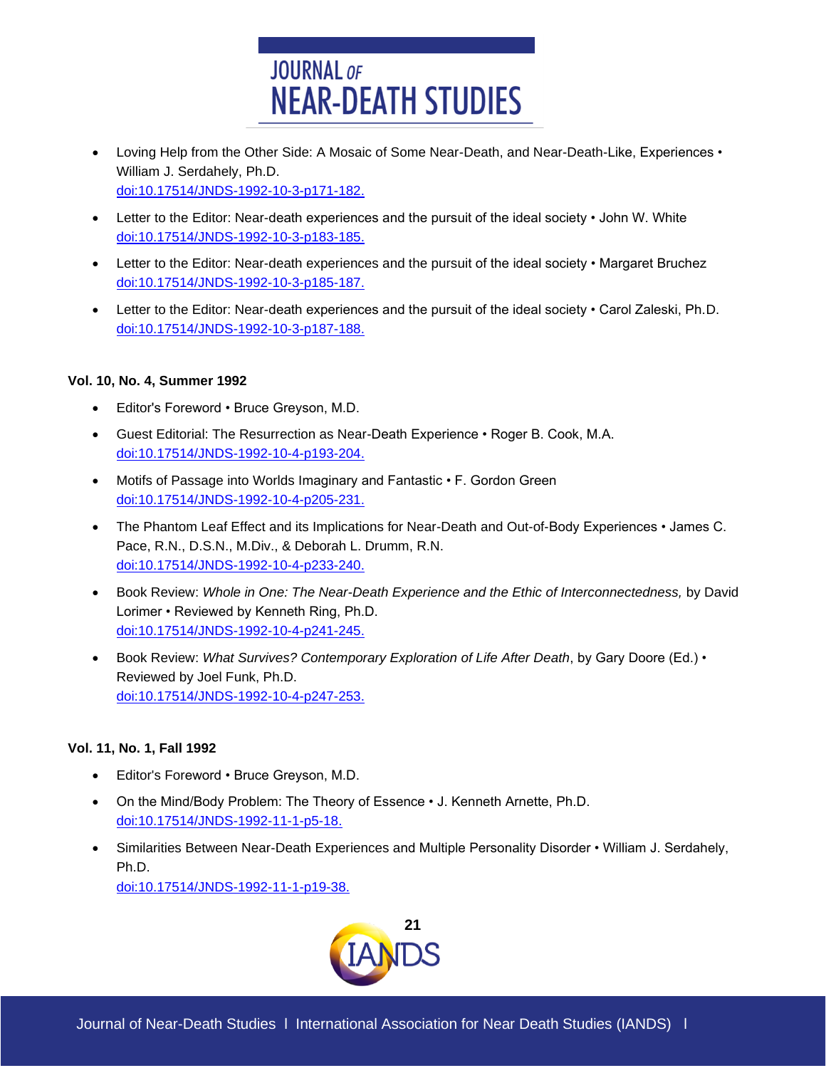- Loving Help from the Other Side: A Mosaic of Some Near-Death, and Near-Death-Like, Experiences • William J. Serdahely, Ph.D.
  doi:10.17514/JNDS-1992-10-3-p171-182.
- Letter to the Editor: Near-death experiences and the pursuit of the ideal society • John W. White
  doi:10.17514/JNDS-1992-10-3-p183-185.
- Letter to the Editor: Near-death experiences and the pursuit of the ideal society • Margaret Bruchez
  doi:10.17514/JNDS-1992-10-3-p185-187.
- Letter to the Editor: Near-death experiences and the pursuit of the ideal society • Carol Zaleski, Ph.D.
  doi:10.17514/JNDS-1992-10-3-p187-188.

**Vol. 10, No. 4, Summer 1992**

- Editor's Foreword • Bruce Greyson, M.D.
- Guest Editorial: The Resurrection as Near-Death Experience • Roger B. Cook, M.A.
  doi:10.17514/JNDS-1992-10-4-p193-204.
- Motifs of Passage into Worlds Imaginary and Fantastic • F. Gordon Green
  doi:10.17514/JNDS-1992-10-4-p205-231.
- The Phantom Leaf Effect and its Implications for Near-Death and Out-of-Body Experiences • James C. Pace, R.N., D.S.N., M.Div., & Deborah L. Drumm, R.N.
  doi:10.17514/JNDS-1992-10-4-p233-240.
- Book Review: *Whole in One: The Near-Death Experience and the Ethic of Interconnectedness,* by David Lorimer • Reviewed by Kenneth Ring, Ph.D.
  doi:10.17514/JNDS-1992-10-4-p241-245.
- Book Review: *What Survives? Contemporary Exploration of Life After Death*, by Gary Doore (Ed.) • Reviewed by Joel Funk, Ph.D.
  doi:10.17514/JNDS-1992-10-4-p247-253.

**Vol. 11, No. 1, Fall 1992**

- Editor's Foreword • Bruce Greyson, M.D.
- On the Mind/Body Problem: The Theory of Essence • J. Kenneth Arnette, Ph.D.
  doi:10.17514/JNDS-1992-11-1-p5-18.
- Similarities Between Near-Death Experiences and Multiple Personality Disorder • William J. Serdahely, Ph.D.
  doi:10.17514/JNDS-1992-11-1-p19-38.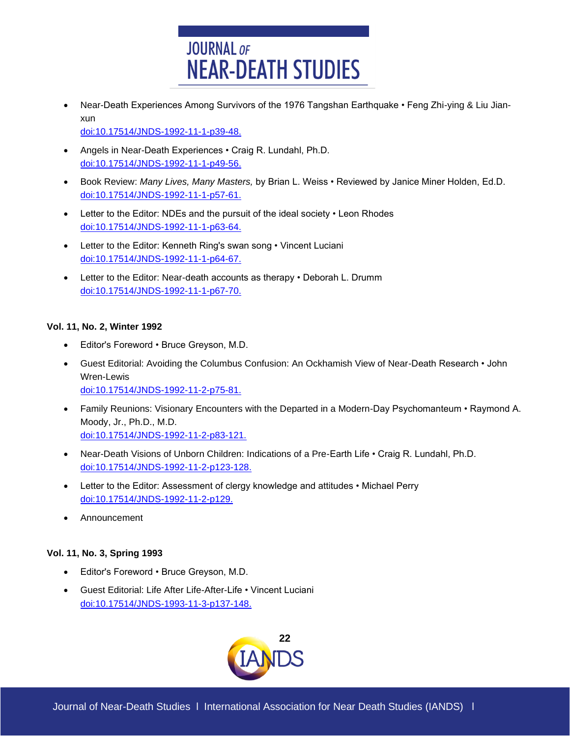- Near-Death Experiences Among Survivors of the 1976 Tangshan Earthquake • Feng Zhi-ying & Liu Jian-xun
  doi:10.17514/JNDS-1992-11-1-p39-48.
- Angels in Near-Death Experiences • Craig R. Lundahl, Ph.D.
  doi:10.17514/JNDS-1992-11-1-p49-56.
- Book Review: *Many Lives, Many Masters,* by Brian L. Weiss • Reviewed by Janice Miner Holden, Ed.D.
  doi:10.17514/JNDS-1992-11-1-p57-61.
- Letter to the Editor: NDEs and the pursuit of the ideal society • Leon Rhodes
  doi:10.17514/JNDS-1992-11-1-p63-64.
- Letter to the Editor: Kenneth Ring's swan song • Vincent Luciani
  doi:10.17514/JNDS-1992-11-1-p64-67.
- Letter to the Editor: Near-death accounts as therapy • Deborah L. Drumm
  doi:10.17514/JNDS-1992-11-1-p67-70.

**Vol. 11, No. 2, Winter 1992**

- Editor's Foreword • Bruce Greyson, M.D.
- Guest Editorial: Avoiding the Columbus Confusion: An Ockhamish View of Near-Death Research • John Wren-Lewis
  doi:10.17514/JNDS-1992-11-2-p75-81.
- Family Reunions: Visionary Encounters with the Departed in a Modern-Day Psychomanteum • Raymond A. Moody, Jr., Ph.D., M.D.
  doi:10.17514/JNDS-1992-11-2-p83-121.
- Near-Death Visions of Unborn Children: Indications of a Pre-Earth Life • Craig R. Lundahl, Ph.D.
  doi:10.17514/JNDS-1992-11-2-p123-128.
- Letter to the Editor: Assessment of clergy knowledge and attitudes • Michael Perry
  doi:10.17514/JNDS-1992-11-2-p129.
- Announcement

**Vol. 11, No. 3, Spring 1993**

- Editor's Foreword • Bruce Greyson, M.D.
- Guest Editorial: Life After Life-After-Life • Vincent Luciani
  doi:10.17514/JNDS-1993-11-3-p137-148.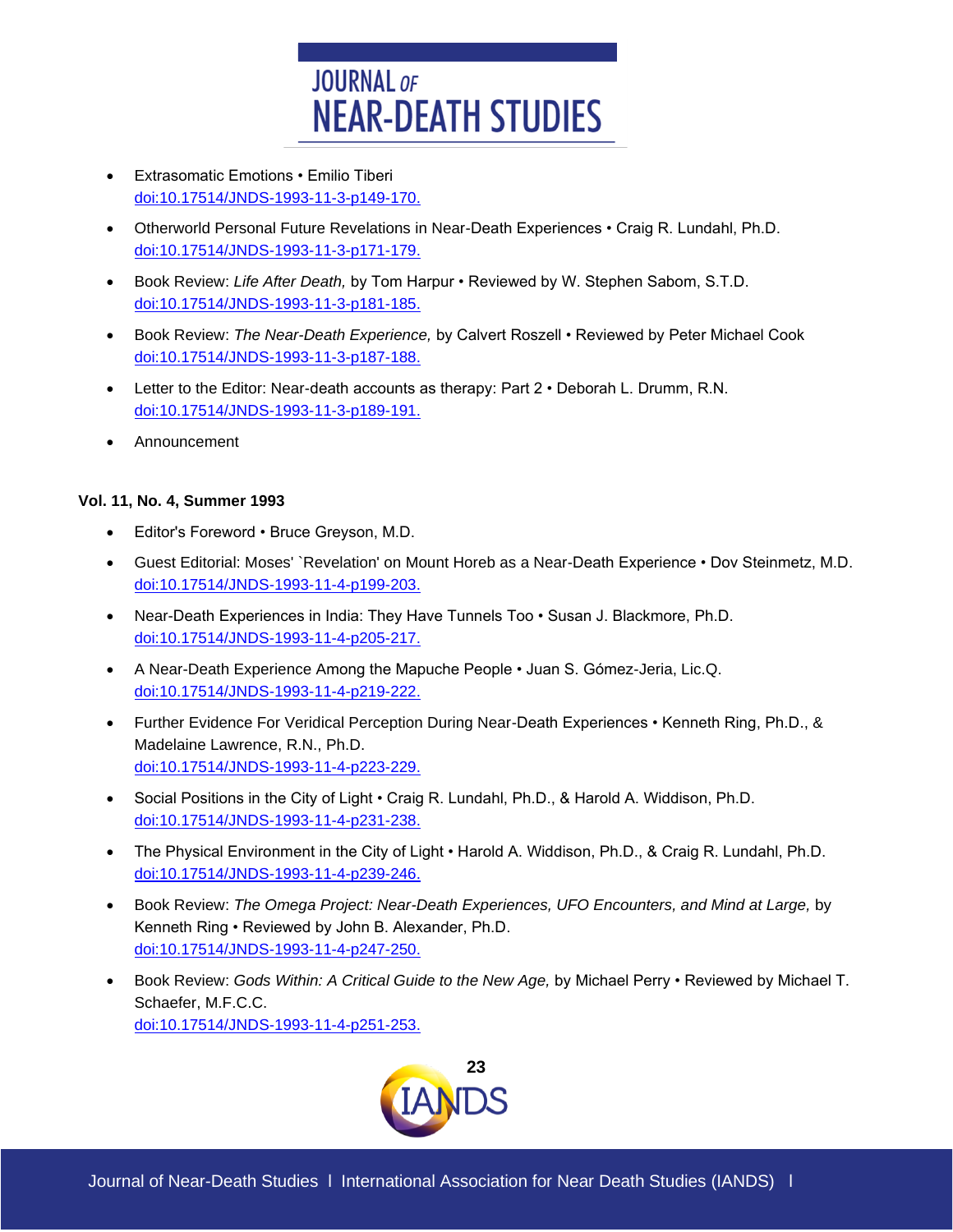- Extrasomatic Emotions • Emilio Tiberi
  doi:10.17514/JNDS-1993-11-3-p149-170.
- Otherworld Personal Future Revelations in Near-Death Experiences • Craig R. Lundahl, Ph.D.
  doi:10.17514/JNDS-1993-11-3-p171-179.
- Book Review: *Life After Death,* by Tom Harpur • Reviewed by W. Stephen Sabom, S.T.D.
  doi:10.17514/JNDS-1993-11-3-p181-185.
- Book Review: *The Near-Death Experience,* by Calvert Roszell • Reviewed by Peter Michael Cook
  doi:10.17514/JNDS-1993-11-3-p187-188.
- Letter to the Editor: Near-death accounts as therapy: Part 2 • Deborah L. Drumm, R.N.
  doi:10.17514/JNDS-1993-11-3-p189-191.
- Announcement

**Vol. 11, No. 4, Summer 1993**

- Editor's Foreword • Bruce Greyson, M.D.
- Guest Editorial: Moses' `Revelation' on Mount Horeb as a Near-Death Experience • Dov Steinmetz, M.D.
  doi:10.17514/JNDS-1993-11-4-p199-203.
- Near-Death Experiences in India: They Have Tunnels Too • Susan J. Blackmore, Ph.D.
  doi:10.17514/JNDS-1993-11-4-p205-217.
- A Near-Death Experience Among the Mapuche People • Juan S. Gómez-Jeria, Lic.Q.
  doi:10.17514/JNDS-1993-11-4-p219-222.
- Further Evidence For Veridical Perception During Near-Death Experiences • Kenneth Ring, Ph.D., & Madelaine Lawrence, R.N., Ph.D.
  doi:10.17514/JNDS-1993-11-4-p223-229.
- Social Positions in the City of Light • Craig R. Lundahl, Ph.D., & Harold A. Widdison, Ph.D.
  doi:10.17514/JNDS-1993-11-4-p231-238.
- The Physical Environment in the City of Light • Harold A. Widdison, Ph.D., & Craig R. Lundahl, Ph.D.
  doi:10.17514/JNDS-1993-11-4-p239-246.
- Book Review: *The Omega Project: Near-Death Experiences, UFO Encounters, and Mind at Large,* by Kenneth Ring • Reviewed by John B. Alexander, Ph.D.
  doi:10.17514/JNDS-1993-11-4-p247-250.
- Book Review: *Gods Within: A Critical Guide to the New Age,* by Michael Perry • Reviewed by Michael T. Schaefer, M.F.C.C.
  doi:10.17514/JNDS-1993-11-4-p251-253.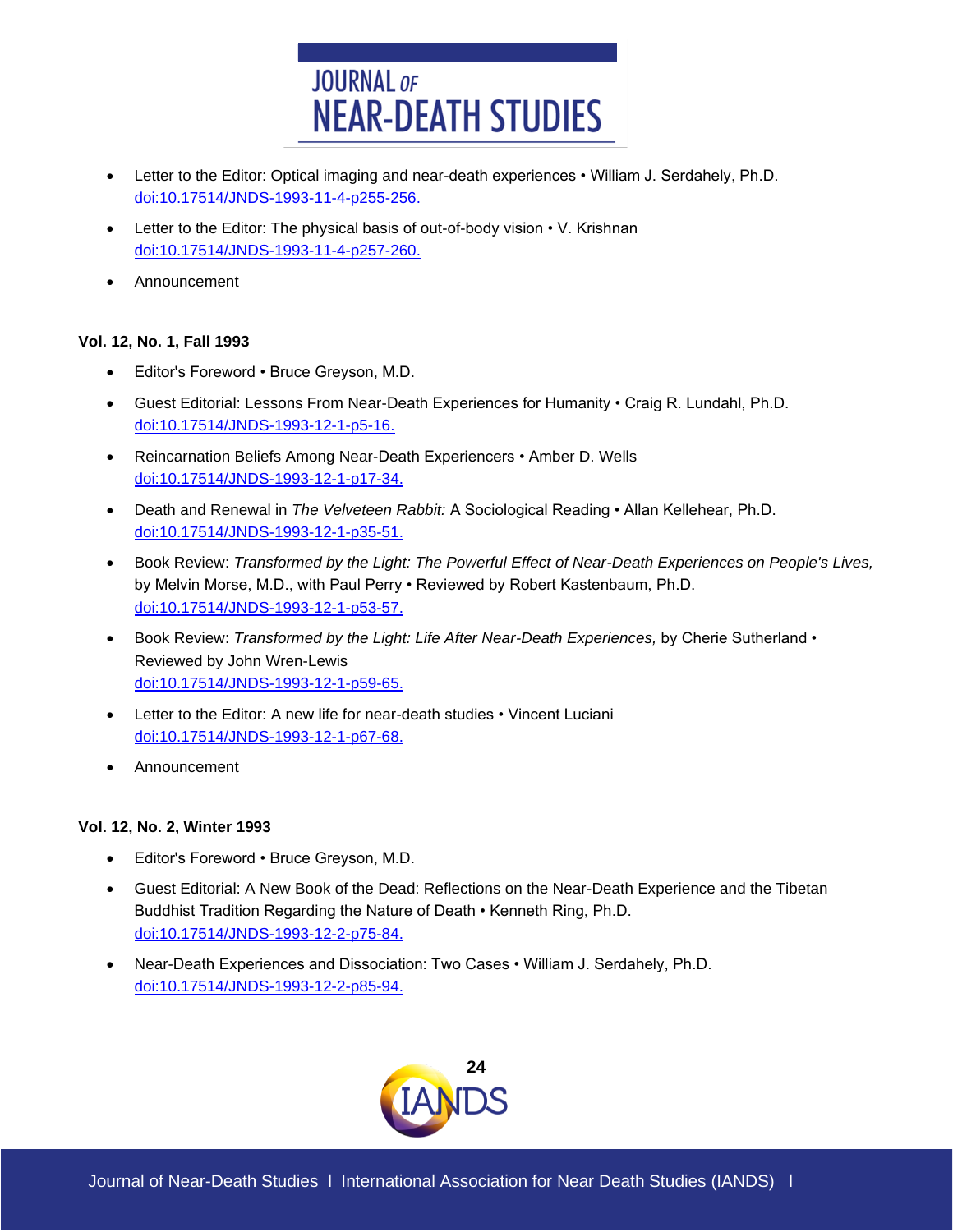- Letter to the Editor: Optical imaging and near-death experiences • William J. Serdahely, Ph.D.
  doi:10.17514/JNDS-1993-11-4-p255-256.
- Letter to the Editor: The physical basis of out-of-body vision • V. Krishnan
  doi:10.17514/JNDS-1993-11-4-p257-260.
- Announcement

**Vol. 12, No. 1, Fall 1993**

- Editor's Foreword • Bruce Greyson, M.D.
- Guest Editorial: Lessons From Near-Death Experiences for Humanity • Craig R. Lundahl, Ph.D.
  doi:10.17514/JNDS-1993-12-1-p5-16.
- Reincarnation Beliefs Among Near-Death Experiencers • Amber D. Wells
  doi:10.17514/JNDS-1993-12-1-p17-34.
- Death and Renewal in *The Velveteen Rabbit:* A Sociological Reading • Allan Kellehear, Ph.D.
  doi:10.17514/JNDS-1993-12-1-p35-51.
- Book Review: *Transformed by the Light: The Powerful Effect of Near-Death Experiences on People's Lives,* by Melvin Morse, M.D., with Paul Perry • Reviewed by Robert Kastenbaum, Ph.D.
  doi:10.17514/JNDS-1993-12-1-p53-57.
- Book Review: *Transformed by the Light: Life After Near-Death Experiences,* by Cherie Sutherland • Reviewed by John Wren-Lewis
  doi:10.17514/JNDS-1993-12-1-p59-65.
- Letter to the Editor: A new life for near-death studies • Vincent Luciani
  doi:10.17514/JNDS-1993-12-1-p67-68.
- Announcement

**Vol. 12, No. 2, Winter 1993**

- Editor's Foreword • Bruce Greyson, M.D.
- Guest Editorial: A New Book of the Dead: Reflections on the Near-Death Experience and the Tibetan Buddhist Tradition Regarding the Nature of Death • Kenneth Ring, Ph.D.
  doi:10.17514/JNDS-1993-12-2-p75-84.
- Near-Death Experiences and Dissociation: Two Cases • William J. Serdahely, Ph.D.
  doi:10.17514/JNDS-1993-12-2-p85-94.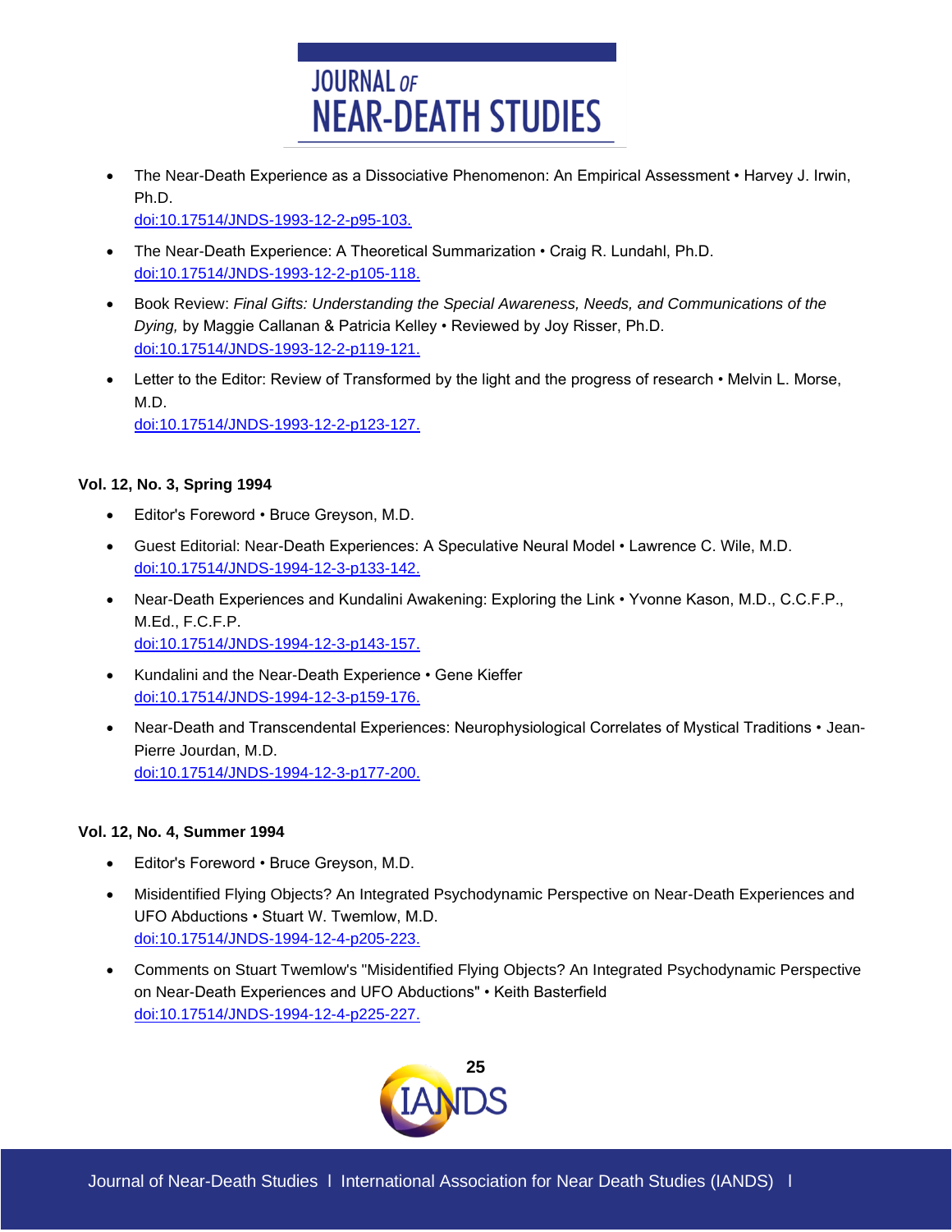- The Near-Death Experience as a Dissociative Phenomenon: An Empirical Assessment • Harvey J. Irwin, Ph.D.
  doi:10.17514/JNDS-1993-12-2-p95-103.
- The Near-Death Experience: A Theoretical Summarization • Craig R. Lundahl, Ph.D.
  doi:10.17514/JNDS-1993-12-2-p105-118.
- Book Review: *Final Gifts: Understanding the Special Awareness, Needs, and Communications of the Dying,* by Maggie Callanan & Patricia Kelley • Reviewed by Joy Risser, Ph.D.
  doi:10.17514/JNDS-1993-12-2-p119-121.
- Letter to the Editor: Review of Transformed by the light and the progress of research • Melvin L. Morse, M.D.
  doi:10.17514/JNDS-1993-12-2-p123-127.

**Vol. 12, No. 3, Spring 1994**

- Editor's Foreword • Bruce Greyson, M.D.
- Guest Editorial: Near-Death Experiences: A Speculative Neural Model • Lawrence C. Wile, M.D.
  doi:10.17514/JNDS-1994-12-3-p133-142.
- Near-Death Experiences and Kundalini Awakening: Exploring the Link • Yvonne Kason, M.D., C.C.F.P., M.Ed., F.C.F.P.
  doi:10.17514/JNDS-1994-12-3-p143-157.
- Kundalini and the Near-Death Experience • Gene Kieffer
  doi:10.17514/JNDS-1994-12-3-p159-176.
- Near-Death and Transcendental Experiences: Neurophysiological Correlates of Mystical Traditions • Jean-Pierre Jourdan, M.D.
  doi:10.17514/JNDS-1994-12-3-p177-200.

**Vol. 12, No. 4, Summer 1994**

- Editor's Foreword • Bruce Greyson, M.D.
- Misidentified Flying Objects? An Integrated Psychodynamic Perspective on Near-Death Experiences and UFO Abductions • Stuart W. Twemlow, M.D.
  doi:10.17514/JNDS-1994-12-4-p205-223.
- Comments on Stuart Twemlow's "Misidentified Flying Objects? An Integrated Psychodynamic Perspective on Near-Death Experiences and UFO Abductions" • Keith Basterfield
  doi:10.17514/JNDS-1994-12-4-p225-227.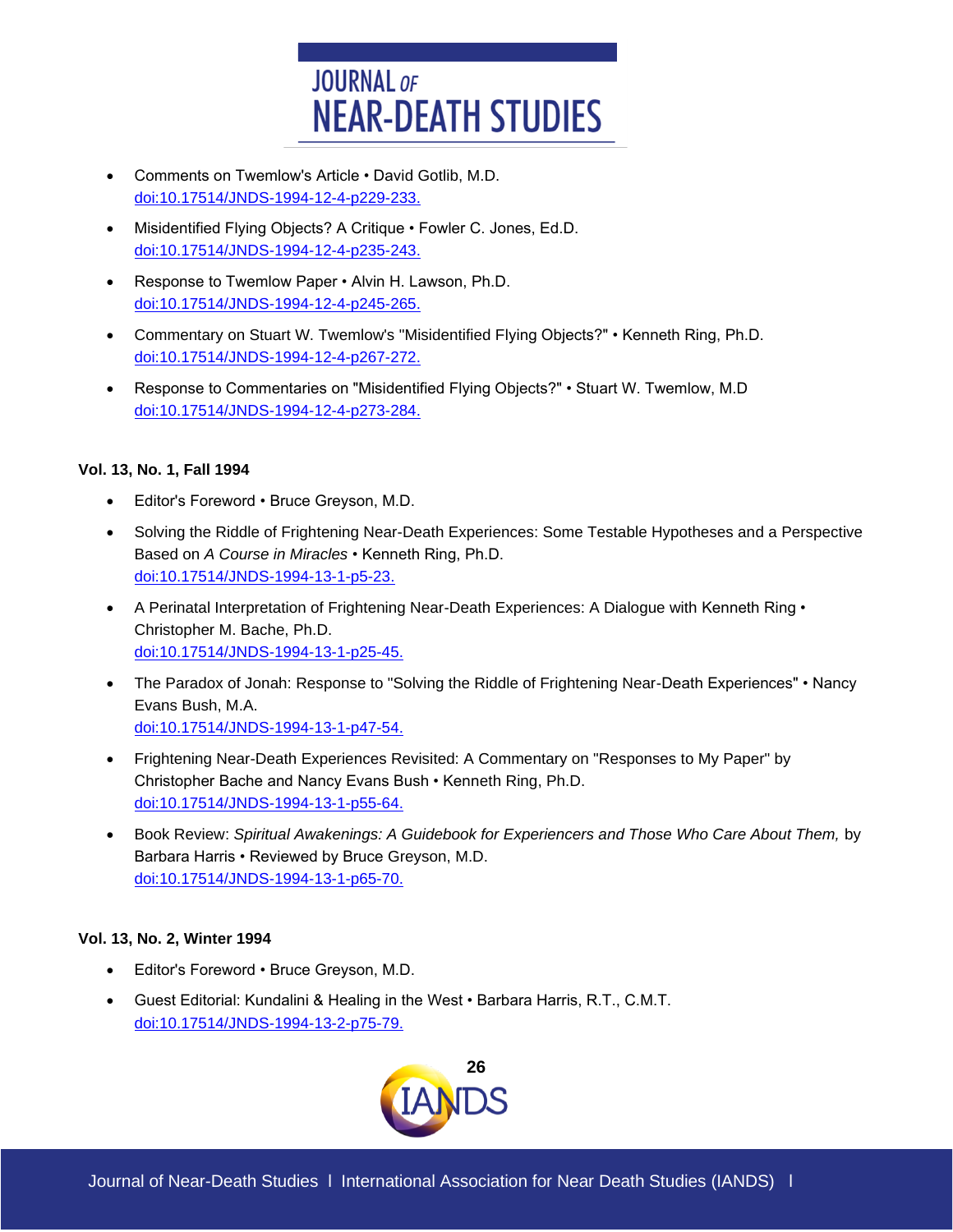- Comments on Twemlow's Article • David Gotlib, M.D.
  doi:10.17514/JNDS-1994-12-4-p229-233.
- Misidentified Flying Objects? A Critique • Fowler C. Jones, Ed.D.
  doi:10.17514/JNDS-1994-12-4-p235-243.
- Response to Twemlow Paper • Alvin H. Lawson, Ph.D.
  doi:10.17514/JNDS-1994-12-4-p245-265.
- Commentary on Stuart W. Twemlow's "Misidentified Flying Objects?" • Kenneth Ring, Ph.D.
  doi:10.17514/JNDS-1994-12-4-p267-272.
- Response to Commentaries on "Misidentified Flying Objects?" • Stuart W. Twemlow, M.D
  doi:10.17514/JNDS-1994-12-4-p273-284.

**Vol. 13, No. 1, Fall 1994**

- Editor's Foreword • Bruce Greyson, M.D.
- Solving the Riddle of Frightening Near-Death Experiences: Some Testable Hypotheses and a Perspective Based on *A Course in Miracles* • Kenneth Ring, Ph.D.
  doi:10.17514/JNDS-1994-13-1-p5-23.
- A Perinatal Interpretation of Frightening Near-Death Experiences: A Dialogue with Kenneth Ring • Christopher M. Bache, Ph.D.
  doi:10.17514/JNDS-1994-13-1-p25-45.
- The Paradox of Jonah: Response to "Solving the Riddle of Frightening Near-Death Experiences" • Nancy Evans Bush, M.A.
  doi:10.17514/JNDS-1994-13-1-p47-54.
- Frightening Near-Death Experiences Revisited: A Commentary on "Responses to My Paper" by Christopher Bache and Nancy Evans Bush • Kenneth Ring, Ph.D.
  doi:10.17514/JNDS-1994-13-1-p55-64.
- Book Review: *Spiritual Awakenings: A Guidebook for Experiencers and Those Who Care About Them,* by Barbara Harris • Reviewed by Bruce Greyson, M.D.
  doi:10.17514/JNDS-1994-13-1-p65-70.

**Vol. 13, No. 2, Winter 1994**

- Editor's Foreword • Bruce Greyson, M.D.
- Guest Editorial: Kundalini & Healing in the West • Barbara Harris, R.T., C.M.T.
  doi:10.17514/JNDS-1994-13-2-p75-79.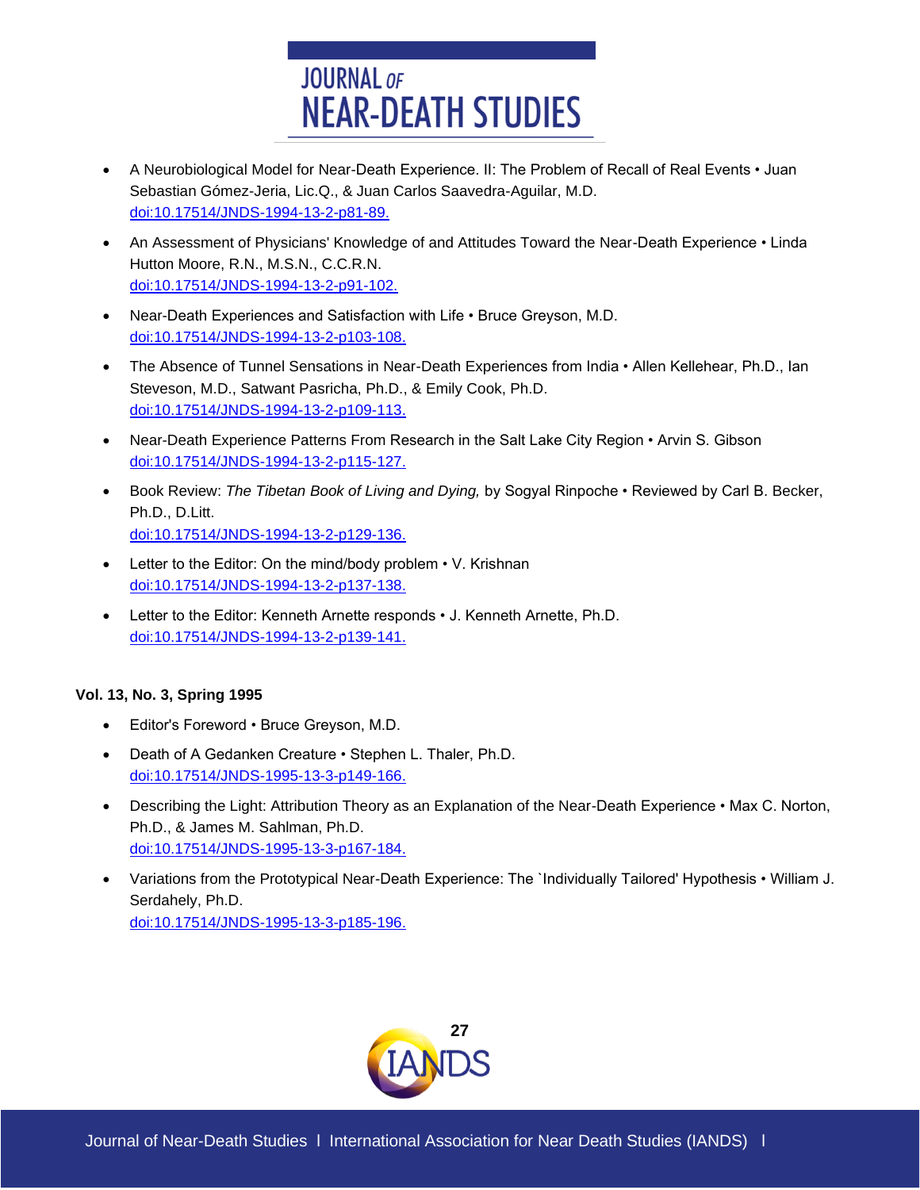- A Neurobiological Model for Near-Death Experience. II: The Problem of Recall of Real Events • Juan Sebastian Gómez-Jeria, Lic.Q., & Juan Carlos Saavedra-Aguilar, M.D.
  doi:10.17514/JNDS-1994-13-2-p81-89.
- An Assessment of Physicians' Knowledge of and Attitudes Toward the Near-Death Experience • Linda Hutton Moore, R.N., M.S.N., C.C.R.N.
  doi:10.17514/JNDS-1994-13-2-p91-102.
- Near-Death Experiences and Satisfaction with Life • Bruce Greyson, M.D.
  doi:10.17514/JNDS-1994-13-2-p103-108.
- The Absence of Tunnel Sensations in Near-Death Experiences from India • Allen Kellehear, Ph.D., Ian Steveson, M.D., Satwant Pasricha, Ph.D., & Emily Cook, Ph.D.
  doi:10.17514/JNDS-1994-13-2-p109-113.
- Near-Death Experience Patterns From Research in the Salt Lake City Region • Arvin S. Gibson
  doi:10.17514/JNDS-1994-13-2-p115-127.
- Book Review: *The Tibetan Book of Living and Dying,* by Sogyal Rinpoche • Reviewed by Carl B. Becker, Ph.D., D.Litt.
  doi:10.17514/JNDS-1994-13-2-p129-136.
- Letter to the Editor: On the mind/body problem • V. Krishnan
  doi:10.17514/JNDS-1994-13-2-p137-138.
- Letter to the Editor: Kenneth Arnette responds • J. Kenneth Arnette, Ph.D.
  doi:10.17514/JNDS-1994-13-2-p139-141.

**Vol. 13, No. 3, Spring 1995**

- Editor's Foreword • Bruce Greyson, M.D.
- Death of A Gedanken Creature • Stephen L. Thaler, Ph.D.
  doi:10.17514/JNDS-1995-13-3-p149-166.
- Describing the Light: Attribution Theory as an Explanation of the Near-Death Experience • Max C. Norton, Ph.D., & James M. Sahlman, Ph.D.
  doi:10.17514/JNDS-1995-13-3-p167-184.
- Variations from the Prototypical Near-Death Experience: The `Individually Tailored' Hypothesis • William J. Serdahely, Ph.D.
  doi:10.17514/JNDS-1995-13-3-p185-196.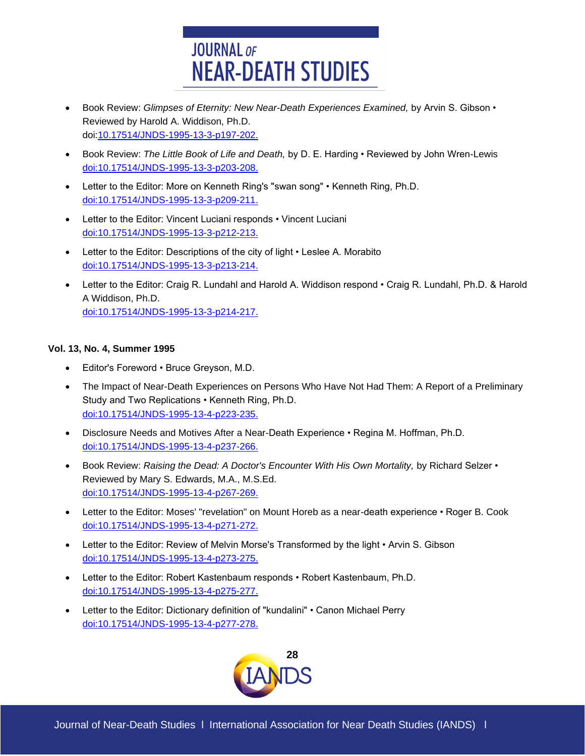- Book Review: *Glimpses of Eternity: New Near-Death Experiences Examined,* by Arvin S. Gibson • Reviewed by Harold A. Widdison, Ph.D. doi:10.17514/JNDS-1995-13-3-p197-202.
- Book Review: *The Little Book of Life and Death,* by D. E. Harding • Reviewed by John Wren-Lewis doi:10.17514/JNDS-1995-13-3-p203-208.
- Letter to the Editor: More on Kenneth Ring's "swan song" • Kenneth Ring, Ph.D. doi:10.17514/JNDS-1995-13-3-p209-211.
- Letter to the Editor: Vincent Luciani responds • Vincent Luciani doi:10.17514/JNDS-1995-13-3-p212-213.
- Letter to the Editor: Descriptions of the city of light • Leslee A. Morabito doi:10.17514/JNDS-1995-13-3-p213-214.
- Letter to the Editor: Craig R. Lundahl and Harold A. Widdison respond • Craig R. Lundahl, Ph.D. & Harold A Widdison, Ph.D. doi:10.17514/JNDS-1995-13-3-p214-217.

**Vol. 13, No. 4, Summer 1995**

- Editor's Foreword • Bruce Greyson, M.D.
- The Impact of Near-Death Experiences on Persons Who Have Not Had Them: A Report of a Preliminary Study and Two Replications • Kenneth Ring, Ph.D. doi:10.17514/JNDS-1995-13-4-p223-235.
- Disclosure Needs and Motives After a Near-Death Experience • Regina M. Hoffman, Ph.D. doi:10.17514/JNDS-1995-13-4-p237-266.
- Book Review: *Raising the Dead: A Doctor's Encounter With His Own Mortality,* by Richard Selzer • Reviewed by Mary S. Edwards, M.A., M.S.Ed. doi:10.17514/JNDS-1995-13-4-p267-269.
- Letter to the Editor: Moses' "revelation" on Mount Horeb as a near-death experience • Roger B. Cook doi:10.17514/JNDS-1995-13-4-p271-272.
- Letter to the Editor: Review of Melvin Morse's Transformed by the light • Arvin S. Gibson doi:10.17514/JNDS-1995-13-4-p273-275.
- Letter to the Editor: Robert Kastenbaum responds • Robert Kastenbaum, Ph.D. doi:10.17514/JNDS-1995-13-4-p275-277.
- Letter to the Editor: Dictionary definition of "kundalini" • Canon Michael Perry doi:10.17514/JNDS-1995-13-4-p277-278.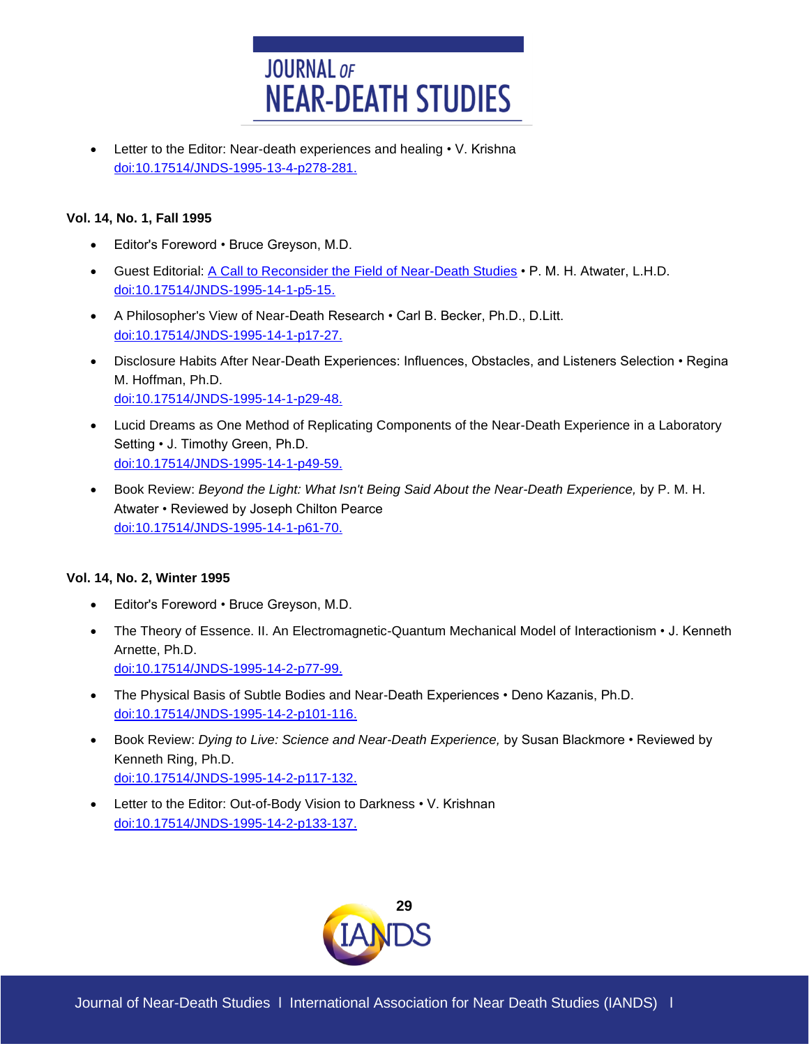- Letter to the Editor: Near-death experiences and healing • V. Krishna
  doi:10.17514/JNDS-1995-13-4-p278-281.

**Vol. 14, No. 1, Fall 1995**

- Editor's Foreword • Bruce Greyson, M.D.
- Guest Editorial: A Call to Reconsider the Field of Near-Death Studies • P. M. H. Atwater, L.H.D.
  doi:10.17514/JNDS-1995-14-1-p5-15.
- A Philosopher's View of Near-Death Research • Carl B. Becker, Ph.D., D.Litt.
  doi:10.17514/JNDS-1995-14-1-p17-27.
- Disclosure Habits After Near-Death Experiences: Influences, Obstacles, and Listeners Selection • Regina M. Hoffman, Ph.D.
  doi:10.17514/JNDS-1995-14-1-p29-48.
- Lucid Dreams as One Method of Replicating Components of the Near-Death Experience in a Laboratory Setting • J. Timothy Green, Ph.D.
  doi:10.17514/JNDS-1995-14-1-p49-59.
- Book Review: *Beyond the Light: What Isn't Being Said About the Near-Death Experience,* by P. M. H. Atwater • Reviewed by Joseph Chilton Pearce
  doi:10.17514/JNDS-1995-14-1-p61-70.

**Vol. 14, No. 2, Winter 1995**

- Editor's Foreword • Bruce Greyson, M.D.
- The Theory of Essence. II. An Electromagnetic-Quantum Mechanical Model of Interactionism • J. Kenneth Arnette, Ph.D.
  doi:10.17514/JNDS-1995-14-2-p77-99.
- The Physical Basis of Subtle Bodies and Near-Death Experiences • Deno Kazanis, Ph.D.
  doi:10.17514/JNDS-1995-14-2-p101-116.
- Book Review: *Dying to Live: Science and Near-Death Experience,* by Susan Blackmore • Reviewed by Kenneth Ring, Ph.D.
  doi:10.17514/JNDS-1995-14-2-p117-132.
- Letter to the Editor: Out-of-Body Vision to Darkness • V. Krishnan
  doi:10.17514/JNDS-1995-14-2-p133-137.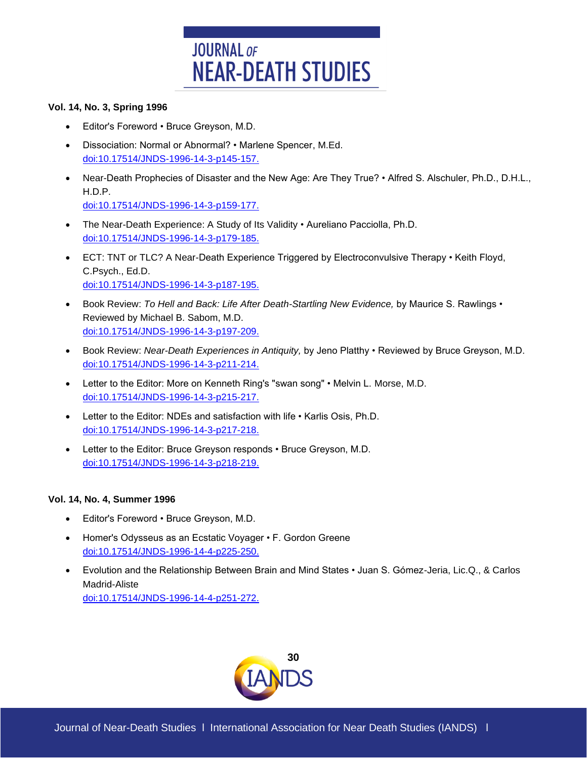**Vol. 14, No. 3, Spring 1996**

- Editor's Foreword • Bruce Greyson, M.D.
- Dissociation: Normal or Abnormal? • Marlene Spencer, M.Ed.
  doi:10.17514/JNDS-1996-14-3-p145-157.
- Near-Death Prophecies of Disaster and the New Age: Are They True? • Alfred S. Alschuler, Ph.D., D.H.L., H.D.P.
  doi:10.17514/JNDS-1996-14-3-p159-177.
- The Near-Death Experience: A Study of Its Validity • Aureliano Pacciolla, Ph.D.
  doi:10.17514/JNDS-1996-14-3-p179-185.
- ECT: TNT or TLC? A Near-Death Experience Triggered by Electroconvulsive Therapy • Keith Floyd, C.Psych., Ed.D.
  doi:10.17514/JNDS-1996-14-3-p187-195.
- Book Review: *To Hell and Back: Life After Death-Startling New Evidence,* by Maurice S. Rawlings • Reviewed by Michael B. Sabom, M.D.
  doi:10.17514/JNDS-1996-14-3-p197-209.
- Book Review: *Near-Death Experiences in Antiquity,* by Jeno Platthy • Reviewed by Bruce Greyson, M.D.
  doi:10.17514/JNDS-1996-14-3-p211-214.
- Letter to the Editor: More on Kenneth Ring's "swan song" • Melvin L. Morse, M.D.
  doi:10.17514/JNDS-1996-14-3-p215-217.
- Letter to the Editor: NDEs and satisfaction with life • Karlis Osis, Ph.D.
  doi:10.17514/JNDS-1996-14-3-p217-218.
- Letter to the Editor: Bruce Greyson responds • Bruce Greyson, M.D.
  doi:10.17514/JNDS-1996-14-3-p218-219.

**Vol. 14, No. 4, Summer 1996**

- Editor's Foreword • Bruce Greyson, M.D.
- Homer's Odysseus as an Ecstatic Voyager • F. Gordon Greene
  doi:10.17514/JNDS-1996-14-4-p225-250.
- Evolution and the Relationship Between Brain and Mind States • Juan S. Gómez-Jeria, Lic.Q., & Carlos Madrid-Aliste
  doi:10.17514/JNDS-1996-14-4-p251-272.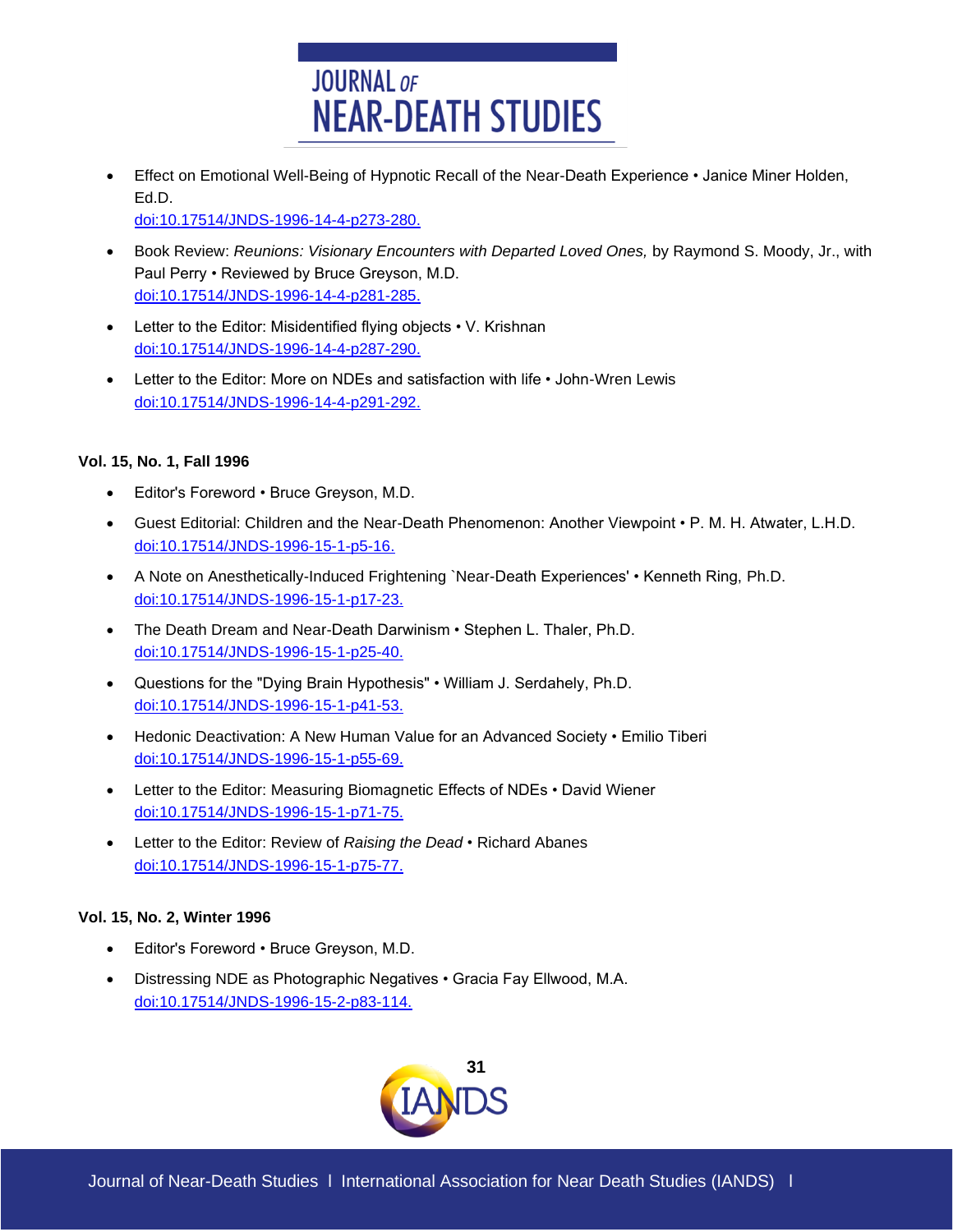- Effect on Emotional Well-Being of Hypnotic Recall of the Near-Death Experience • Janice Miner Holden, Ed.D.
  doi:10.17514/JNDS-1996-14-4-p273-280.
- Book Review: *Reunions: Visionary Encounters with Departed Loved Ones,* by Raymond S. Moody, Jr., with Paul Perry • Reviewed by Bruce Greyson, M.D.
  doi:10.17514/JNDS-1996-14-4-p281-285.
- Letter to the Editor: Misidentified flying objects • V. Krishnan
  doi:10.17514/JNDS-1996-14-4-p287-290.
- Letter to the Editor: More on NDEs and satisfaction with life • John-Wren Lewis
  doi:10.17514/JNDS-1996-14-4-p291-292.

**Vol. 15, No. 1, Fall 1996**

- Editor's Foreword • Bruce Greyson, M.D.
- Guest Editorial: Children and the Near-Death Phenomenon: Another Viewpoint • P. M. H. Atwater, L.H.D.
  doi:10.17514/JNDS-1996-15-1-p5-16.
- A Note on Anesthetically-Induced Frightening `Near-Death Experiences' • Kenneth Ring, Ph.D.
  doi:10.17514/JNDS-1996-15-1-p17-23.
- The Death Dream and Near-Death Darwinism • Stephen L. Thaler, Ph.D.
  doi:10.17514/JNDS-1996-15-1-p25-40.
- Questions for the "Dying Brain Hypothesis" • William J. Serdahely, Ph.D.
  doi:10.17514/JNDS-1996-15-1-p41-53.
- Hedonic Deactivation: A New Human Value for an Advanced Society • Emilio Tiberi
  doi:10.17514/JNDS-1996-15-1-p55-69.
- Letter to the Editor: Measuring Biomagnetic Effects of NDEs • David Wiener
  doi:10.17514/JNDS-1996-15-1-p71-75.
- Letter to the Editor: Review of *Raising the Dead* • Richard Abanes
  doi:10.17514/JNDS-1996-15-1-p75-77.

**Vol. 15, No. 2, Winter 1996**

- Editor's Foreword • Bruce Greyson, M.D.
- Distressing NDE as Photographic Negatives • Gracia Fay Ellwood, M.A.
  doi:10.17514/JNDS-1996-15-2-p83-114.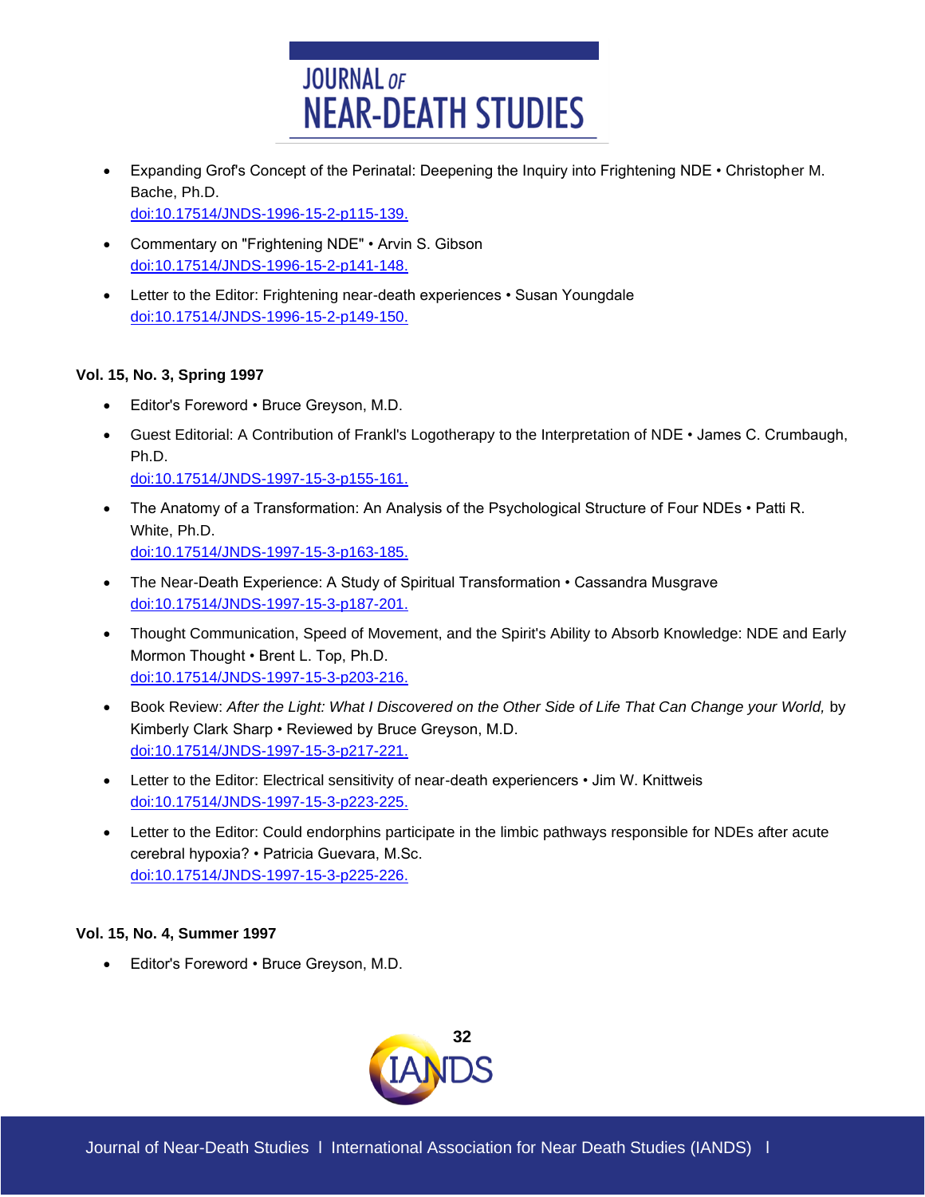- Expanding Grof's Concept of the Perinatal: Deepening the Inquiry into Frightening NDE • Christopher M. Bache, Ph.D.
  doi:10.17514/JNDS-1996-15-2-p115-139.
- Commentary on "Frightening NDE" • Arvin S. Gibson
  doi:10.17514/JNDS-1996-15-2-p141-148.
- Letter to the Editor: Frightening near-death experiences • Susan Youngdale
  doi:10.17514/JNDS-1996-15-2-p149-150.

**Vol. 15, No. 3, Spring 1997**

- Editor's Foreword • Bruce Greyson, M.D.
- Guest Editorial: A Contribution of Frankl's Logotherapy to the Interpretation of NDE • James C. Crumbaugh, Ph.D.
  doi:10.17514/JNDS-1997-15-3-p155-161.
- The Anatomy of a Transformation: An Analysis of the Psychological Structure of Four NDEs • Patti R. White, Ph.D.
  doi:10.17514/JNDS-1997-15-3-p163-185.
- The Near-Death Experience: A Study of Spiritual Transformation • Cassandra Musgrave
  doi:10.17514/JNDS-1997-15-3-p187-201.
- Thought Communication, Speed of Movement, and the Spirit's Ability to Absorb Knowledge: NDE and Early Mormon Thought • Brent L. Top, Ph.D.
  doi:10.17514/JNDS-1997-15-3-p203-216.
- Book Review: *After the Light: What I Discovered on the Other Side of Life That Can Change your World,* by Kimberly Clark Sharp • Reviewed by Bruce Greyson, M.D.
  doi:10.17514/JNDS-1997-15-3-p217-221.
- Letter to the Editor: Electrical sensitivity of near-death experiencers • Jim W. Knittweis
  doi:10.17514/JNDS-1997-15-3-p223-225.
- Letter to the Editor: Could endorphins participate in the limbic pathways responsible for NDEs after acute cerebral hypoxia? • Patricia Guevara, M.Sc.
  doi:10.17514/JNDS-1997-15-3-p225-226.

**Vol. 15, No. 4, Summer 1997**

- Editor's Foreword • Bruce Greyson, M.D.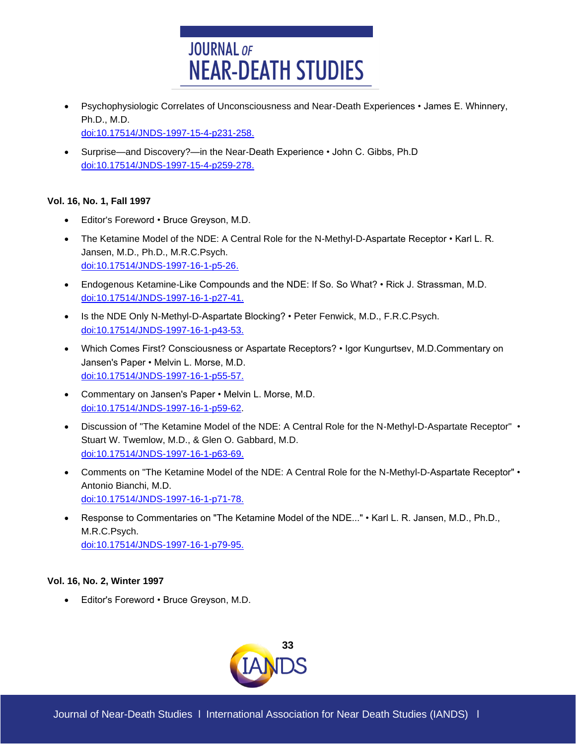- Psychophysiologic Correlates of Unconsciousness and Near-Death Experiences • James E. Whinnery, Ph.D., M.D.
  doi:10.17514/JNDS-1997-15-4-p231-258.
- Surprise—and Discovery?—in the Near-Death Experience • John C. Gibbs, Ph.D
  doi:10.17514/JNDS-1997-15-4-p259-278.

**Vol. 16, No. 1, Fall 1997**

- Editor's Foreword • Bruce Greyson, M.D.
- The Ketamine Model of the NDE: A Central Role for the N-Methyl-D-Aspartate Receptor • Karl L. R. Jansen, M.D., Ph.D., M.R.C.Psych.
  doi:10.17514/JNDS-1997-16-1-p5-26.
- Endogenous Ketamine-Like Compounds and the NDE: If So. So What? • Rick J. Strassman, M.D.
  doi:10.17514/JNDS-1997-16-1-p27-41.
- Is the NDE Only N-Methyl-D-Aspartate Blocking? • Peter Fenwick, M.D., F.R.C.Psych.
  doi:10.17514/JNDS-1997-16-1-p43-53.
- Which Comes First? Consciousness or Aspartate Receptors? • Igor Kungurtsev, M.D.Commentary on Jansen's Paper • Melvin L. Morse, M.D.
  doi:10.17514/JNDS-1997-16-1-p55-57.
- Commentary on Jansen's Paper • Melvin L. Morse, M.D.
  doi:10.17514/JNDS-1997-16-1-p59-62.
- Discussion of "The Ketamine Model of the NDE: A Central Role for the N-Methyl-D-Aspartate Receptor" • Stuart W. Twemlow, M.D., & Glen O. Gabbard, M.D.
  doi:10.17514/JNDS-1997-16-1-p63-69.
- Comments on "The Ketamine Model of the NDE: A Central Role for the N-Methyl-D-Aspartate Receptor" • Antonio Bianchi, M.D.
  doi:10.17514/JNDS-1997-16-1-p71-78.
- Response to Commentaries on "The Ketamine Model of the NDE..." • Karl L. R. Jansen, M.D., Ph.D., M.R.C.Psych.
  doi:10.17514/JNDS-1997-16-1-p79-95.

**Vol. 16, No. 2, Winter 1997**

- Editor's Foreword • Bruce Greyson, M.D.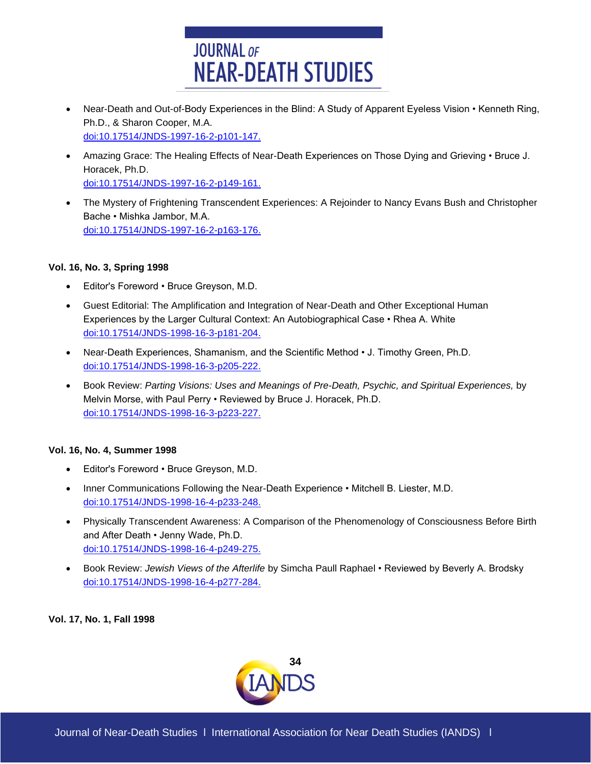- Near-Death and Out-of-Body Experiences in the Blind: A Study of Apparent Eyeless Vision • Kenneth Ring, Ph.D., & Sharon Cooper, M.A.
  doi:10.17514/JNDS-1997-16-2-p101-147.
- Amazing Grace: The Healing Effects of Near-Death Experiences on Those Dying and Grieving • Bruce J. Horacek, Ph.D.
  doi:10.17514/JNDS-1997-16-2-p149-161.
- The Mystery of Frightening Transcendent Experiences: A Rejoinder to Nancy Evans Bush and Christopher Bache • Mishka Jambor, M.A.
  doi:10.17514/JNDS-1997-16-2-p163-176.

**Vol. 16, No. 3, Spring 1998**

- Editor's Foreword • Bruce Greyson, M.D.
- Guest Editorial: The Amplification and Integration of Near-Death and Other Exceptional Human Experiences by the Larger Cultural Context: An Autobiographical Case • Rhea A. White
  doi:10.17514/JNDS-1998-16-3-p181-204.
- Near-Death Experiences, Shamanism, and the Scientific Method • J. Timothy Green, Ph.D.
  doi:10.17514/JNDS-1998-16-3-p205-222.
- Book Review: *Parting Visions: Uses and Meanings of Pre-Death, Psychic, and Spiritual Experiences,* by Melvin Morse, with Paul Perry • Reviewed by Bruce J. Horacek, Ph.D.
  doi:10.17514/JNDS-1998-16-3-p223-227.

**Vol. 16, No. 4, Summer 1998**

- Editor's Foreword • Bruce Greyson, M.D.
- Inner Communications Following the Near-Death Experience • Mitchell B. Liester, M.D.
  doi:10.17514/JNDS-1998-16-4-p233-248.
- Physically Transcendent Awareness: A Comparison of the Phenomenology of Consciousness Before Birth and After Death • Jenny Wade, Ph.D.
  doi:10.17514/JNDS-1998-16-4-p249-275.
- Book Review: *Jewish Views of the Afterlife* by Simcha Paull Raphael • Reviewed by Beverly A. Brodsky
  doi:10.17514/JNDS-1998-16-4-p277-284.

**Vol. 17, No. 1, Fall 1998**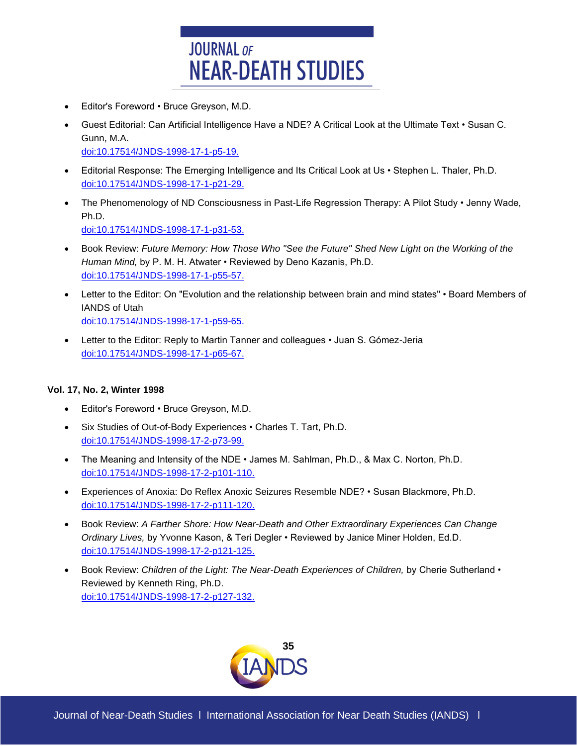- Editor's Foreword • Bruce Greyson, M.D.
- Guest Editorial: Can Artificial Intelligence Have a NDE? A Critical Look at the Ultimate Text • Susan C. Gunn, M.A.
  doi:10.17514/JNDS-1998-17-1-p5-19.
- Editorial Response: The Emerging Intelligence and Its Critical Look at Us • Stephen L. Thaler, Ph.D.
  doi:10.17514/JNDS-1998-17-1-p21-29.
- The Phenomenology of ND Consciousness in Past-Life Regression Therapy: A Pilot Study • Jenny Wade, Ph.D.
  doi:10.17514/JNDS-1998-17-1-p31-53.
- Book Review: *Future Memory: How Those Who "See the Future" Shed New Light on the Working of the Human Mind,* by P. M. H. Atwater • Reviewed by Deno Kazanis, Ph.D.
  doi:10.17514/JNDS-1998-17-1-p55-57.
- Letter to the Editor: On "Evolution and the relationship between brain and mind states" • Board Members of IANDS of Utah
  doi:10.17514/JNDS-1998-17-1-p59-65.
- Letter to the Editor: Reply to Martin Tanner and colleagues • Juan S. Gómez-Jeria
  doi:10.17514/JNDS-1998-17-1-p65-67.

**Vol. 17, No. 2, Winter 1998**

- Editor's Foreword • Bruce Greyson, M.D.
- Six Studies of Out-of-Body Experiences • Charles T. Tart, Ph.D.
  doi:10.17514/JNDS-1998-17-2-p73-99.
- The Meaning and Intensity of the NDE • James M. Sahlman, Ph.D., & Max C. Norton, Ph.D.
  doi:10.17514/JNDS-1998-17-2-p101-110.
- Experiences of Anoxia: Do Reflex Anoxic Seizures Resemble NDE? • Susan Blackmore, Ph.D.
  doi:10.17514/JNDS-1998-17-2-p111-120.
- Book Review: *A Farther Shore: How Near-Death and Other Extraordinary Experiences Can Change Ordinary Lives,* by Yvonne Kason, & Teri Degler • Reviewed by Janice Miner Holden, Ed.D.
  doi:10.17514/JNDS-1998-17-2-p121-125.
- Book Review: *Children of the Light: The Near-Death Experiences of Children,* by Cherie Sutherland • Reviewed by Kenneth Ring, Ph.D.
  doi:10.17514/JNDS-1998-17-2-p127-132.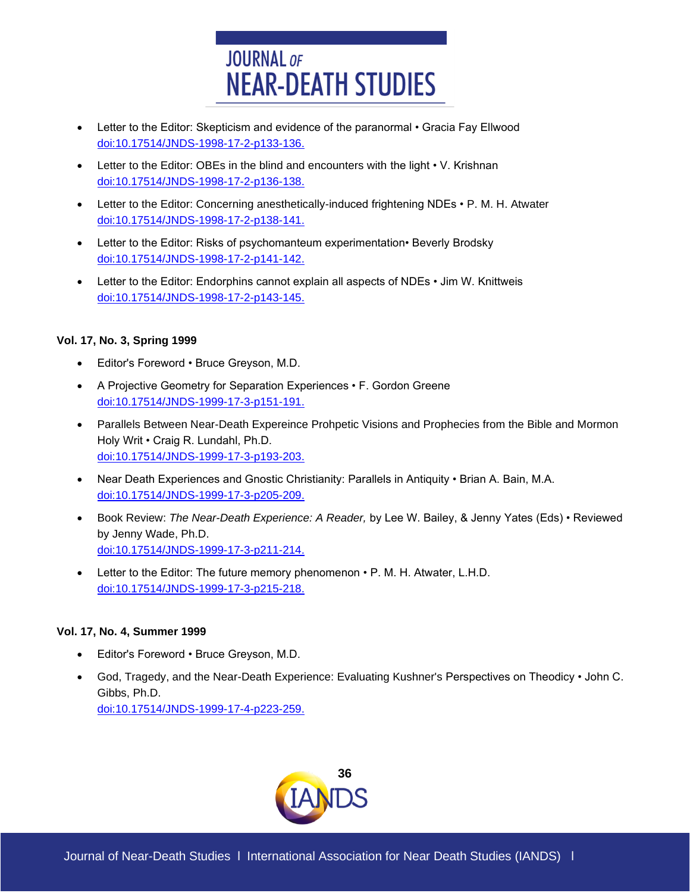- Letter to the Editor: Skepticism and evidence of the paranormal • Gracia Fay Ellwood
  doi:10.17514/JNDS-1998-17-2-p133-136.
- Letter to the Editor: OBEs in the blind and encounters with the light • V. Krishnan
  doi:10.17514/JNDS-1998-17-2-p136-138.
- Letter to the Editor: Concerning anesthetically-induced frightening NDEs • P. M. H. Atwater
  doi:10.17514/JNDS-1998-17-2-p138-141.
- Letter to the Editor: Risks of psychomanteum experimentation• Beverly Brodsky
  doi:10.17514/JNDS-1998-17-2-p141-142.
- Letter to the Editor: Endorphins cannot explain all aspects of NDEs • Jim W. Knittweis
  doi:10.17514/JNDS-1998-17-2-p143-145.

**Vol. 17, No. 3, Spring 1999**

- Editor's Foreword • Bruce Greyson, M.D.
- A Projective Geometry for Separation Experiences • F. Gordon Greene
  doi:10.17514/JNDS-1999-17-3-p151-191.
- Parallels Between Near-Death Expereince Prohpetic Visions and Prophecies from the Bible and Mormon Holy Writ • Craig R. Lundahl, Ph.D.
  doi:10.17514/JNDS-1999-17-3-p193-203.
- Near Death Experiences and Gnostic Christianity: Parallels in Antiquity • Brian A. Bain, M.A.
  doi:10.17514/JNDS-1999-17-3-p205-209.
- Book Review: *The Near-Death Experience: A Reader,* by Lee W. Bailey, & Jenny Yates (Eds) • Reviewed by Jenny Wade, Ph.D.
  doi:10.17514/JNDS-1999-17-3-p211-214.
- Letter to the Editor: The future memory phenomenon • P. M. H. Atwater, L.H.D.
  doi:10.17514/JNDS-1999-17-3-p215-218.

**Vol. 17, No. 4, Summer 1999**

- Editor's Foreword • Bruce Greyson, M.D.
- God, Tragedy, and the Near-Death Experience: Evaluating Kushner's Perspectives on Theodicy • John C. Gibbs, Ph.D.
  doi:10.17514/JNDS-1999-17-4-p223-259.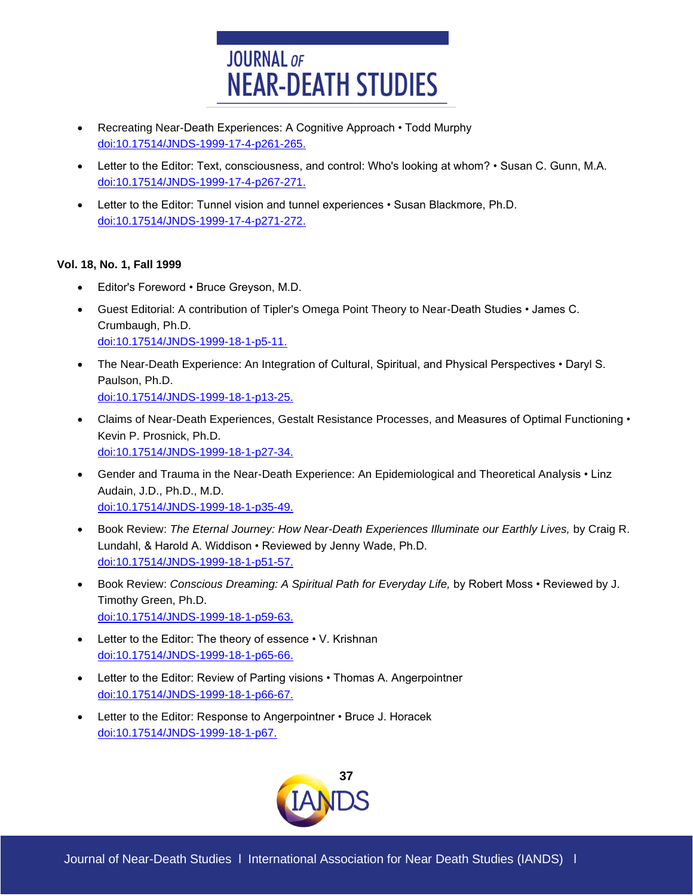- Recreating Near-Death Experiences: A Cognitive Approach • Todd Murphy
  doi:10.17514/JNDS-1999-17-4-p261-265.
- Letter to the Editor: Text, consciousness, and control: Who's looking at whom? • Susan C. Gunn, M.A.
  doi:10.17514/JNDS-1999-17-4-p267-271.
- Letter to the Editor: Tunnel vision and tunnel experiences • Susan Blackmore, Ph.D.
  doi:10.17514/JNDS-1999-17-4-p271-272.

**Vol. 18, No. 1, Fall 1999**

- Editor's Foreword • Bruce Greyson, M.D.
- Guest Editorial: A contribution of Tipler's Omega Point Theory to Near-Death Studies • James C. Crumbaugh, Ph.D.
  doi:10.17514/JNDS-1999-18-1-p5-11.
- The Near-Death Experience: An Integration of Cultural, Spiritual, and Physical Perspectives • Daryl S. Paulson, Ph.D.
  doi:10.17514/JNDS-1999-18-1-p13-25.
- Claims of Near-Death Experiences, Gestalt Resistance Processes, and Measures of Optimal Functioning • Kevin P. Prosnick, Ph.D.
  doi:10.17514/JNDS-1999-18-1-p27-34.
- Gender and Trauma in the Near-Death Experience: An Epidemiological and Theoretical Analysis • Linz Audain, J.D., Ph.D., M.D.
  doi:10.17514/JNDS-1999-18-1-p35-49.
- Book Review: *The Eternal Journey: How Near-Death Experiences Illuminate our Earthly Lives,* by Craig R. Lundahl, & Harold A. Widdison • Reviewed by Jenny Wade, Ph.D.
  doi:10.17514/JNDS-1999-18-1-p51-57.
- Book Review: *Conscious Dreaming: A Spiritual Path for Everyday Life,* by Robert Moss • Reviewed by J. Timothy Green, Ph.D.
  doi:10.17514/JNDS-1999-18-1-p59-63.
- Letter to the Editor: The theory of essence • V. Krishnan
  doi:10.17514/JNDS-1999-18-1-p65-66.
- Letter to the Editor: Review of Parting visions • Thomas A. Angerpointner
  doi:10.17514/JNDS-1999-18-1-p66-67.
- Letter to the Editor: Response to Angerpointner • Bruce J. Horacek
  doi:10.17514/JNDS-1999-18-1-p67.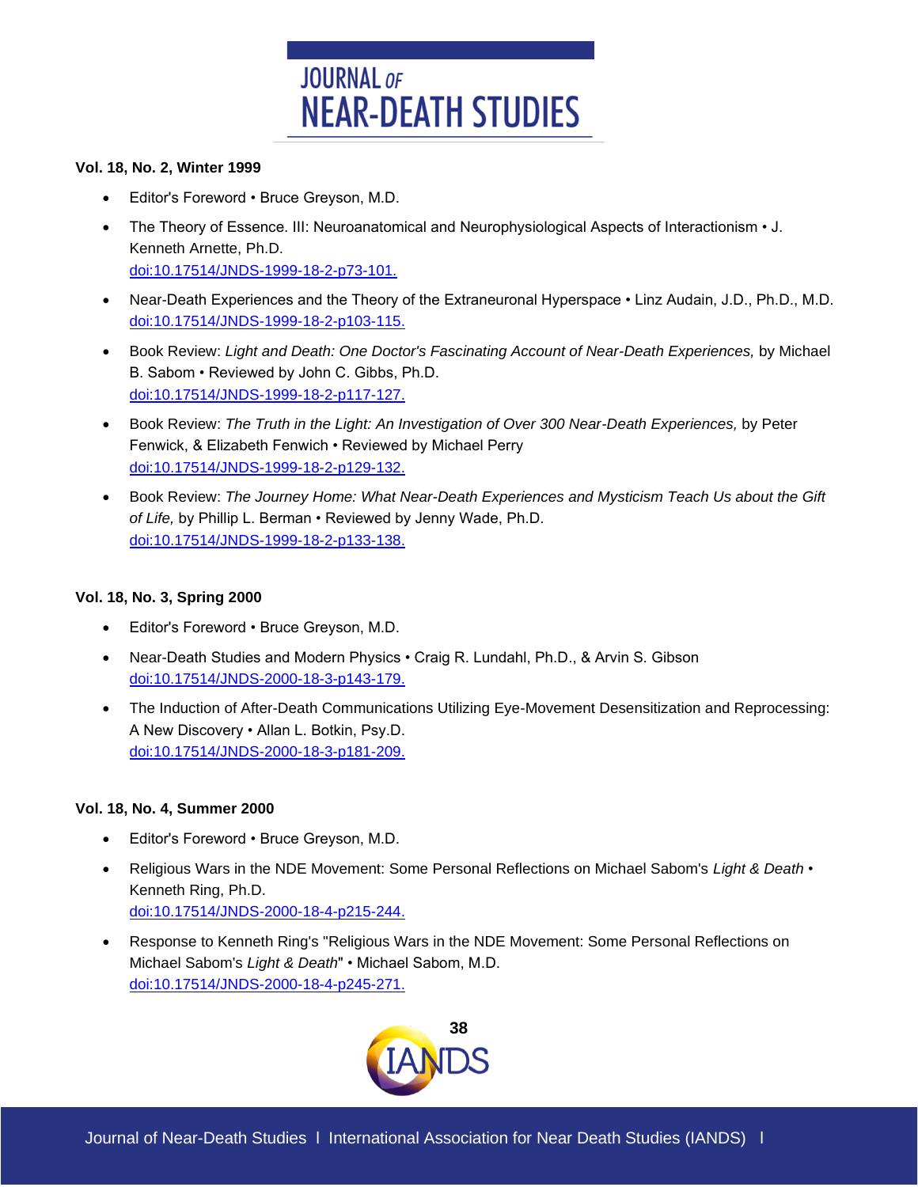**Vol. 18, No. 2, Winter 1999**

- Editor's Foreword • Bruce Greyson, M.D.
- The Theory of Essence. III: Neuroanatomical and Neurophysiological Aspects of Interactionism • J. Kenneth Arnette, Ph.D.
  doi:10.17514/JNDS-1999-18-2-p73-101.
- Near-Death Experiences and the Theory of the Extraneuronal Hyperspace • Linz Audain, J.D., Ph.D., M.D.
  doi:10.17514/JNDS-1999-18-2-p103-115.
- Book Review: *Light and Death: One Doctor's Fascinating Account of Near-Death Experiences,* by Michael B. Sabom • Reviewed by John C. Gibbs, Ph.D.
  doi:10.17514/JNDS-1999-18-2-p117-127.
- Book Review: *The Truth in the Light: An Investigation of Over 300 Near-Death Experiences,* by Peter Fenwick, & Elizabeth Fenwich • Reviewed by Michael Perry
  doi:10.17514/JNDS-1999-18-2-p129-132.
- Book Review: *The Journey Home: What Near-Death Experiences and Mysticism Teach Us about the Gift of Life,* by Phillip L. Berman • Reviewed by Jenny Wade, Ph.D.
  doi:10.17514/JNDS-1999-18-2-p133-138.

**Vol. 18, No. 3, Spring 2000**

- Editor's Foreword • Bruce Greyson, M.D.
- Near-Death Studies and Modern Physics • Craig R. Lundahl, Ph.D., & Arvin S. Gibson
  doi:10.17514/JNDS-2000-18-3-p143-179.
- The Induction of After-Death Communications Utilizing Eye-Movement Desensitization and Reprocessing: A New Discovery • Allan L. Botkin, Psy.D.
  doi:10.17514/JNDS-2000-18-3-p181-209.

**Vol. 18, No. 4, Summer 2000**

- Editor's Foreword • Bruce Greyson, M.D.
- Religious Wars in the NDE Movement: Some Personal Reflections on Michael Sabom's *Light & Death* • Kenneth Ring, Ph.D.
  doi:10.17514/JNDS-2000-18-4-p215-244.
- Response to Kenneth Ring's "Religious Wars in the NDE Movement: Some Personal Reflections on Michael Sabom's *Light & Death*" • Michael Sabom, M.D.
  doi:10.17514/JNDS-2000-18-4-p245-271.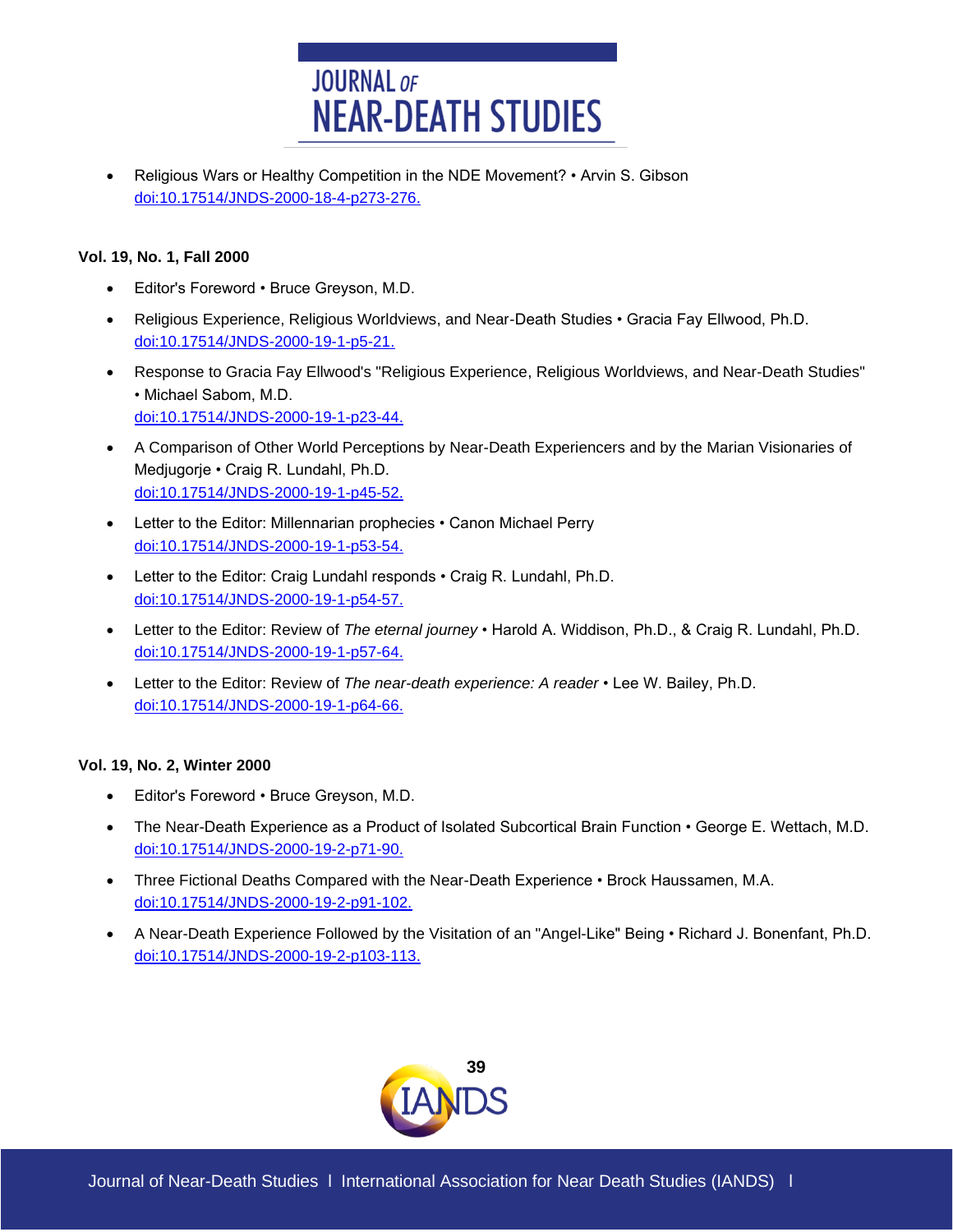- Religious Wars or Healthy Competition in the NDE Movement? • Arvin S. Gibson
  doi:10.17514/JNDS-2000-18-4-p273-276.

**Vol. 19, No. 1, Fall 2000**

- Editor's Foreword • Bruce Greyson, M.D.
- Religious Experience, Religious Worldviews, and Near-Death Studies • Gracia Fay Ellwood, Ph.D.
  doi:10.17514/JNDS-2000-19-1-p5-21.
- Response to Gracia Fay Ellwood's "Religious Experience, Religious Worldviews, and Near-Death Studies" • Michael Sabom, M.D.
  doi:10.17514/JNDS-2000-19-1-p23-44.
- A Comparison of Other World Perceptions by Near-Death Experiencers and by the Marian Visionaries of Medjugorje • Craig R. Lundahl, Ph.D.
  doi:10.17514/JNDS-2000-19-1-p45-52.
- Letter to the Editor: Millennarian prophecies • Canon Michael Perry
  doi:10.17514/JNDS-2000-19-1-p53-54.
- Letter to the Editor: Craig Lundahl responds • Craig R. Lundahl, Ph.D.
  doi:10.17514/JNDS-2000-19-1-p54-57.
- Letter to the Editor: Review of *The eternal journey* • Harold A. Widdison, Ph.D., & Craig R. Lundahl, Ph.D.
  doi:10.17514/JNDS-2000-19-1-p57-64.
- Letter to the Editor: Review of *The near-death experience: A reader* • Lee W. Bailey, Ph.D.
  doi:10.17514/JNDS-2000-19-1-p64-66.

**Vol. 19, No. 2, Winter 2000**

- Editor's Foreword • Bruce Greyson, M.D.
- The Near-Death Experience as a Product of Isolated Subcortical Brain Function • George E. Wettach, M.D.
  doi:10.17514/JNDS-2000-19-2-p71-90.
- Three Fictional Deaths Compared with the Near-Death Experience • Brock Haussamen, M.A.
  doi:10.17514/JNDS-2000-19-2-p91-102.
- A Near-Death Experience Followed by the Visitation of an "Angel-Like" Being • Richard J. Bonenfant, Ph.D.
  doi:10.17514/JNDS-2000-19-2-p103-113.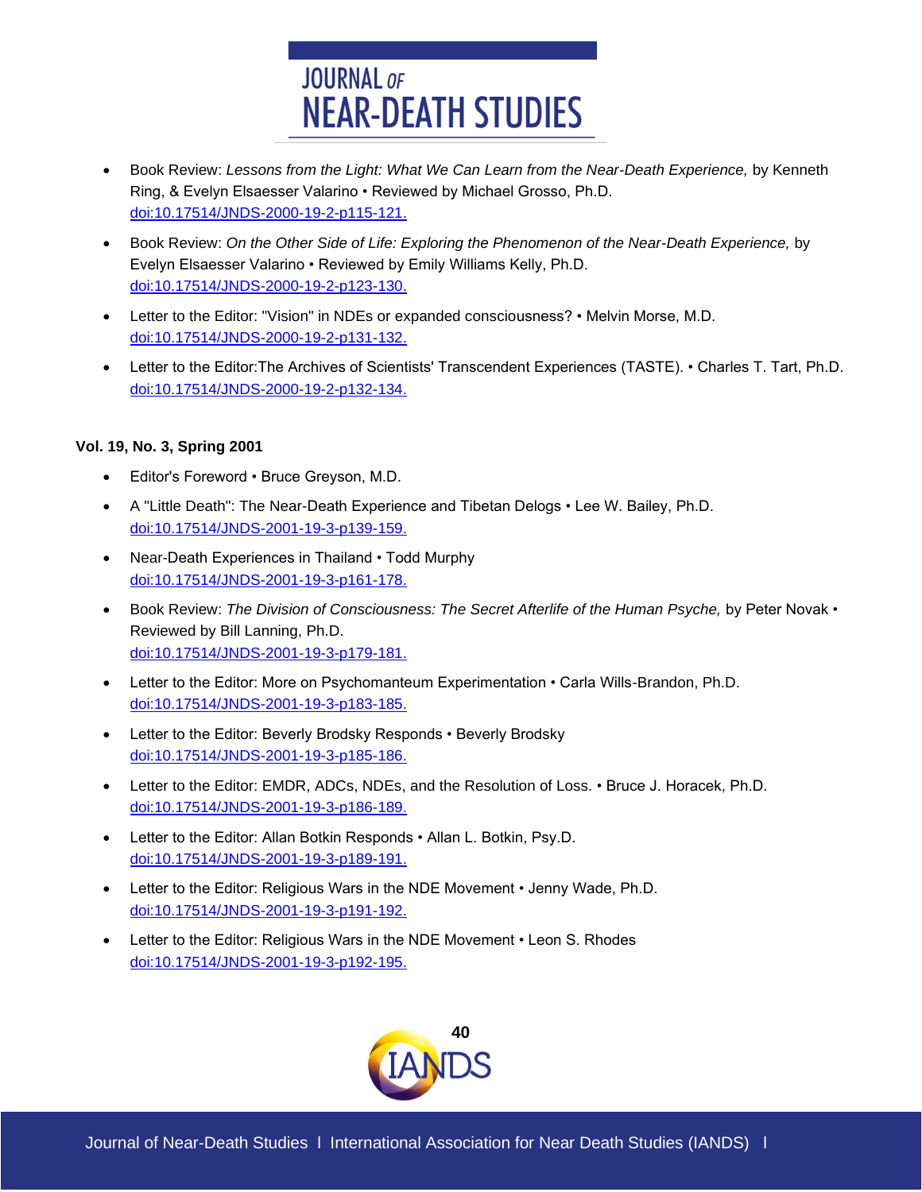- Book Review: *Lessons from the Light: What We Can Learn from the Near-Death Experience,* by Kenneth Ring, & Evelyn Elsaesser Valarino • Reviewed by Michael Grosso, Ph.D. doi:10.17514/JNDS-2000-19-2-p115-121.
- Book Review: *On the Other Side of Life: Exploring the Phenomenon of the Near-Death Experience,* by Evelyn Elsaesser Valarino • Reviewed by Emily Williams Kelly, Ph.D. doi:10.17514/JNDS-2000-19-2-p123-130.
- Letter to the Editor: "Vision" in NDEs or expanded consciousness? • Melvin Morse, M.D. doi:10.17514/JNDS-2000-19-2-p131-132.
- Letter to the Editor:The Archives of Scientists' Transcendent Experiences (TASTE). • Charles T. Tart, Ph.D. doi:10.17514/JNDS-2000-19-2-p132-134.

**Vol. 19, No. 3, Spring 2001**

- Editor's Foreword • Bruce Greyson, M.D.
- A "Little Death": The Near-Death Experience and Tibetan Delogs • Lee W. Bailey, Ph.D. doi:10.17514/JNDS-2001-19-3-p139-159.
- Near-Death Experiences in Thailand • Todd Murphy doi:10.17514/JNDS-2001-19-3-p161-178.
- Book Review: *The Division of Consciousness: The Secret Afterlife of the Human Psyche,* by Peter Novak • Reviewed by Bill Lanning, Ph.D. doi:10.17514/JNDS-2001-19-3-p179-181.
- Letter to the Editor: More on Psychomanteum Experimentation • Carla Wills-Brandon, Ph.D. doi:10.17514/JNDS-2001-19-3-p183-185.
- Letter to the Editor: Beverly Brodsky Responds • Beverly Brodsky doi:10.17514/JNDS-2001-19-3-p185-186.
- Letter to the Editor: EMDR, ADCs, NDEs, and the Resolution of Loss. • Bruce J. Horacek, Ph.D. doi:10.17514/JNDS-2001-19-3-p186-189.
- Letter to the Editor: Allan Botkin Responds • Allan L. Botkin, Psy.D. doi:10.17514/JNDS-2001-19-3-p189-191.
- Letter to the Editor: Religious Wars in the NDE Movement • Jenny Wade, Ph.D. doi:10.17514/JNDS-2001-19-3-p191-192.
- Letter to the Editor: Religious Wars in the NDE Movement • Leon S. Rhodes doi:10.17514/JNDS-2001-19-3-p192-195.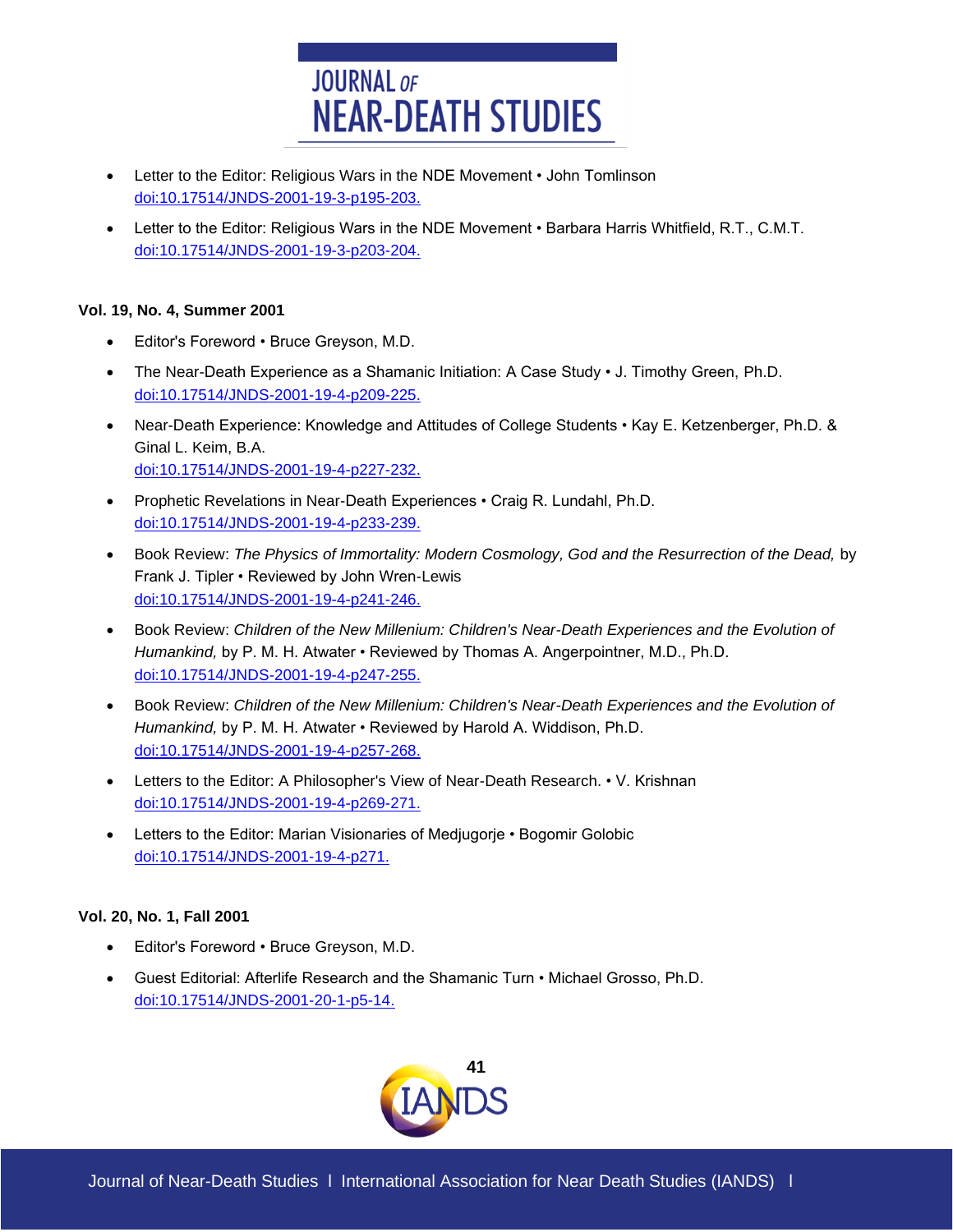- Letter to the Editor: Religious Wars in the NDE Movement • John Tomlinson
  doi:10.17514/JNDS-2001-19-3-p195-203.

- Letter to the Editor: Religious Wars in the NDE Movement • Barbara Harris Whitfield, R.T., C.M.T.
  doi:10.17514/JNDS-2001-19-3-p203-204.

**Vol. 19, No. 4, Summer 2001**

- Editor's Foreword • Bruce Greyson, M.D.

- The Near-Death Experience as a Shamanic Initiation: A Case Study • J. Timothy Green, Ph.D.
  doi:10.17514/JNDS-2001-19-4-p209-225.

- Near-Death Experience: Knowledge and Attitudes of College Students • Kay E. Ketzenberger, Ph.D. & Ginal L. Keim, B.A.
  doi:10.17514/JNDS-2001-19-4-p227-232.

- Prophetic Revelations in Near-Death Experiences • Craig R. Lundahl, Ph.D.
  doi:10.17514/JNDS-2001-19-4-p233-239.

- Book Review: *The Physics of Immortality: Modern Cosmology, God and the Resurrection of the Dead,* by Frank J. Tipler • Reviewed by John Wren-Lewis
  doi:10.17514/JNDS-2001-19-4-p241-246.

- Book Review: *Children of the New Millenium: Children's Near-Death Experiences and the Evolution of Humankind,* by P. M. H. Atwater • Reviewed by Thomas A. Angerpointner, M.D., Ph.D.
  doi:10.17514/JNDS-2001-19-4-p247-255.

- Book Review: *Children of the New Millenium: Children's Near-Death Experiences and the Evolution of Humankind,* by P. M. H. Atwater • Reviewed by Harold A. Widdison, Ph.D.
  doi:10.17514/JNDS-2001-19-4-p257-268.

- Letters to the Editor: A Philosopher's View of Near-Death Research. • V. Krishnan
  doi:10.17514/JNDS-2001-19-4-p269-271.

- Letters to the Editor: Marian Visionaries of Medjugorje • Bogomir Golobic
  doi:10.17514/JNDS-2001-19-4-p271.

**Vol. 20, No. 1, Fall 2001**

- Editor's Foreword • Bruce Greyson, M.D.

- Guest Editorial: Afterlife Research and the Shamanic Turn • Michael Grosso, Ph.D.
  doi:10.17514/JNDS-2001-20-1-p5-14.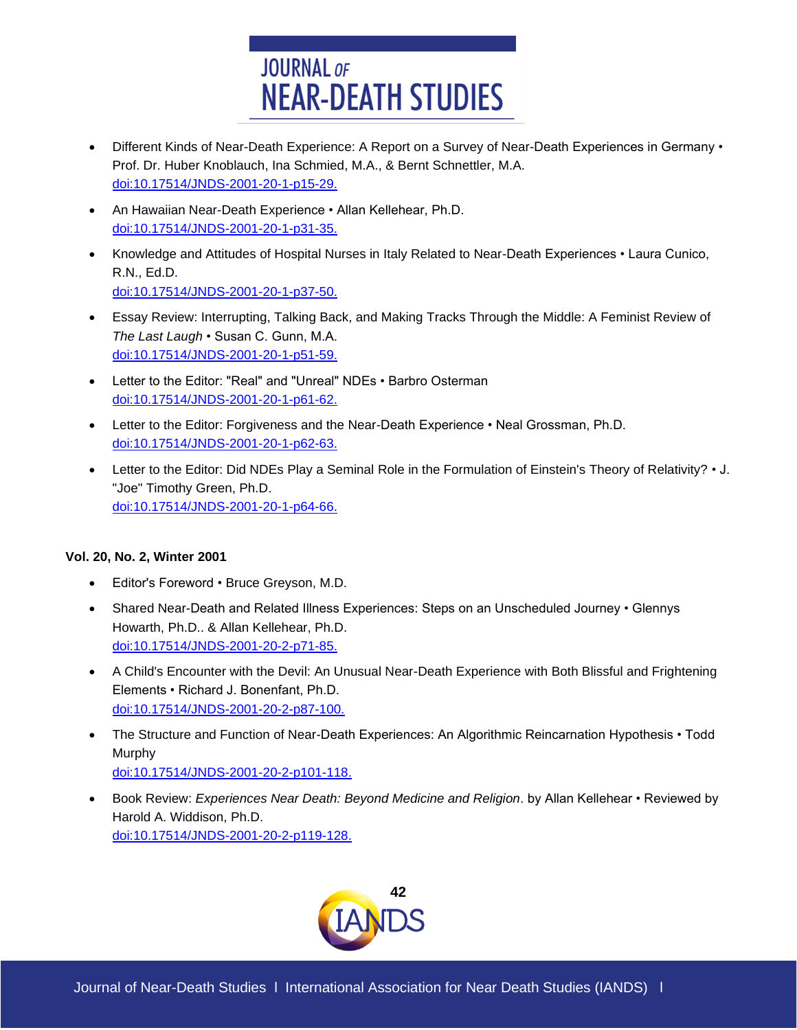- Different Kinds of Near-Death Experience: A Report on a Survey of Near-Death Experiences in Germany • Prof. Dr. Huber Knoblauch, Ina Schmied, M.A., & Bernt Schnettler, M.A.
  doi:10.17514/JNDS-2001-20-1-p15-29.
- An Hawaiian Near-Death Experience • Allan Kellehear, Ph.D.
  doi:10.17514/JNDS-2001-20-1-p31-35.
- Knowledge and Attitudes of Hospital Nurses in Italy Related to Near-Death Experiences • Laura Cunico, R.N., Ed.D.
  doi:10.17514/JNDS-2001-20-1-p37-50.
- Essay Review: Interrupting, Talking Back, and Making Tracks Through the Middle: A Feminist Review of *The Last Laugh* • Susan C. Gunn, M.A.
  doi:10.17514/JNDS-2001-20-1-p51-59.
- Letter to the Editor: "Real" and "Unreal" NDEs • Barbro Osterman
  doi:10.17514/JNDS-2001-20-1-p61-62.
- Letter to the Editor: Forgiveness and the Near-Death Experience • Neal Grossman, Ph.D.
  doi:10.17514/JNDS-2001-20-1-p62-63.
- Letter to the Editor: Did NDEs Play a Seminal Role in the Formulation of Einstein's Theory of Relativity? • J. "Joe" Timothy Green, Ph.D.
  doi:10.17514/JNDS-2001-20-1-p64-66.

**Vol. 20, No. 2, Winter 2001**

- Editor's Foreword • Bruce Greyson, M.D.
- Shared Near-Death and Related Illness Experiences: Steps on an Unscheduled Journey • Glennys Howarth, Ph.D.. & Allan Kellehear, Ph.D.
  doi:10.17514/JNDS-2001-20-2-p71-85.
- A Child's Encounter with the Devil: An Unusual Near-Death Experience with Both Blissful and Frightening Elements • Richard J. Bonenfant, Ph.D.
  doi:10.17514/JNDS-2001-20-2-p87-100.
- The Structure and Function of Near-Death Experiences: An Algorithmic Reincarnation Hypothesis • Todd Murphy
  doi:10.17514/JNDS-2001-20-2-p101-118.
- Book Review: *Experiences Near Death: Beyond Medicine and Religion*. by Allan Kellehear • Reviewed by Harold A. Widdison, Ph.D.
  doi:10.17514/JNDS-2001-20-2-p119-128.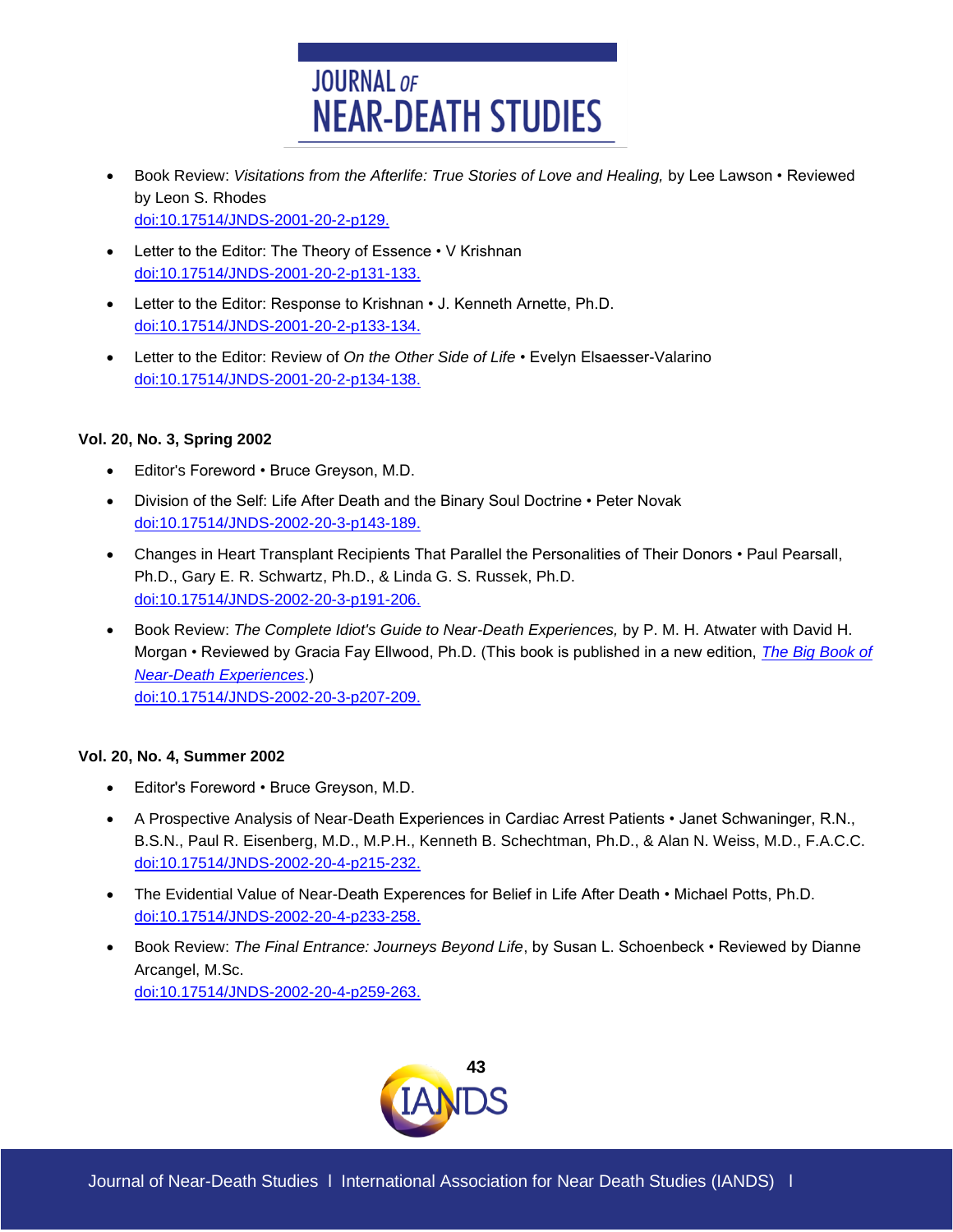- Book Review: *Visitations from the Afterlife: True Stories of Love and Healing,* by Lee Lawson • Reviewed by Leon S. Rhodes
  doi:10.17514/JNDS-2001-20-2-p129.
- Letter to the Editor: The Theory of Essence • V Krishnan
  doi:10.17514/JNDS-2001-20-2-p131-133.
- Letter to the Editor: Response to Krishnan • J. Kenneth Arnette, Ph.D.
  doi:10.17514/JNDS-2001-20-2-p133-134.
- Letter to the Editor: Review of *On the Other Side of Life* • Evelyn Elsaesser-Valarino
  doi:10.17514/JNDS-2001-20-2-p134-138.

**Vol. 20, No. 3, Spring 2002**

- Editor's Foreword • Bruce Greyson, M.D.
- Division of the Self: Life After Death and the Binary Soul Doctrine • Peter Novak
  doi:10.17514/JNDS-2002-20-3-p143-189.
- Changes in Heart Transplant Recipients That Parallel the Personalities of Their Donors • Paul Pearsall, Ph.D., Gary E. R. Schwartz, Ph.D., & Linda G. S. Russek, Ph.D.
  doi:10.17514/JNDS-2002-20-3-p191-206.
- Book Review: *The Complete Idiot's Guide to Near-Death Experiences,* by P. M. H. Atwater with David H. Morgan • Reviewed by Gracia Fay Ellwood, Ph.D. (This book is published in a new edition, *The Big Book of Near-Death Experiences*.)
  doi:10.17514/JNDS-2002-20-3-p207-209.

**Vol. 20, No. 4, Summer 2002**

- Editor's Foreword • Bruce Greyson, M.D.
- A Prospective Analysis of Near-Death Experiences in Cardiac Arrest Patients • Janet Schwaninger, R.N., B.S.N., Paul R. Eisenberg, M.D., M.P.H., Kenneth B. Schechtman, Ph.D., & Alan N. Weiss, M.D., F.A.C.C.
  doi:10.17514/JNDS-2002-20-4-p215-232.
- The Evidential Value of Near-Death Experences for Belief in Life After Death • Michael Potts, Ph.D.
  doi:10.17514/JNDS-2002-20-4-p233-258.
- Book Review: *The Final Entrance: Journeys Beyond Life*, by Susan L. Schoenbeck • Reviewed by Dianne Arcangel, M.Sc.
  doi:10.17514/JNDS-2002-20-4-p259-263.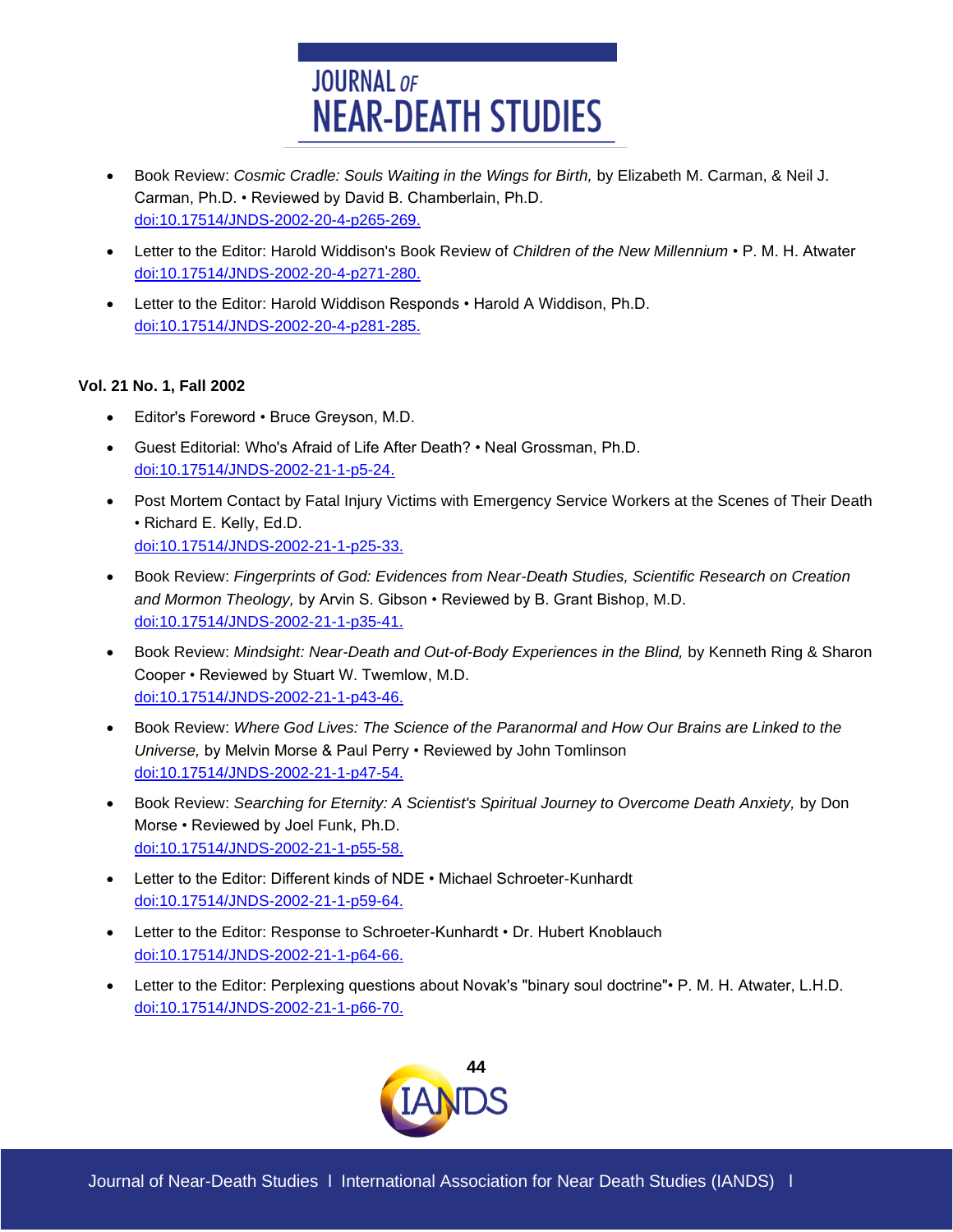- Book Review: *Cosmic Cradle: Souls Waiting in the Wings for Birth,* by Elizabeth M. Carman, & Neil J. Carman, Ph.D. • Reviewed by David B. Chamberlain, Ph.D.
  doi:10.17514/JNDS-2002-20-4-p265-269.
- Letter to the Editor: Harold Widdison's Book Review of *Children of the New Millennium* • P. M. H. Atwater
  doi:10.17514/JNDS-2002-20-4-p271-280.
- Letter to the Editor: Harold Widdison Responds • Harold A Widdison, Ph.D.
  doi:10.17514/JNDS-2002-20-4-p281-285.

**Vol. 21 No. 1, Fall 2002**

- Editor's Foreword • Bruce Greyson, M.D.
- Guest Editorial: Who's Afraid of Life After Death? • Neal Grossman, Ph.D.
  doi:10.17514/JNDS-2002-21-1-p5-24.
- Post Mortem Contact by Fatal Injury Victims with Emergency Service Workers at the Scenes of Their Death • Richard E. Kelly, Ed.D.
  doi:10.17514/JNDS-2002-21-1-p25-33.
- Book Review: *Fingerprints of God: Evidences from Near-Death Studies, Scientific Research on Creation and Mormon Theology,* by Arvin S. Gibson • Reviewed by B. Grant Bishop, M.D.
  doi:10.17514/JNDS-2002-21-1-p35-41.
- Book Review: *Mindsight: Near-Death and Out-of-Body Experiences in the Blind,* by Kenneth Ring & Sharon Cooper • Reviewed by Stuart W. Twemlow, M.D.
  doi:10.17514/JNDS-2002-21-1-p43-46.
- Book Review: *Where God Lives: The Science of the Paranormal and How Our Brains are Linked to the Universe,* by Melvin Morse & Paul Perry • Reviewed by John Tomlinson
  doi:10.17514/JNDS-2002-21-1-p47-54.
- Book Review: *Searching for Eternity: A Scientist's Spiritual Journey to Overcome Death Anxiety,* by Don Morse • Reviewed by Joel Funk, Ph.D.
  doi:10.17514/JNDS-2002-21-1-p55-58.
- Letter to the Editor: Different kinds of NDE • Michael Schroeter-Kunhardt
  doi:10.17514/JNDS-2002-21-1-p59-64.
- Letter to the Editor: Response to Schroeter-Kunhardt • Dr. Hubert Knoblauch
  doi:10.17514/JNDS-2002-21-1-p64-66.
- Letter to the Editor: Perplexing questions about Novak's "binary soul doctrine"• P. M. H. Atwater, L.H.D.
  doi:10.17514/JNDS-2002-21-1-p66-70.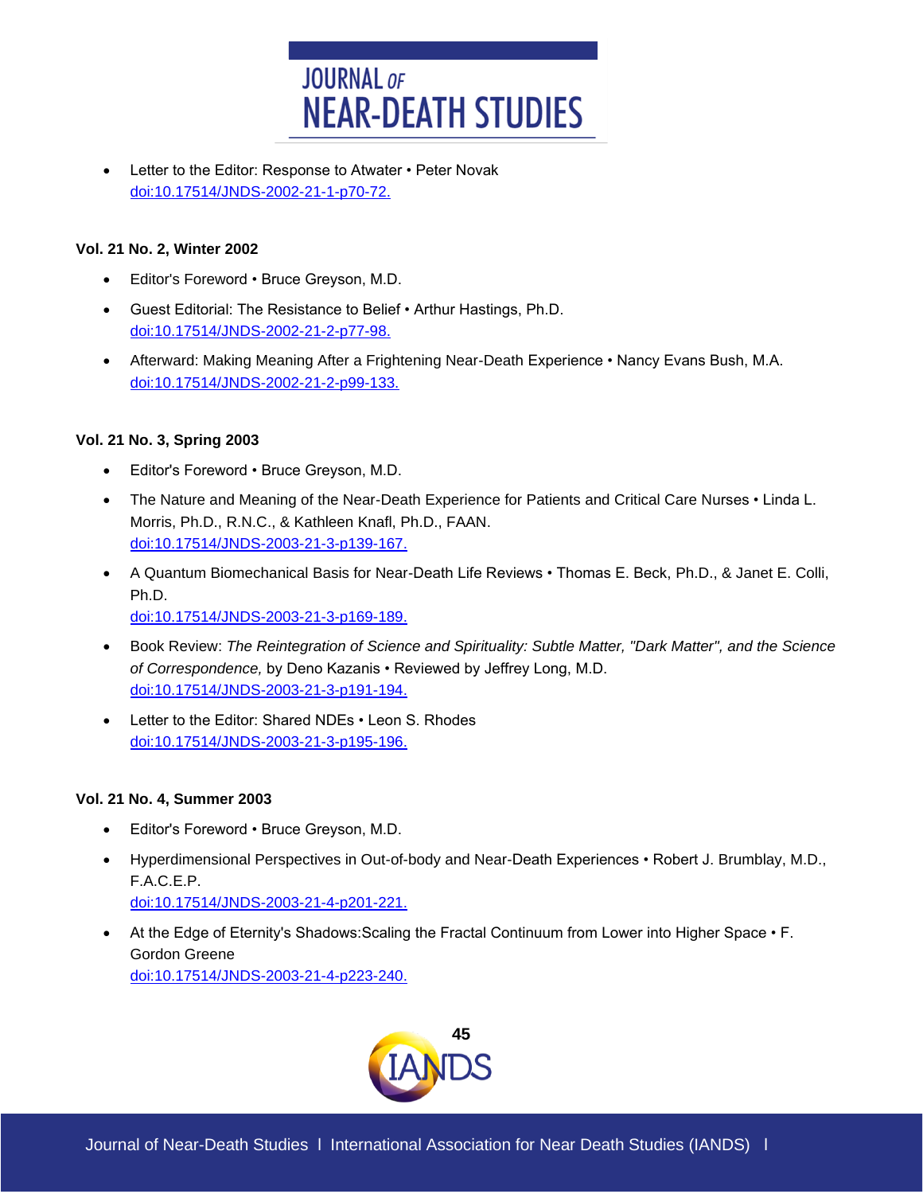- Letter to the Editor: Response to Atwater • Peter Novak
  doi:10.17514/JNDS-2002-21-1-p70-72.

**Vol. 21 No. 2, Winter 2002**

- Editor's Foreword • Bruce Greyson, M.D.
- Guest Editorial: The Resistance to Belief • Arthur Hastings, Ph.D.
  doi:10.17514/JNDS-2002-21-2-p77-98.
- Afterward: Making Meaning After a Frightening Near-Death Experience • Nancy Evans Bush, M.A.
  doi:10.17514/JNDS-2002-21-2-p99-133.

**Vol. 21 No. 3, Spring 2003**

- Editor's Foreword • Bruce Greyson, M.D.
- The Nature and Meaning of the Near-Death Experience for Patients and Critical Care Nurses • Linda L. Morris, Ph.D., R.N.C., & Kathleen Knafl, Ph.D., FAAN.
  doi:10.17514/JNDS-2003-21-3-p139-167.
- A Quantum Biomechanical Basis for Near-Death Life Reviews • Thomas E. Beck, Ph.D., & Janet E. Colli, Ph.D.
  doi:10.17514/JNDS-2003-21-3-p169-189.
- Book Review: *The Reintegration of Science and Spirituality: Subtle Matter, "Dark Matter", and the Science of Correspondence,* by Deno Kazanis • Reviewed by Jeffrey Long, M.D.
  doi:10.17514/JNDS-2003-21-3-p191-194.
- Letter to the Editor: Shared NDEs • Leon S. Rhodes
  doi:10.17514/JNDS-2003-21-3-p195-196.

**Vol. 21 No. 4, Summer 2003**

- Editor's Foreword • Bruce Greyson, M.D.
- Hyperdimensional Perspectives in Out-of-body and Near-Death Experiences • Robert J. Brumblay, M.D., F.A.C.E.P.
  doi:10.17514/JNDS-2003-21-4-p201-221.
- At the Edge of Eternity's Shadows:Scaling the Fractal Continuum from Lower into Higher Space • F. Gordon Greene
  doi:10.17514/JNDS-2003-21-4-p223-240.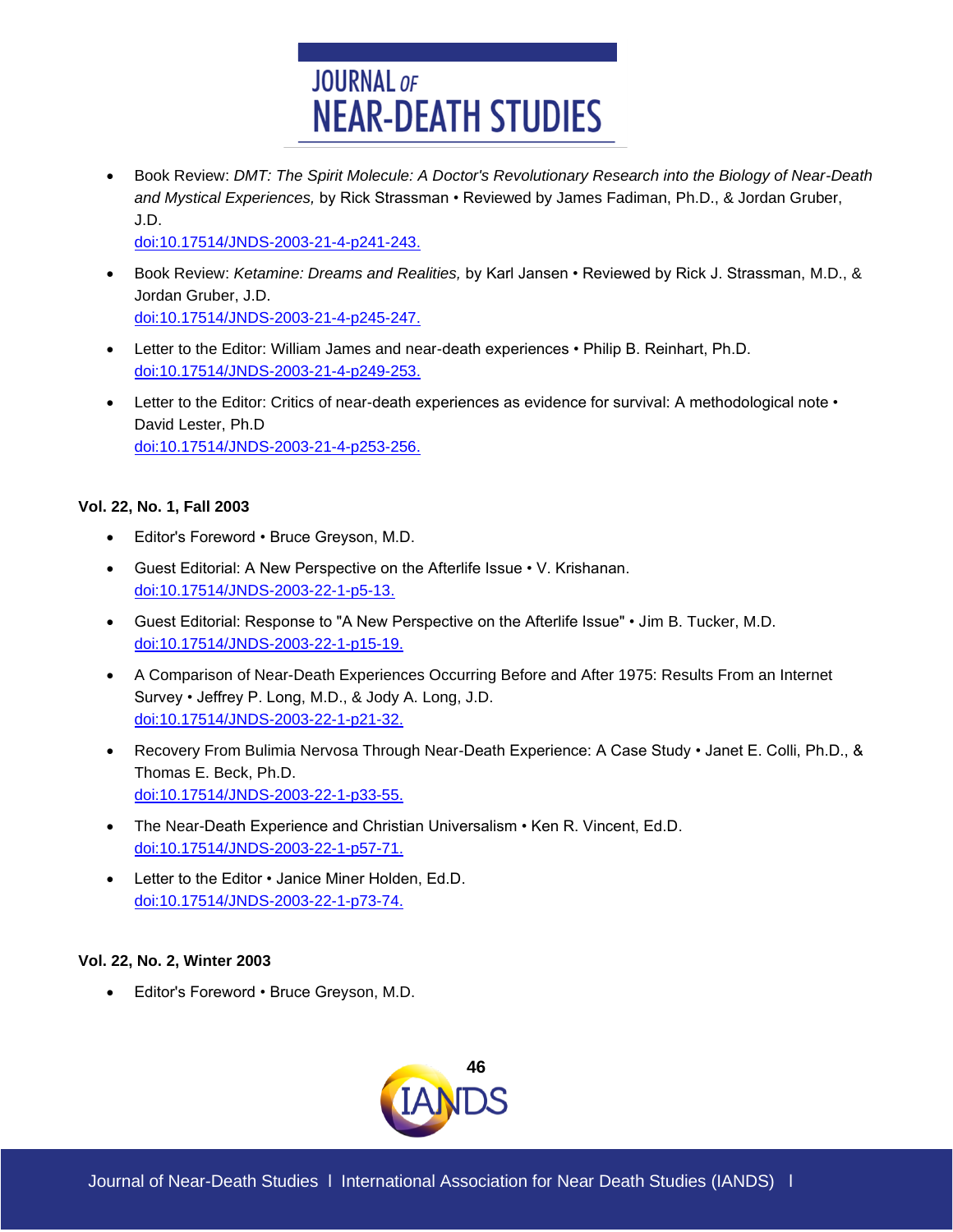- Book Review: *DMT: The Spirit Molecule: A Doctor's Revolutionary Research into the Biology of Near-Death and Mystical Experiences,* by Rick Strassman • Reviewed by James Fadiman, Ph.D., & Jordan Gruber, J.D.
  doi:10.17514/JNDS-2003-21-4-p241-243.
- Book Review: *Ketamine: Dreams and Realities,* by Karl Jansen • Reviewed by Rick J. Strassman, M.D., & Jordan Gruber, J.D.
  doi:10.17514/JNDS-2003-21-4-p245-247.
- Letter to the Editor: William James and near-death experiences • Philip B. Reinhart, Ph.D.
  doi:10.17514/JNDS-2003-21-4-p249-253.
- Letter to the Editor: Critics of near-death experiences as evidence for survival: A methodological note • David Lester, Ph.D
  doi:10.17514/JNDS-2003-21-4-p253-256.

**Vol. 22, No. 1, Fall 2003**

- Editor's Foreword • Bruce Greyson, M.D.
- Guest Editorial: A New Perspective on the Afterlife Issue • V. Krishanan.
  doi:10.17514/JNDS-2003-22-1-p5-13.
- Guest Editorial: Response to "A New Perspective on the Afterlife Issue" • Jim B. Tucker, M.D.
  doi:10.17514/JNDS-2003-22-1-p15-19.
- A Comparison of Near-Death Experiences Occurring Before and After 1975: Results From an Internet Survey • Jeffrey P. Long, M.D., & Jody A. Long, J.D.
  doi:10.17514/JNDS-2003-22-1-p21-32.
- Recovery From Bulimia Nervosa Through Near-Death Experience: A Case Study • Janet E. Colli, Ph.D., & Thomas E. Beck, Ph.D.
  doi:10.17514/JNDS-2003-22-1-p33-55.
- The Near-Death Experience and Christian Universalism • Ken R. Vincent, Ed.D.
  doi:10.17514/JNDS-2003-22-1-p57-71.
- Letter to the Editor • Janice Miner Holden, Ed.D.
  doi:10.17514/JNDS-2003-22-1-p73-74.

**Vol. 22, No. 2, Winter 2003**

- Editor's Foreword • Bruce Greyson, M.D.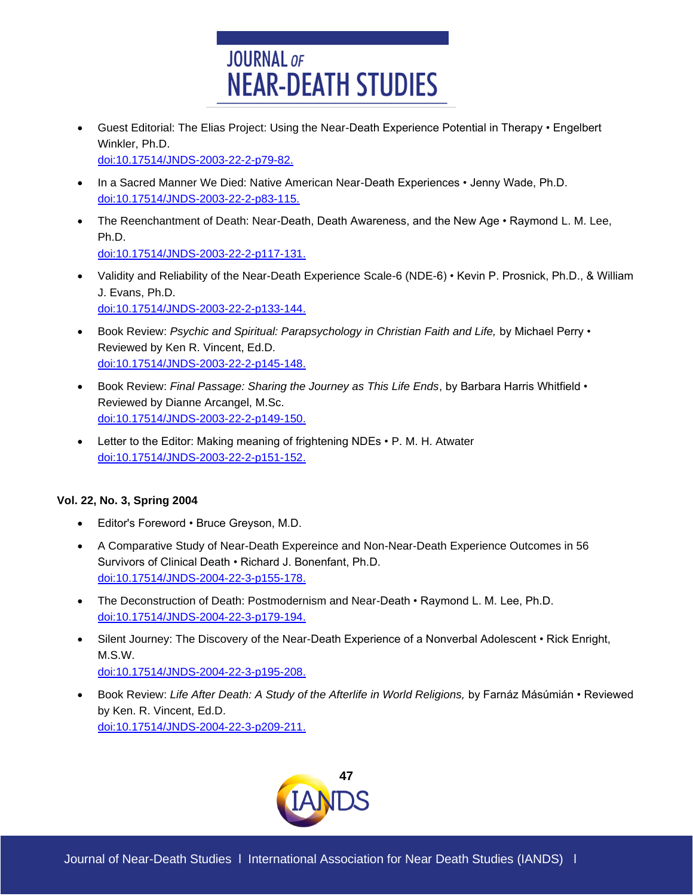- Guest Editorial: The Elias Project: Using the Near-Death Experience Potential in Therapy • Engelbert Winkler, Ph.D.
  doi:10.17514/JNDS-2003-22-2-p79-82.

- In a Sacred Manner We Died: Native American Near-Death Experiences • Jenny Wade, Ph.D.
  doi:10.17514/JNDS-2003-22-2-p83-115.

- The Reenchantment of Death: Near-Death, Death Awareness, and the New Age • Raymond L. M. Lee, Ph.D.
  doi:10.17514/JNDS-2003-22-2-p117-131.

- Validity and Reliability of the Near-Death Experience Scale-6 (NDE-6) • Kevin P. Prosnick, Ph.D., & William J. Evans, Ph.D.
  doi:10.17514/JNDS-2003-22-2-p133-144.

- Book Review: *Psychic and Spiritual: Parapsychology in Christian Faith and Life,* by Michael Perry • Reviewed by Ken R. Vincent, Ed.D.
  doi:10.17514/JNDS-2003-22-2-p145-148.

- Book Review: *Final Passage: Sharing the Journey as This Life Ends*, by Barbara Harris Whitfield • Reviewed by Dianne Arcangel, M.Sc.
  doi:10.17514/JNDS-2003-22-2-p149-150.

- Letter to the Editor: Making meaning of frightening NDEs • P. M. H. Atwater
  doi:10.17514/JNDS-2003-22-2-p151-152.

**Vol. 22, No. 3, Spring 2004**

- Editor's Foreword • Bruce Greyson, M.D.

- A Comparative Study of Near-Death Expereince and Non-Near-Death Experience Outcomes in 56 Survivors of Clinical Death • Richard J. Bonenfant, Ph.D.
  doi:10.17514/JNDS-2004-22-3-p155-178.

- The Deconstruction of Death: Postmodernism and Near-Death • Raymond L. M. Lee, Ph.D.
  doi:10.17514/JNDS-2004-22-3-p179-194.

- Silent Journey: The Discovery of the Near-Death Experience of a Nonverbal Adolescent • Rick Enright, M.S.W.
  doi:10.17514/JNDS-2004-22-3-p195-208.

- Book Review: *Life After Death: A Study of the Afterlife in World Religions,* by Farnáz Másúmián • Reviewed by Ken. R. Vincent, Ed.D.
  doi:10.17514/JNDS-2004-22-3-p209-211.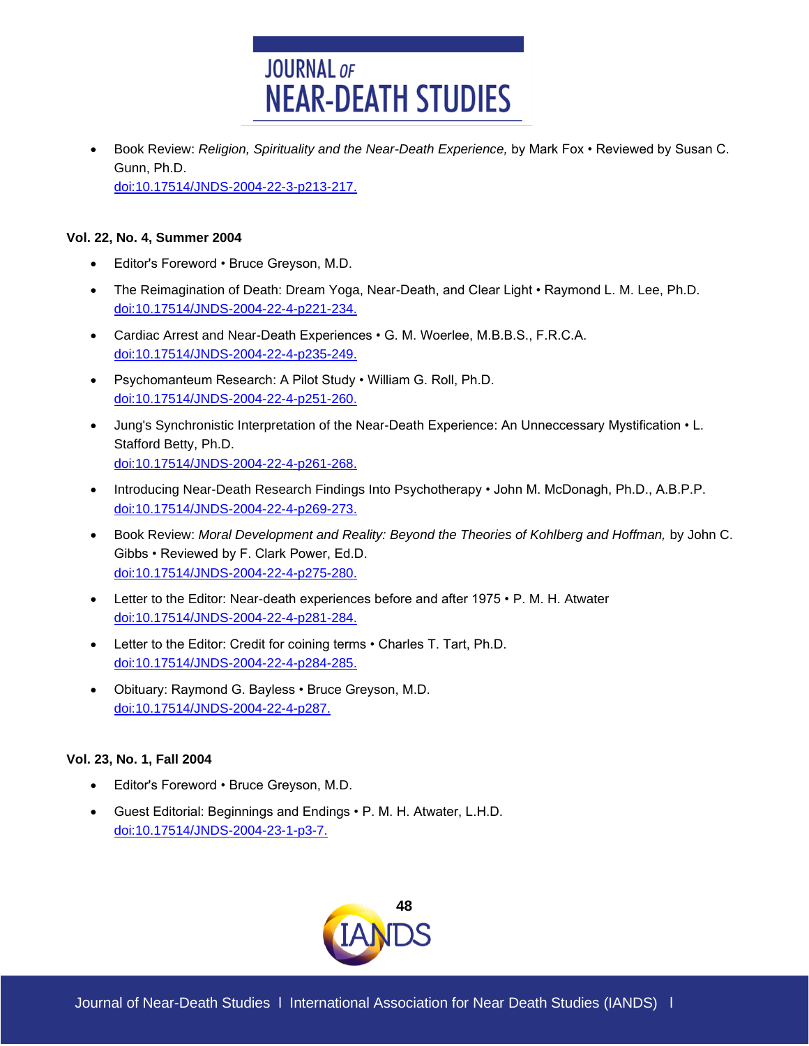- Book Review: *Religion, Spirituality and the Near-Death Experience,* by Mark Fox • Reviewed by Susan C. Gunn, Ph.D.
  doi:10.17514/JNDS-2004-22-3-p213-217.

**Vol. 22, No. 4, Summer 2004**

- Editor's Foreword • Bruce Greyson, M.D.
- The Reimagination of Death: Dream Yoga, Near-Death, and Clear Light • Raymond L. M. Lee, Ph.D.
  doi:10.17514/JNDS-2004-22-4-p221-234.
- Cardiac Arrest and Near-Death Experiences • G. M. Woerlee, M.B.B.S., F.R.C.A.
  doi:10.17514/JNDS-2004-22-4-p235-249.
- Psychomanteum Research: A Pilot Study • William G. Roll, Ph.D.
  doi:10.17514/JNDS-2004-22-4-p251-260.
- Jung's Synchronistic Interpretation of the Near-Death Experience: An Unneccessary Mystification • L. Stafford Betty, Ph.D.
  doi:10.17514/JNDS-2004-22-4-p261-268.
- Introducing Near-Death Research Findings Into Psychotherapy • John M. McDonagh, Ph.D., A.B.P.P.
  doi:10.17514/JNDS-2004-22-4-p269-273.
- Book Review: *Moral Development and Reality: Beyond the Theories of Kohlberg and Hoffman,* by John C. Gibbs • Reviewed by F. Clark Power, Ed.D.
  doi:10.17514/JNDS-2004-22-4-p275-280.
- Letter to the Editor: Near-death experiences before and after 1975 • P. M. H. Atwater
  doi:10.17514/JNDS-2004-22-4-p281-284.
- Letter to the Editor: Credit for coining terms • Charles T. Tart, Ph.D.
  doi:10.17514/JNDS-2004-22-4-p284-285.
- Obituary: Raymond G. Bayless • Bruce Greyson, M.D.
  doi:10.17514/JNDS-2004-22-4-p287.

**Vol. 23, No. 1, Fall 2004**

- Editor's Foreword • Bruce Greyson, M.D.
- Guest Editorial: Beginnings and Endings • P. M. H. Atwater, L.H.D.
  doi:10.17514/JNDS-2004-23-1-p3-7.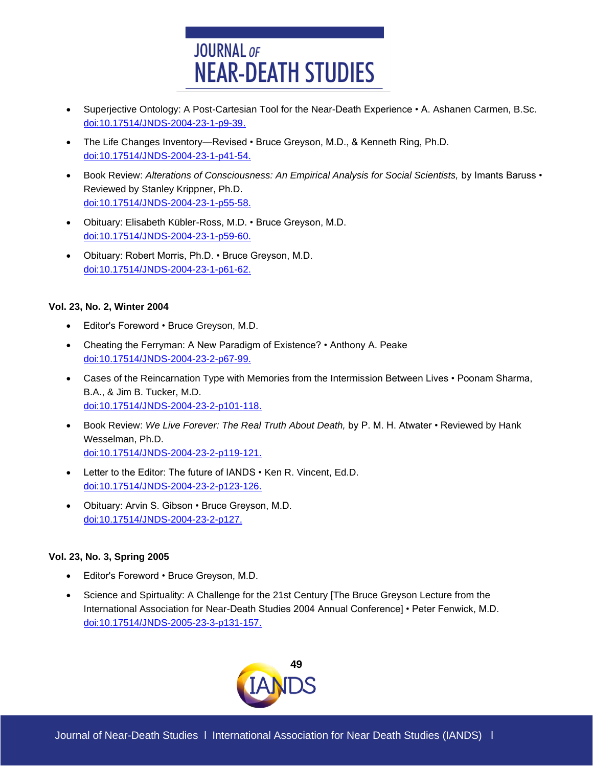- Superjective Ontology: A Post-Cartesian Tool for the Near-Death Experience • A. Ashanen Carmen, B.Sc. doi:10.17514/JNDS-2004-23-1-p9-39.
- The Life Changes Inventory—Revised • Bruce Greyson, M.D., & Kenneth Ring, Ph.D. doi:10.17514/JNDS-2004-23-1-p41-54.
- Book Review: *Alterations of Consciousness: An Empirical Analysis for Social Scientists,* by Imants Baruss • Reviewed by Stanley Krippner, Ph.D. doi:10.17514/JNDS-2004-23-1-p55-58.
- Obituary: Elisabeth Kübler-Ross, M.D. • Bruce Greyson, M.D. doi:10.17514/JNDS-2004-23-1-p59-60.
- Obituary: Robert Morris, Ph.D. • Bruce Greyson, M.D. doi:10.17514/JNDS-2004-23-1-p61-62.

**Vol. 23, No. 2, Winter 2004**

- Editor's Foreword • Bruce Greyson, M.D.
- Cheating the Ferryman: A New Paradigm of Existence? • Anthony A. Peake doi:10.17514/JNDS-2004-23-2-p67-99.
- Cases of the Reincarnation Type with Memories from the Intermission Between Lives • Poonam Sharma, B.A., & Jim B. Tucker, M.D. doi:10.17514/JNDS-2004-23-2-p101-118.
- Book Review: *We Live Forever: The Real Truth About Death,* by P. M. H. Atwater • Reviewed by Hank Wesselman, Ph.D. doi:10.17514/JNDS-2004-23-2-p119-121.
- Letter to the Editor: The future of IANDS • Ken R. Vincent, Ed.D. doi:10.17514/JNDS-2004-23-2-p123-126.
- Obituary: Arvin S. Gibson • Bruce Greyson, M.D. doi:10.17514/JNDS-2004-23-2-p127.

**Vol. 23, No. 3, Spring 2005**

- Editor's Foreword • Bruce Greyson, M.D.
- Science and Spirtuality: A Challenge for the 21st Century [The Bruce Greyson Lecture from the International Association for Near-Death Studies 2004 Annual Conference] • Peter Fenwick, M.D. doi:10.17514/JNDS-2005-23-3-p131-157.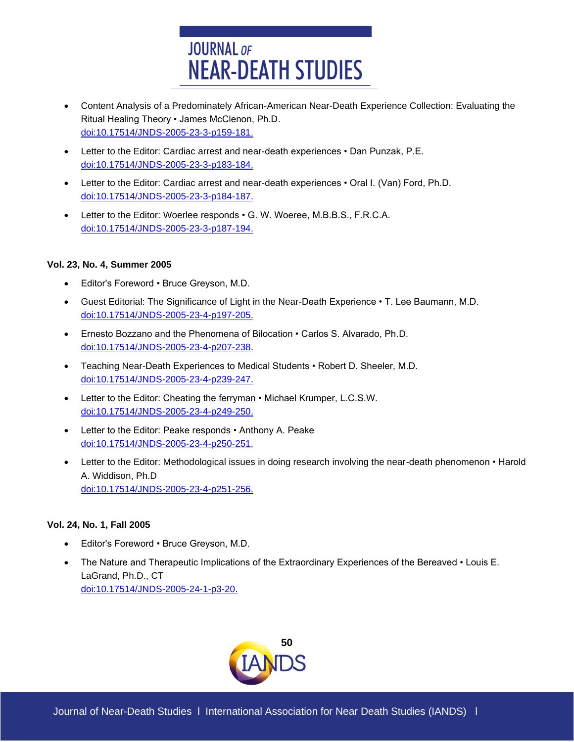- Content Analysis of a Predominately African-American Near-Death Experience Collection: Evaluating the Ritual Healing Theory • James McClenon, Ph.D.
  doi:10.17514/JNDS-2005-23-3-p159-181.
- Letter to the Editor: Cardiac arrest and near-death experiences • Dan Punzak, P.E.
  doi:10.17514/JNDS-2005-23-3-p183-184.
- Letter to the Editor: Cardiac arrest and near-death experiences • Oral I. (Van) Ford, Ph.D.
  doi:10.17514/JNDS-2005-23-3-p184-187.
- Letter to the Editor: Woerlee responds • G. W. Woeree, M.B.B.S., F.R.C.A.
  doi:10.17514/JNDS-2005-23-3-p187-194.

**Vol. 23, No. 4, Summer 2005**

- Editor's Foreword • Bruce Greyson, M.D.
- Guest Editorial: The Significance of Light in the Near-Death Experience • T. Lee Baumann, M.D.
  doi:10.17514/JNDS-2005-23-4-p197-205.
- Ernesto Bozzano and the Phenomena of Bilocation • Carlos S. Alvarado, Ph.D.
  doi:10.17514/JNDS-2005-23-4-p207-238.
- Teaching Near-Death Experiences to Medical Students • Robert D. Sheeler, M.D.
  doi:10.17514/JNDS-2005-23-4-p239-247.
- Letter to the Editor: Cheating the ferryman • Michael Krumper, L.C.S.W.
  doi:10.17514/JNDS-2005-23-4-p249-250.
- Letter to the Editor: Peake responds • Anthony A. Peake
  doi:10.17514/JNDS-2005-23-4-p250-251.
- Letter to the Editor: Methodological issues in doing research involving the near-death phenomenon • Harold A. Widdison, Ph.D
  doi:10.17514/JNDS-2005-23-4-p251-256.

**Vol. 24, No. 1, Fall 2005**

- Editor's Foreword • Bruce Greyson, M.D.
- The Nature and Therapeutic Implications of the Extraordinary Experiences of the Bereaved • Louis E. LaGrand, Ph.D., CT
  doi:10.17514/JNDS-2005-24-1-p3-20.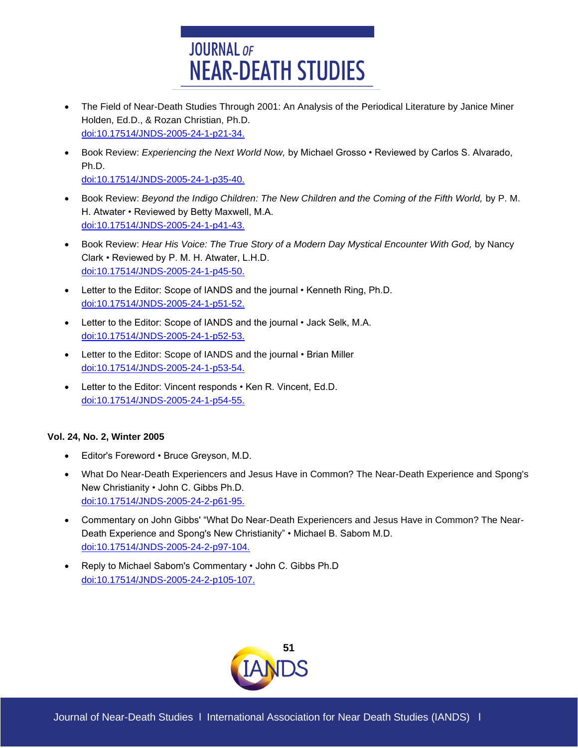- The Field of Near-Death Studies Through 2001: An Analysis of the Periodical Literature by Janice Miner Holden, Ed.D., & Rozan Christian, Ph.D. doi:10.17514/JNDS-2005-24-1-p21-34.
- Book Review: *Experiencing the Next World Now,* by Michael Grosso • Reviewed by Carlos S. Alvarado, Ph.D. doi:10.17514/JNDS-2005-24-1-p35-40.
- Book Review: *Beyond the Indigo Children: The New Children and the Coming of the Fifth World,* by P. M. H. Atwater • Reviewed by Betty Maxwell, M.A. doi:10.17514/JNDS-2005-24-1-p41-43.
- Book Review: *Hear His Voice: The True Story of a Modern Day Mystical Encounter With God,* by Nancy Clark • Reviewed by P. M. H. Atwater, L.H.D. doi:10.17514/JNDS-2005-24-1-p45-50.
- Letter to the Editor: Scope of IANDS and the journal • Kenneth Ring, Ph.D. doi:10.17514/JNDS-2005-24-1-p51-52.
- Letter to the Editor: Scope of IANDS and the journal • Jack Selk, M.A. doi:10.17514/JNDS-2005-24-1-p52-53.
- Letter to the Editor: Scope of IANDS and the journal • Brian Miller doi:10.17514/JNDS-2005-24-1-p53-54.
- Letter to the Editor: Vincent responds • Ken R. Vincent, Ed.D. doi:10.17514/JNDS-2005-24-1-p54-55.

**Vol. 24, No. 2, Winter 2005**

- Editor's Foreword • Bruce Greyson, M.D.
- What Do Near-Death Experiencers and Jesus Have in Common? The Near-Death Experience and Spong's New Christianity • John C. Gibbs Ph.D. doi:10.17514/JNDS-2005-24-2-p61-95.
- Commentary on John Gibbs' "What Do Near-Death Experiencers and Jesus Have in Common? The Near-Death Experience and Spong's New Christianity" • Michael B. Sabom M.D. doi:10.17514/JNDS-2005-24-2-p97-104.
- Reply to Michael Sabom's Commentary • John C. Gibbs Ph.D doi:10.17514/JNDS-2005-24-2-p105-107.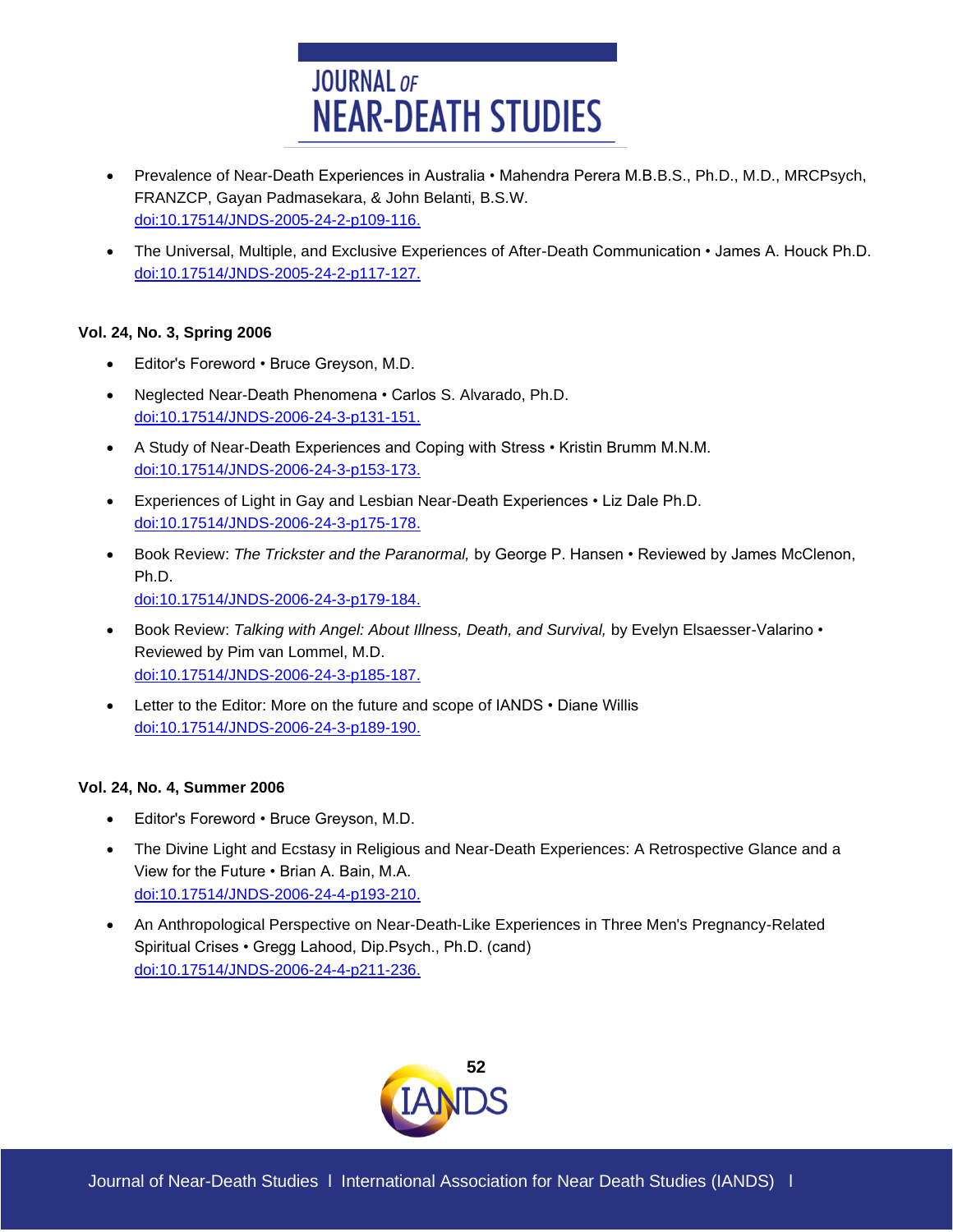- Prevalence of Near-Death Experiences in Australia • Mahendra Perera M.B.B.S., Ph.D., M.D., MRCPsych, FRANZCP, Gayan Padmasekara, & John Belanti, B.S.W. doi:10.17514/JNDS-2005-24-2-p109-116.

- The Universal, Multiple, and Exclusive Experiences of After-Death Communication • James A. Houck Ph.D. doi:10.17514/JNDS-2005-24-2-p117-127.

**Vol. 24, No. 3, Spring 2006**

- Editor's Foreword • Bruce Greyson, M.D.

- Neglected Near-Death Phenomena • Carlos S. Alvarado, Ph.D. doi:10.17514/JNDS-2006-24-3-p131-151.

- A Study of Near-Death Experiences and Coping with Stress • Kristin Brumm M.N.M. doi:10.17514/JNDS-2006-24-3-p153-173.

- Experiences of Light in Gay and Lesbian Near-Death Experiences • Liz Dale Ph.D. doi:10.17514/JNDS-2006-24-3-p175-178.

- Book Review: *The Trickster and the Paranormal,* by George P. Hansen • Reviewed by James McClenon, Ph.D. doi:10.17514/JNDS-2006-24-3-p179-184.

- Book Review: *Talking with Angel: About Illness, Death, and Survival,* by Evelyn Elsaesser-Valarino • Reviewed by Pim van Lommel, M.D. doi:10.17514/JNDS-2006-24-3-p185-187.

- Letter to the Editor: More on the future and scope of IANDS • Diane Willis doi:10.17514/JNDS-2006-24-3-p189-190.

**Vol. 24, No. 4, Summer 2006**

- Editor's Foreword • Bruce Greyson, M.D.

- The Divine Light and Ecstasy in Religious and Near-Death Experiences: A Retrospective Glance and a View for the Future • Brian A. Bain, M.A. doi:10.17514/JNDS-2006-24-4-p193-210.

- An Anthropological Perspective on Near-Death-Like Experiences in Three Men's Pregnancy-Related Spiritual Crises • Gregg Lahood, Dip.Psych., Ph.D. (cand) doi:10.17514/JNDS-2006-24-4-p211-236.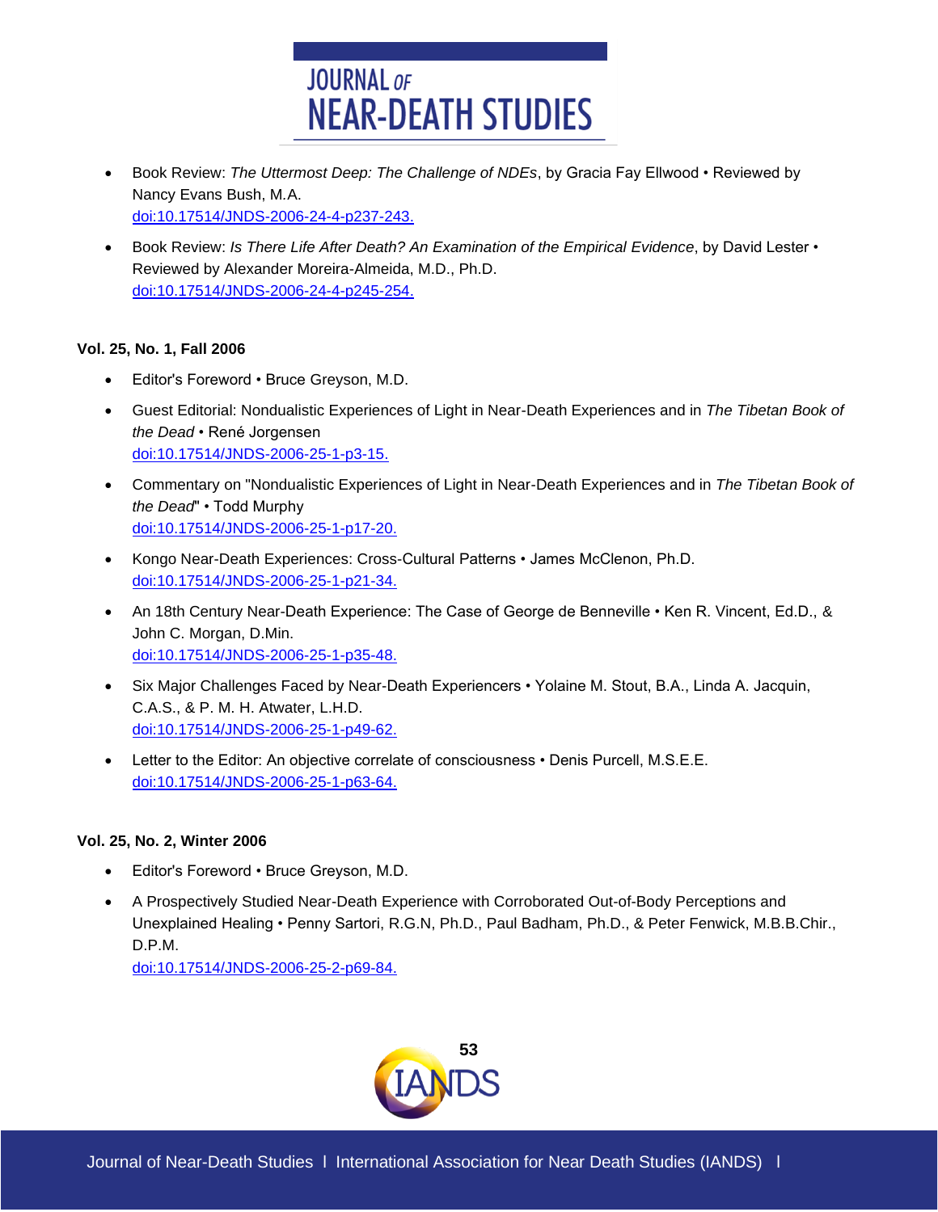- Book Review: *The Uttermost Deep: The Challenge of NDEs*, by Gracia Fay Ellwood • Reviewed by Nancy Evans Bush, M.A.
  doi:10.17514/JNDS-2006-24-4-p237-243.

- Book Review: *Is There Life After Death? An Examination of the Empirical Evidence*, by David Lester • Reviewed by Alexander Moreira-Almeida, M.D., Ph.D.
  doi:10.17514/JNDS-2006-24-4-p245-254.

**Vol. 25, No. 1, Fall 2006**

- Editor's Foreword • Bruce Greyson, M.D.

- Guest Editorial: Nondualistic Experiences of Light in Near-Death Experiences and in *The Tibetan Book of the Dead* • René Jorgensen
  doi:10.17514/JNDS-2006-25-1-p3-15.

- Commentary on "Nondualistic Experiences of Light in Near-Death Experiences and in *The Tibetan Book of the Dead*" • Todd Murphy
  doi:10.17514/JNDS-2006-25-1-p17-20.

- Kongo Near-Death Experiences: Cross-Cultural Patterns • James McClenon, Ph.D.
  doi:10.17514/JNDS-2006-25-1-p21-34.

- An 18th Century Near-Death Experience: The Case of George de Benneville • Ken R. Vincent, Ed.D., & John C. Morgan, D.Min.
  doi:10.17514/JNDS-2006-25-1-p35-48.

- Six Major Challenges Faced by Near-Death Experiencers • Yolaine M. Stout, B.A., Linda A. Jacquin, C.A.S., & P. M. H. Atwater, L.H.D.
  doi:10.17514/JNDS-2006-25-1-p49-62.

- Letter to the Editor: An objective correlate of consciousness • Denis Purcell, M.S.E.E.
  doi:10.17514/JNDS-2006-25-1-p63-64.

**Vol. 25, No. 2, Winter 2006**

- Editor's Foreword • Bruce Greyson, M.D.

- A Prospectively Studied Near-Death Experience with Corroborated Out-of-Body Perceptions and Unexplained Healing • Penny Sartori, R.G.N, Ph.D., Paul Badham, Ph.D., & Peter Fenwick, M.B.B.Chir., D.P.M.
  doi:10.17514/JNDS-2006-25-2-p69-84.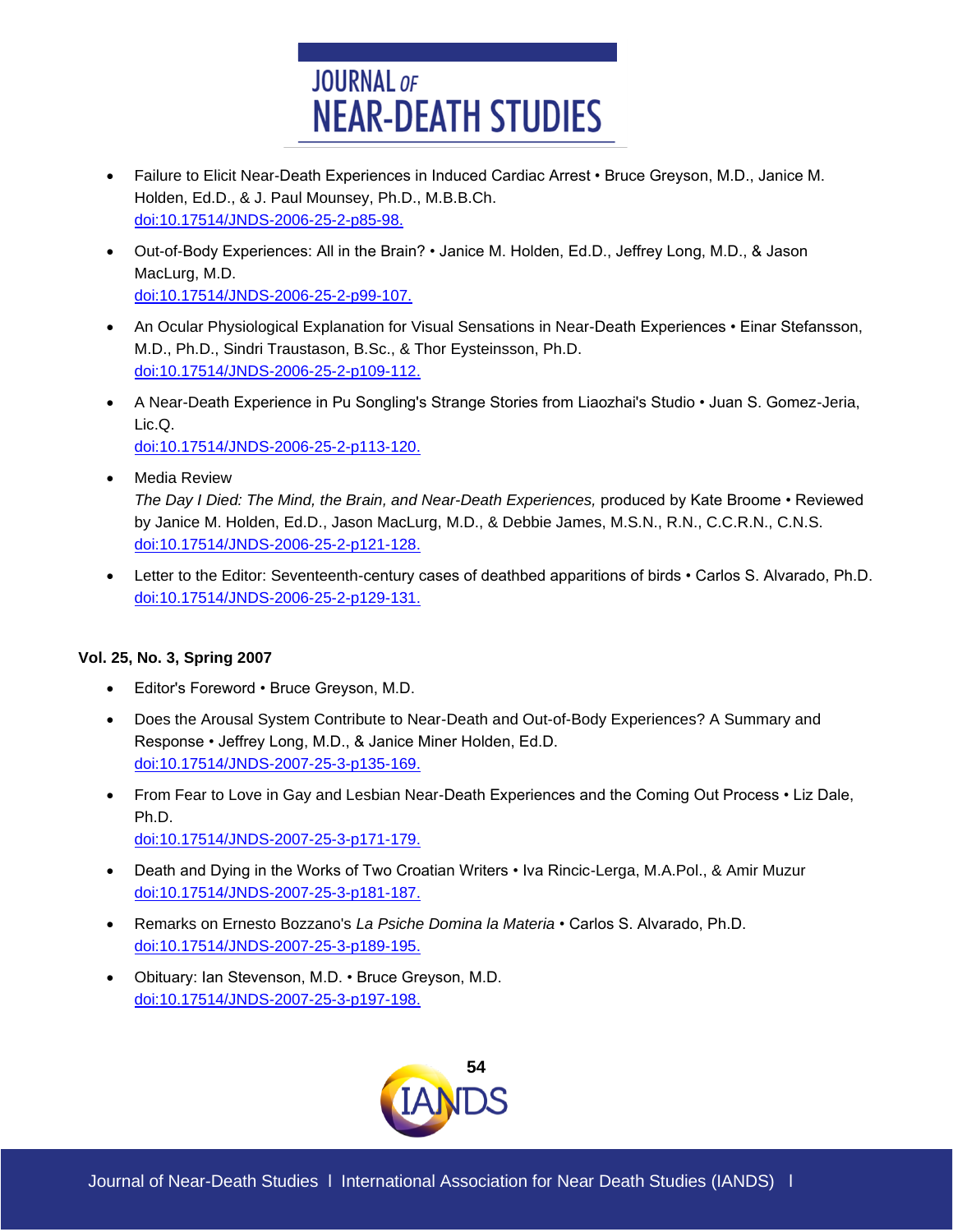- Failure to Elicit Near-Death Experiences in Induced Cardiac Arrest • Bruce Greyson, M.D., Janice M. Holden, Ed.D., & J. Paul Mounsey, Ph.D., M.B.B.Ch.
  doi:10.17514/JNDS-2006-25-2-p85-98.
- Out-of-Body Experiences: All in the Brain? • Janice M. Holden, Ed.D., Jeffrey Long, M.D., & Jason MacLurg, M.D.
  doi:10.17514/JNDS-2006-25-2-p99-107.
- An Ocular Physiological Explanation for Visual Sensations in Near-Death Experiences • Einar Stefansson, M.D., Ph.D., Sindri Traustason, B.Sc., & Thor Eysteinsson, Ph.D.
  doi:10.17514/JNDS-2006-25-2-p109-112.
- A Near-Death Experience in Pu Songling's Strange Stories from Liaozhai's Studio • Juan S. Gomez-Jeria, Lic.Q.
  doi:10.17514/JNDS-2006-25-2-p113-120.
- Media Review
  *The Day I Died: The Mind, the Brain, and Near-Death Experiences,* produced by Kate Broome • Reviewed by Janice M. Holden, Ed.D., Jason MacLurg, M.D., & Debbie James, M.S.N., R.N., C.C.R.N., C.N.S.
  doi:10.17514/JNDS-2006-25-2-p121-128.
- Letter to the Editor: Seventeenth-century cases of deathbed apparitions of birds • Carlos S. Alvarado, Ph.D.
  doi:10.17514/JNDS-2006-25-2-p129-131.

**Vol. 25, No. 3, Spring 2007**

- Editor's Foreword • Bruce Greyson, M.D.
- Does the Arousal System Contribute to Near-Death and Out-of-Body Experiences? A Summary and Response • Jeffrey Long, M.D., & Janice Miner Holden, Ed.D.
  doi:10.17514/JNDS-2007-25-3-p135-169.
- From Fear to Love in Gay and Lesbian Near-Death Experiences and the Coming Out Process • Liz Dale, Ph.D.
  doi:10.17514/JNDS-2007-25-3-p171-179.
- Death and Dying in the Works of Two Croatian Writers • Iva Rincic-Lerga, M.A.Pol., & Amir Muzur
  doi:10.17514/JNDS-2007-25-3-p181-187.
- Remarks on Ernesto Bozzano's *La Psiche Domina la Materia* • Carlos S. Alvarado, Ph.D.
  doi:10.17514/JNDS-2007-25-3-p189-195.
- Obituary: Ian Stevenson, M.D. • Bruce Greyson, M.D.
  doi:10.17514/JNDS-2007-25-3-p197-198.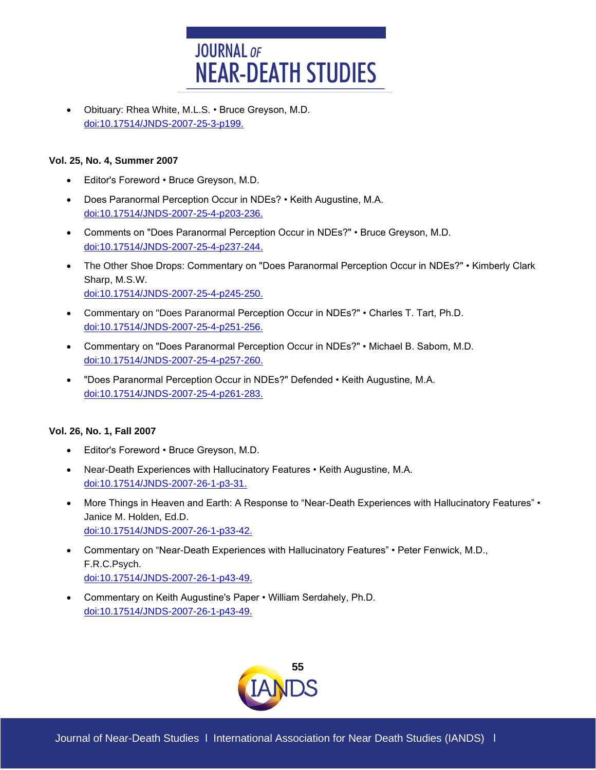- Obituary: Rhea White, M.L.S. • Bruce Greyson, M.D.
  doi:10.17514/JNDS-2007-25-3-p199.

**Vol. 25, No. 4, Summer 2007**

- Editor's Foreword • Bruce Greyson, M.D.
- Does Paranormal Perception Occur in NDEs? • Keith Augustine, M.A.
  doi:10.17514/JNDS-2007-25-4-p203-236.
- Comments on "Does Paranormal Perception Occur in NDEs?" • Bruce Greyson, M.D.
  doi:10.17514/JNDS-2007-25-4-p237-244.
- The Other Shoe Drops: Commentary on "Does Paranormal Perception Occur in NDEs?" • Kimberly Clark Sharp, M.S.W.
  doi:10.17514/JNDS-2007-25-4-p245-250.
- Commentary on "Does Paranormal Perception Occur in NDEs?" • Charles T. Tart, Ph.D.
  doi:10.17514/JNDS-2007-25-4-p251-256.
- Commentary on "Does Paranormal Perception Occur in NDEs?" • Michael B. Sabom, M.D.
  doi:10.17514/JNDS-2007-25-4-p257-260.
- "Does Paranormal Perception Occur in NDEs?" Defended • Keith Augustine, M.A.
  doi:10.17514/JNDS-2007-25-4-p261-283.

**Vol. 26, No. 1, Fall 2007**

- Editor's Foreword • Bruce Greyson, M.D.
- Near-Death Experiences with Hallucinatory Features • Keith Augustine, M.A.
  doi:10.17514/JNDS-2007-26-1-p3-31.
- More Things in Heaven and Earth: A Response to "Near-Death Experiences with Hallucinatory Features" • Janice M. Holden, Ed.D.
  doi:10.17514/JNDS-2007-26-1-p33-42.
- Commentary on "Near-Death Experiences with Hallucinatory Features" • Peter Fenwick, M.D., F.R.C.Psych.
  doi:10.17514/JNDS-2007-26-1-p43-49.
- Commentary on Keith Augustine's Paper • William Serdahely, Ph.D.
  doi:10.17514/JNDS-2007-26-1-p43-49.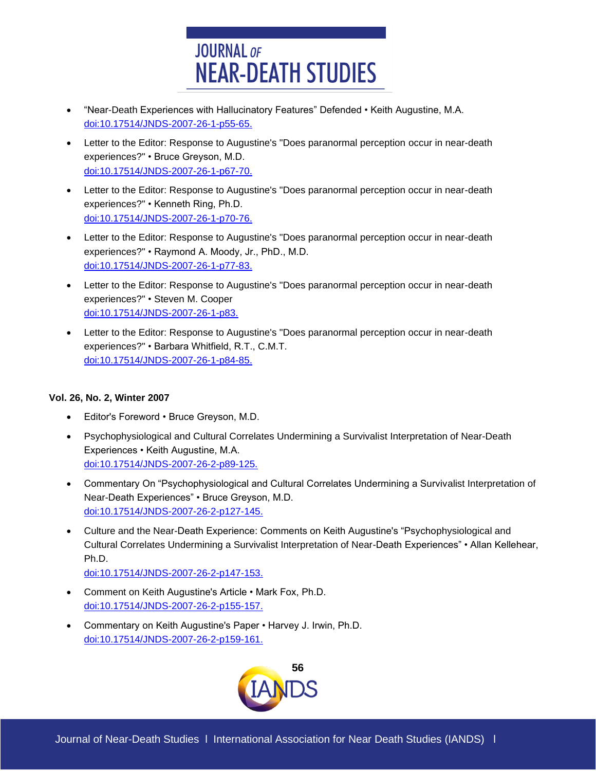- "Near-Death Experiences with Hallucinatory Features" Defended • Keith Augustine, M.A. doi:10.17514/JNDS-2007-26-1-p55-65.
- Letter to the Editor: Response to Augustine's "Does paranormal perception occur in near-death experiences?" • Bruce Greyson, M.D. doi:10.17514/JNDS-2007-26-1-p67-70.
- Letter to the Editor: Response to Augustine's "Does paranormal perception occur in near-death experiences?" • Kenneth Ring, Ph.D. doi:10.17514/JNDS-2007-26-1-p70-76.
- Letter to the Editor: Response to Augustine's "Does paranormal perception occur in near-death experiences?" • Raymond A. Moody, Jr., PhD., M.D. doi:10.17514/JNDS-2007-26-1-p77-83.
- Letter to the Editor: Response to Augustine's "Does paranormal perception occur in near-death experiences?" • Steven M. Cooper doi:10.17514/JNDS-2007-26-1-p83.
- Letter to the Editor: Response to Augustine's "Does paranormal perception occur in near-death experiences?" • Barbara Whitfield, R.T., C.M.T. doi:10.17514/JNDS-2007-26-1-p84-85.

**Vol. 26, No. 2, Winter 2007**

- Editor's Foreword • Bruce Greyson, M.D.
- Psychophysiological and Cultural Correlates Undermining a Survivalist Interpretation of Near-Death Experiences • Keith Augustine, M.A. doi:10.17514/JNDS-2007-26-2-p89-125.
- Commentary On "Psychophysiological and Cultural Correlates Undermining a Survivalist Interpretation of Near-Death Experiences" • Bruce Greyson, M.D. doi:10.17514/JNDS-2007-26-2-p127-145.
- Culture and the Near-Death Experience: Comments on Keith Augustine's "Psychophysiological and Cultural Correlates Undermining a Survivalist Interpretation of Near-Death Experiences" • Allan Kellehear, Ph.D. doi:10.17514/JNDS-2007-26-2-p147-153.
- Comment on Keith Augustine's Article • Mark Fox, Ph.D. doi:10.17514/JNDS-2007-26-2-p155-157.
- Commentary on Keith Augustine's Paper • Harvey J. Irwin, Ph.D. doi:10.17514/JNDS-2007-26-2-p159-161.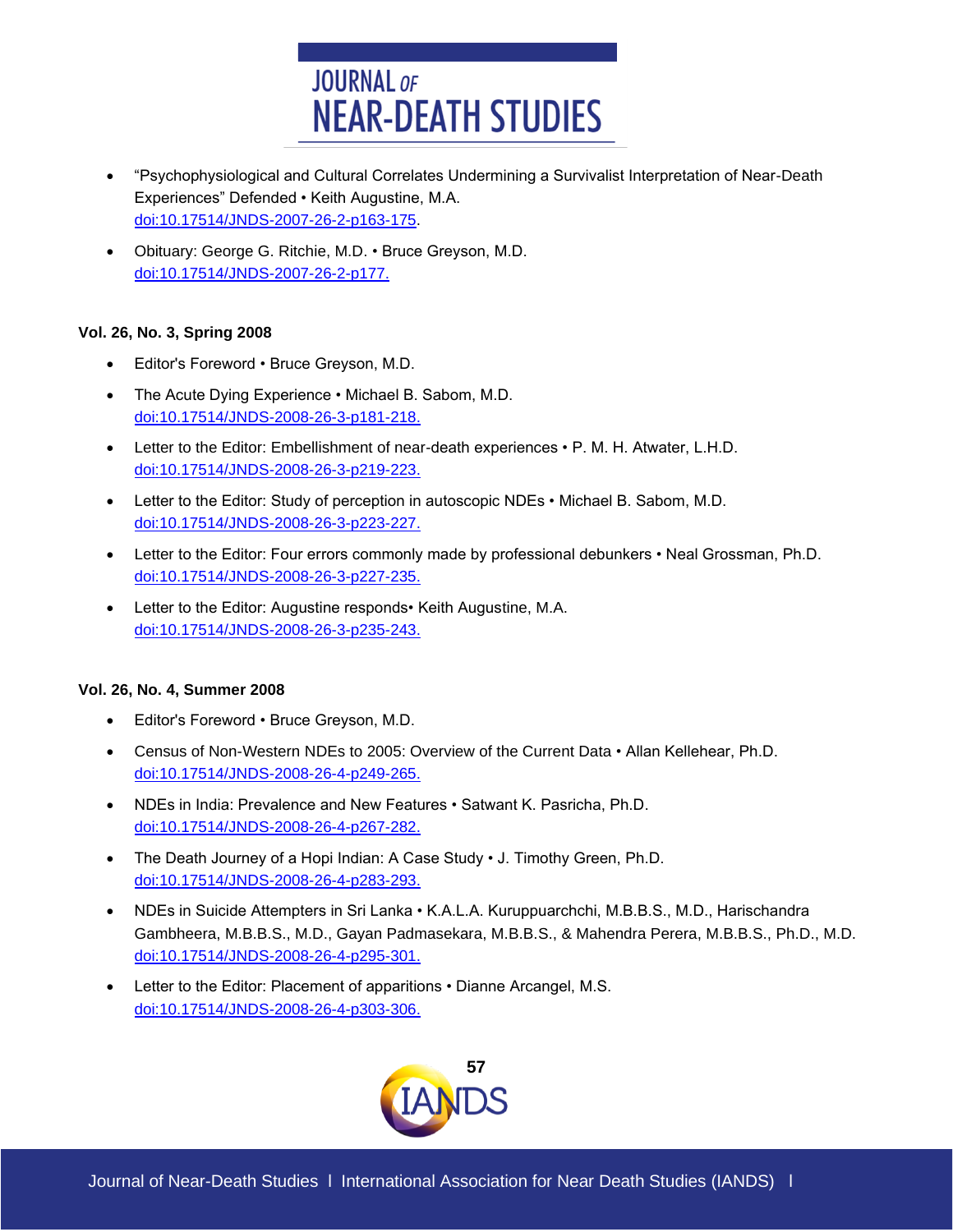- "Psychophysiological and Cultural Correlates Undermining a Survivalist Interpretation of Near-Death Experiences" Defended • Keith Augustine, M.A. doi:10.17514/JNDS-2007-26-2-p163-175.
- Obituary: George G. Ritchie, M.D. • Bruce Greyson, M.D. doi:10.17514/JNDS-2007-26-2-p177.

**Vol. 26, No. 3, Spring 2008**

- Editor's Foreword • Bruce Greyson, M.D.
- The Acute Dying Experience • Michael B. Sabom, M.D. doi:10.17514/JNDS-2008-26-3-p181-218.
- Letter to the Editor: Embellishment of near-death experiences • P. M. H. Atwater, L.H.D. doi:10.17514/JNDS-2008-26-3-p219-223.
- Letter to the Editor: Study of perception in autoscopic NDEs • Michael B. Sabom, M.D. doi:10.17514/JNDS-2008-26-3-p223-227.
- Letter to the Editor: Four errors commonly made by professional debunkers • Neal Grossman, Ph.D. doi:10.17514/JNDS-2008-26-3-p227-235.
- Letter to the Editor: Augustine responds• Keith Augustine, M.A. doi:10.17514/JNDS-2008-26-3-p235-243.

**Vol. 26, No. 4, Summer 2008**

- Editor's Foreword • Bruce Greyson, M.D.
- Census of Non-Western NDEs to 2005: Overview of the Current Data • Allan Kellehear, Ph.D. doi:10.17514/JNDS-2008-26-4-p249-265.
- NDEs in India: Prevalence and New Features • Satwant K. Pasricha, Ph.D. doi:10.17514/JNDS-2008-26-4-p267-282.
- The Death Journey of a Hopi Indian: A Case Study • J. Timothy Green, Ph.D. doi:10.17514/JNDS-2008-26-4-p283-293.
- NDEs in Suicide Attempters in Sri Lanka • K.A.L.A. Kuruppuarchchi, M.B.B.S., M.D., Harischandra Gambheera, M.B.B.S., M.D., Gayan Padmasekara, M.B.B.S., & Mahendra Perera, M.B.B.S., Ph.D., M.D. doi:10.17514/JNDS-2008-26-4-p295-301.
- Letter to the Editor: Placement of apparitions • Dianne Arcangel, M.S. doi:10.17514/JNDS-2008-26-4-p303-306.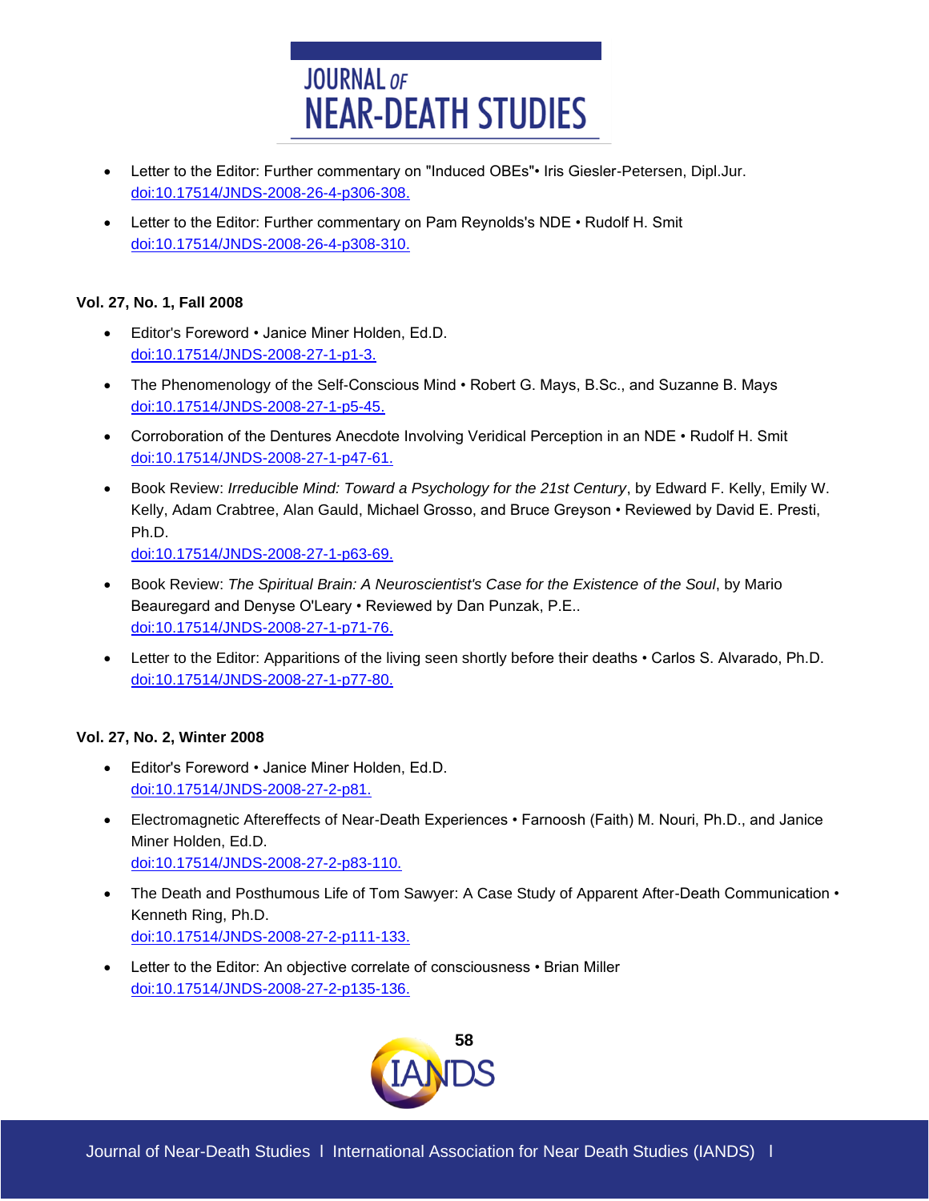- Letter to the Editor: Further commentary on "Induced OBEs"• Iris Giesler-Petersen, Dipl.Jur. doi:10.17514/JNDS-2008-26-4-p306-308.
- Letter to the Editor: Further commentary on Pam Reynolds's NDE • Rudolf H. Smit doi:10.17514/JNDS-2008-26-4-p308-310.

**Vol. 27, No. 1, Fall 2008**

- Editor's Foreword • Janice Miner Holden, Ed.D. doi:10.17514/JNDS-2008-27-1-p1-3.
- The Phenomenology of the Self-Conscious Mind • Robert G. Mays, B.Sc., and Suzanne B. Mays doi:10.17514/JNDS-2008-27-1-p5-45.
- Corroboration of the Dentures Anecdote Involving Veridical Perception in an NDE • Rudolf H. Smit doi:10.17514/JNDS-2008-27-1-p47-61.
- Book Review: *Irreducible Mind: Toward a Psychology for the 21st Century*, by Edward F. Kelly, Emily W. Kelly, Adam Crabtree, Alan Gauld, Michael Grosso, and Bruce Greyson • Reviewed by David E. Presti, Ph.D. doi:10.17514/JNDS-2008-27-1-p63-69.
- Book Review: *The Spiritual Brain: A Neuroscientist's Case for the Existence of the Soul*, by Mario Beauregard and Denyse O'Leary • Reviewed by Dan Punzak, P.E.. doi:10.17514/JNDS-2008-27-1-p71-76.
- Letter to the Editor: Apparitions of the living seen shortly before their deaths • Carlos S. Alvarado, Ph.D. doi:10.17514/JNDS-2008-27-1-p77-80.

**Vol. 27, No. 2, Winter 2008**

- Editor's Foreword • Janice Miner Holden, Ed.D. doi:10.17514/JNDS-2008-27-2-p81.
- Electromagnetic Aftereffects of Near-Death Experiences • Farnoosh (Faith) M. Nouri, Ph.D., and Janice Miner Holden, Ed.D. doi:10.17514/JNDS-2008-27-2-p83-110.
- The Death and Posthumous Life of Tom Sawyer: A Case Study of Apparent After-Death Communication • Kenneth Ring, Ph.D. doi:10.17514/JNDS-2008-27-2-p111-133.
- Letter to the Editor: An objective correlate of consciousness • Brian Miller doi:10.17514/JNDS-2008-27-2-p135-136.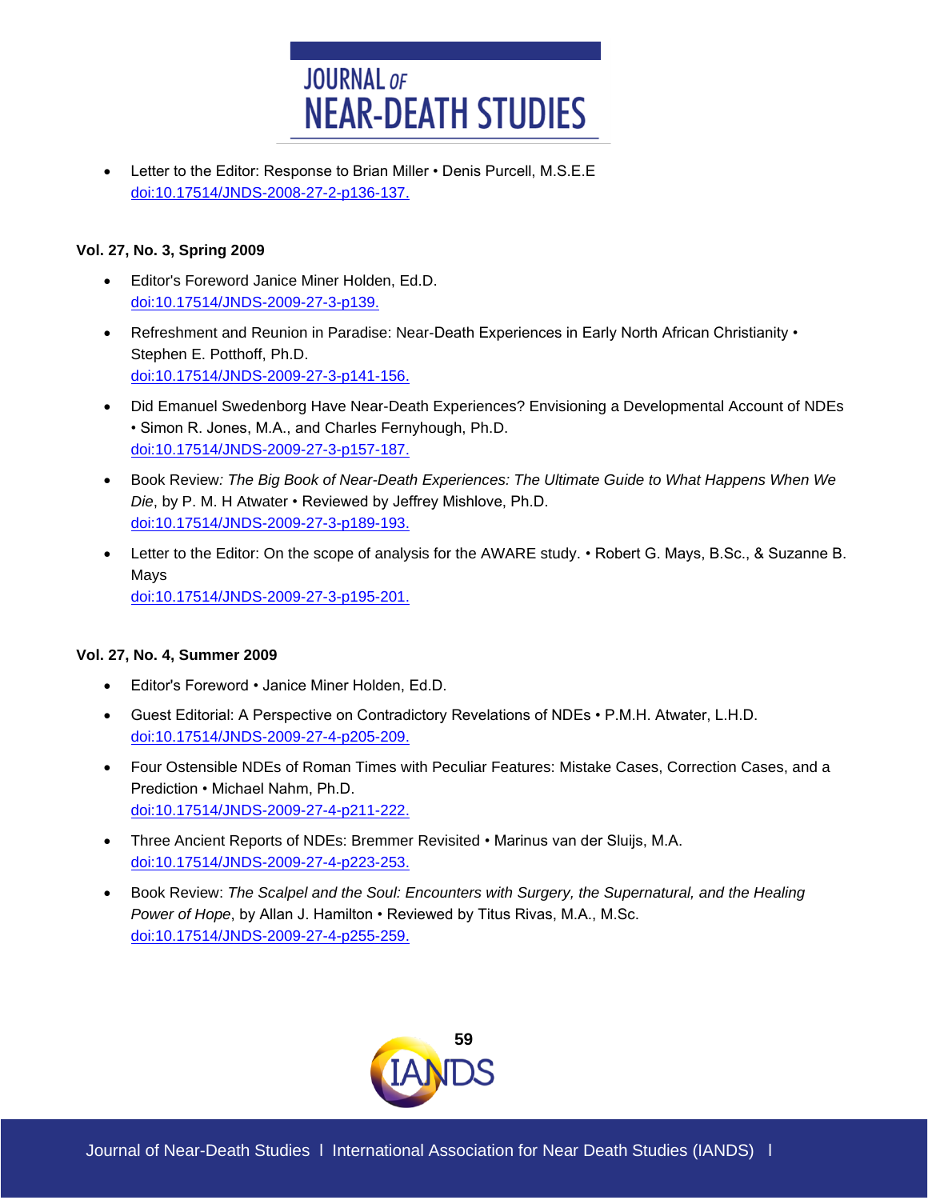- Letter to the Editor: Response to Brian Miller • Denis Purcell, M.S.E.E
  doi:10.17514/JNDS-2008-27-2-p136-137.

**Vol. 27, No. 3, Spring 2009**

- Editor's Foreword Janice Miner Holden, Ed.D.
  doi:10.17514/JNDS-2009-27-3-p139.
- Refreshment and Reunion in Paradise: Near-Death Experiences in Early North African Christianity • Stephen E. Potthoff, Ph.D.
  doi:10.17514/JNDS-2009-27-3-p141-156.
- Did Emanuel Swedenborg Have Near-Death Experiences? Envisioning a Developmental Account of NDEs • Simon R. Jones, M.A., and Charles Fernyhough, Ph.D.
  doi:10.17514/JNDS-2009-27-3-p157-187.
- Book Review: *The Big Book of Near-Death Experiences: The Ultimate Guide to What Happens When We Die*, by P. M. H Atwater • Reviewed by Jeffrey Mishlove, Ph.D.
  doi:10.17514/JNDS-2009-27-3-p189-193.
- Letter to the Editor: On the scope of analysis for the AWARE study. • Robert G. Mays, B.Sc., & Suzanne B. Mays
  doi:10.17514/JNDS-2009-27-3-p195-201.

**Vol. 27, No. 4, Summer 2009**

- Editor's Foreword • Janice Miner Holden, Ed.D.
- Guest Editorial: A Perspective on Contradictory Revelations of NDEs • P.M.H. Atwater, L.H.D.
  doi:10.17514/JNDS-2009-27-4-p205-209.
- Four Ostensible NDEs of Roman Times with Peculiar Features: Mistake Cases, Correction Cases, and a Prediction • Michael Nahm, Ph.D.
  doi:10.17514/JNDS-2009-27-4-p211-222.
- Three Ancient Reports of NDEs: Bremmer Revisited • Marinus van der Sluijs, M.A.
  doi:10.17514/JNDS-2009-27-4-p223-253.
- Book Review: *The Scalpel and the Soul: Encounters with Surgery, the Supernatural, and the Healing Power of Hope*, by Allan J. Hamilton • Reviewed by Titus Rivas, M.A., M.Sc.
  doi:10.17514/JNDS-2009-27-4-p255-259.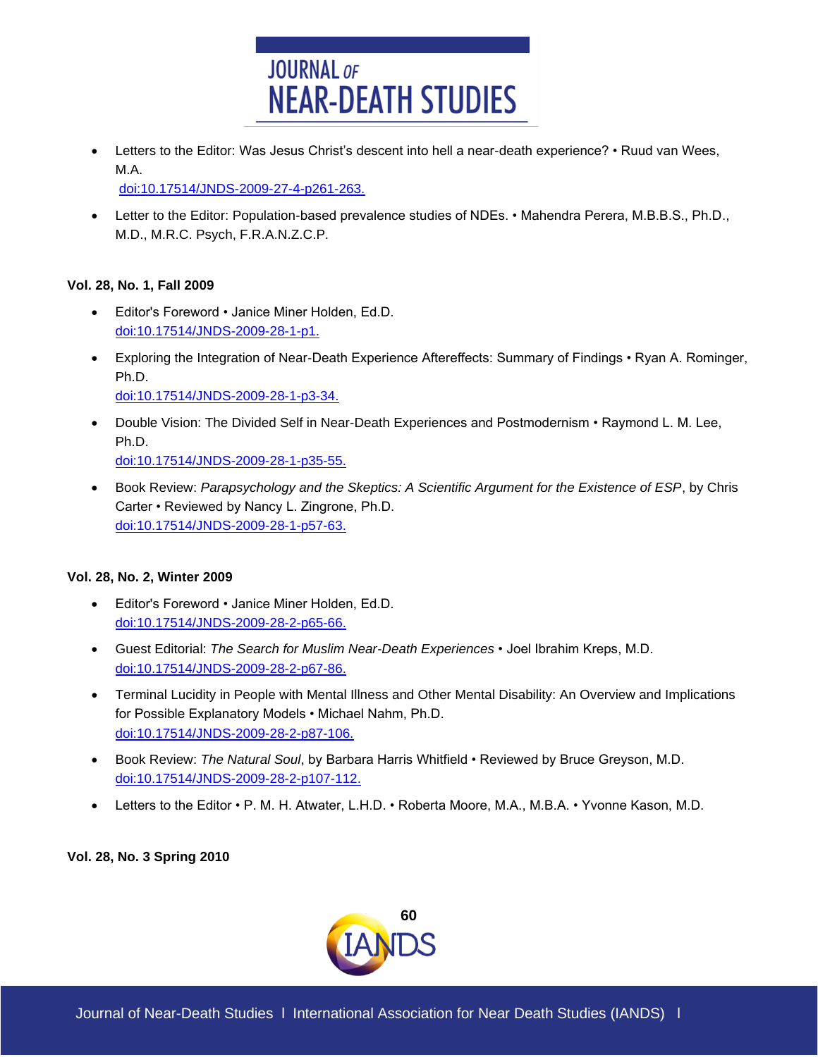- Letters to the Editor: Was Jesus Christ's descent into hell a near-death experience? • Ruud van Wees, M.A.
  doi:10.17514/JNDS-2009-27-4-p261-263.

- Letter to the Editor: Population-based prevalence studies of NDEs. • Mahendra Perera, M.B.B.S., Ph.D., M.D., M.R.C. Psych, F.R.A.N.Z.C.P.

**Vol. 28, No. 1, Fall 2009**

- Editor's Foreword • Janice Miner Holden, Ed.D.
  doi:10.17514/JNDS-2009-28-1-p1.

- Exploring the Integration of Near-Death Experience Aftereffects: Summary of Findings • Ryan A. Rominger, Ph.D.
  doi:10.17514/JNDS-2009-28-1-p3-34.

- Double Vision: The Divided Self in Near-Death Experiences and Postmodernism • Raymond L. M. Lee, Ph.D.
  doi:10.17514/JNDS-2009-28-1-p35-55.

- Book Review: *Parapsychology and the Skeptics: A Scientific Argument for the Existence of ESP*, by Chris Carter • Reviewed by Nancy L. Zingrone, Ph.D.
  doi:10.17514/JNDS-2009-28-1-p57-63.

**Vol. 28, No. 2, Winter 2009**

- Editor's Foreword • Janice Miner Holden, Ed.D.
  doi:10.17514/JNDS-2009-28-2-p65-66.

- Guest Editorial: *The Search for Muslim Near-Death Experiences* • Joel Ibrahim Kreps, M.D.
  doi:10.17514/JNDS-2009-28-2-p67-86.

- Terminal Lucidity in People with Mental Illness and Other Mental Disability: An Overview and Implications for Possible Explanatory Models • Michael Nahm, Ph.D.
  doi:10.17514/JNDS-2009-28-2-p87-106.

- Book Review: *The Natural Soul*, by Barbara Harris Whitfield • Reviewed by Bruce Greyson, M.D.
  doi:10.17514/JNDS-2009-28-2-p107-112.

- Letters to the Editor • P. M. H. Atwater, L.H.D. • Roberta Moore, M.A., M.B.A. • Yvonne Kason, M.D.

**Vol. 28, No. 3 Spring 2010**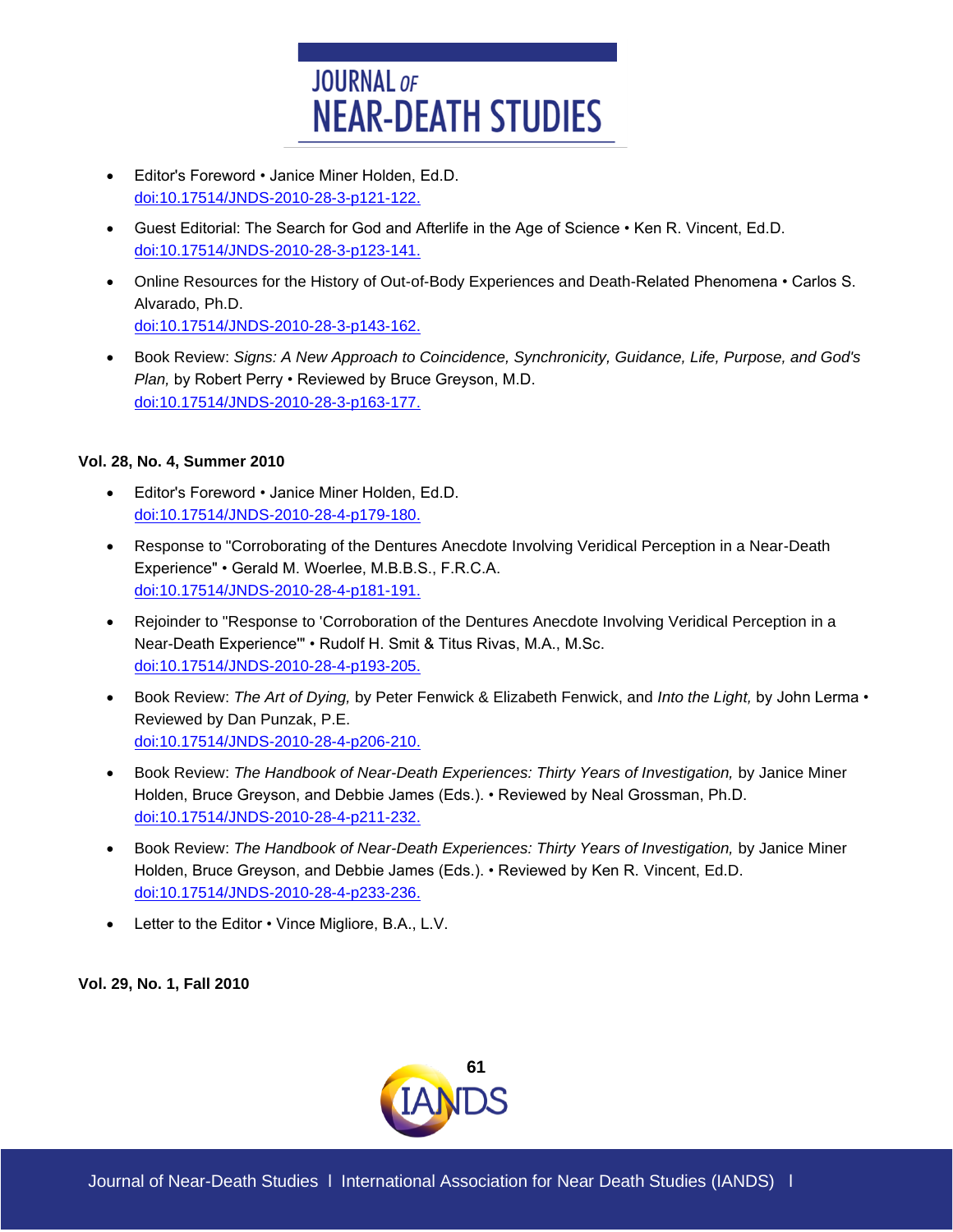- Editor's Foreword • Janice Miner Holden, Ed.D.
  doi:10.17514/JNDS-2010-28-3-p121-122.

- Guest Editorial: The Search for God and Afterlife in the Age of Science • Ken R. Vincent, Ed.D.
  doi:10.17514/JNDS-2010-28-3-p123-141.

- Online Resources for the History of Out-of-Body Experiences and Death-Related Phenomena • Carlos S. Alvarado, Ph.D.
  doi:10.17514/JNDS-2010-28-3-p143-162.

- Book Review: *Signs: A New Approach to Coincidence, Synchronicity, Guidance, Life, Purpose, and God's Plan,* by Robert Perry • Reviewed by Bruce Greyson, M.D.
  doi:10.17514/JNDS-2010-28-3-p163-177.

**Vol. 28, No. 4, Summer 2010**

- Editor's Foreword • Janice Miner Holden, Ed.D.
  doi:10.17514/JNDS-2010-28-4-p179-180.

- Response to "Corroborating of the Dentures Anecdote Involving Veridical Perception in a Near-Death Experience" • Gerald M. Woerlee, M.B.B.S., F.R.C.A.
  doi:10.17514/JNDS-2010-28-4-p181-191.

- Rejoinder to "Response to 'Corroboration of the Dentures Anecdote Involving Veridical Perception in a Near-Death Experience'" • Rudolf H. Smit & Titus Rivas, M.A., M.Sc.
  doi:10.17514/JNDS-2010-28-4-p193-205.

- Book Review: *The Art of Dying,* by Peter Fenwick & Elizabeth Fenwick, and *Into the Light,* by John Lerma • Reviewed by Dan Punzak, P.E.
  doi:10.17514/JNDS-2010-28-4-p206-210.

- Book Review: *The Handbook of Near-Death Experiences: Thirty Years of Investigation,* by Janice Miner Holden, Bruce Greyson, and Debbie James (Eds.). • Reviewed by Neal Grossman, Ph.D.
  doi:10.17514/JNDS-2010-28-4-p211-232.

- Book Review: *The Handbook of Near-Death Experiences: Thirty Years of Investigation,* by Janice Miner Holden, Bruce Greyson, and Debbie James (Eds.). • Reviewed by Ken R. Vincent, Ed.D.
  doi:10.17514/JNDS-2010-28-4-p233-236.

- Letter to the Editor • Vince Migliore, B.A., L.V.

**Vol. 29, No. 1, Fall 2010**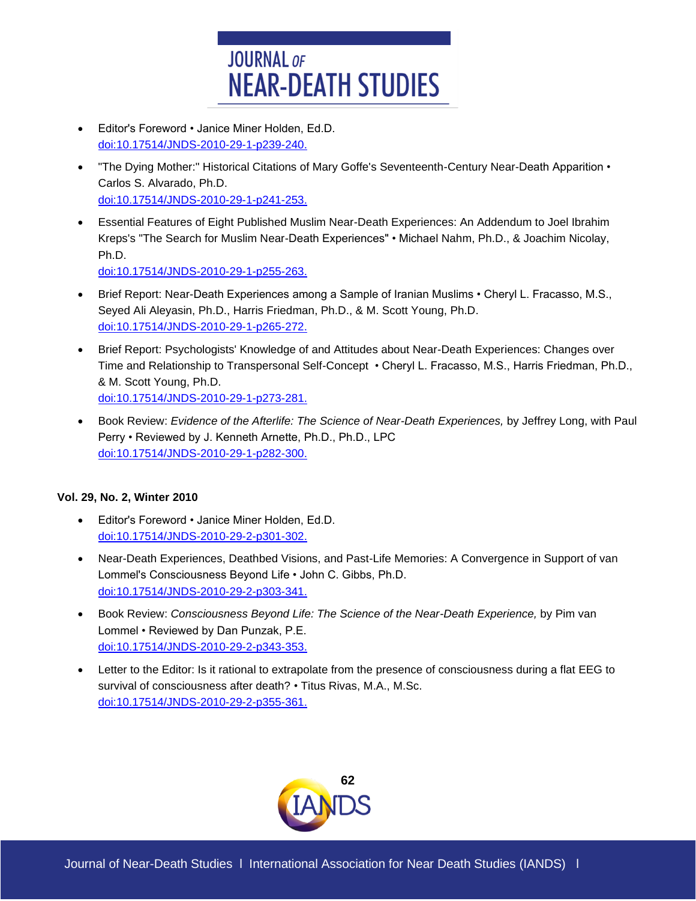- Editor's Foreword • Janice Miner Holden, Ed.D.
  doi:10.17514/JNDS-2010-29-1-p239-240.
- "The Dying Mother:" Historical Citations of Mary Goffe's Seventeenth-Century Near-Death Apparition • Carlos S. Alvarado, Ph.D.
  doi:10.17514/JNDS-2010-29-1-p241-253.
- Essential Features of Eight Published Muslim Near-Death Experiences: An Addendum to Joel Ibrahim Kreps's "The Search for Muslim Near-Death Experiences" • Michael Nahm, Ph.D., & Joachim Nicolay, Ph.D.
  doi:10.17514/JNDS-2010-29-1-p255-263.
- Brief Report: Near-Death Experiences among a Sample of Iranian Muslims • Cheryl L. Fracasso, M.S., Seyed Ali Aleyasin, Ph.D., Harris Friedman, Ph.D., & M. Scott Young, Ph.D.
  doi:10.17514/JNDS-2010-29-1-p265-272.
- Brief Report: Psychologists' Knowledge of and Attitudes about Near-Death Experiences: Changes over Time and Relationship to Transpersonal Self-Concept • Cheryl L. Fracasso, M.S., Harris Friedman, Ph.D., & M. Scott Young, Ph.D.
  doi:10.17514/JNDS-2010-29-1-p273-281.
- Book Review: *Evidence of the Afterlife: The Science of Near-Death Experiences,* by Jeffrey Long, with Paul Perry • Reviewed by J. Kenneth Arnette, Ph.D., Ph.D., LPC
  doi:10.17514/JNDS-2010-29-1-p282-300.

**Vol. 29, No. 2, Winter 2010**

- Editor's Foreword • Janice Miner Holden, Ed.D.
  doi:10.17514/JNDS-2010-29-2-p301-302.
- Near-Death Experiences, Deathbed Visions, and Past-Life Memories: A Convergence in Support of van Lommel's Consciousness Beyond Life • John C. Gibbs, Ph.D.
  doi:10.17514/JNDS-2010-29-2-p303-341.
- Book Review: *Consciousness Beyond Life: The Science of the Near-Death Experience,* by Pim van Lommel • Reviewed by Dan Punzak, P.E.
  doi:10.17514/JNDS-2010-29-2-p343-353.
- Letter to the Editor: Is it rational to extrapolate from the presence of consciousness during a flat EEG to survival of consciousness after death? • Titus Rivas, M.A., M.Sc.
  doi:10.17514/JNDS-2010-29-2-p355-361.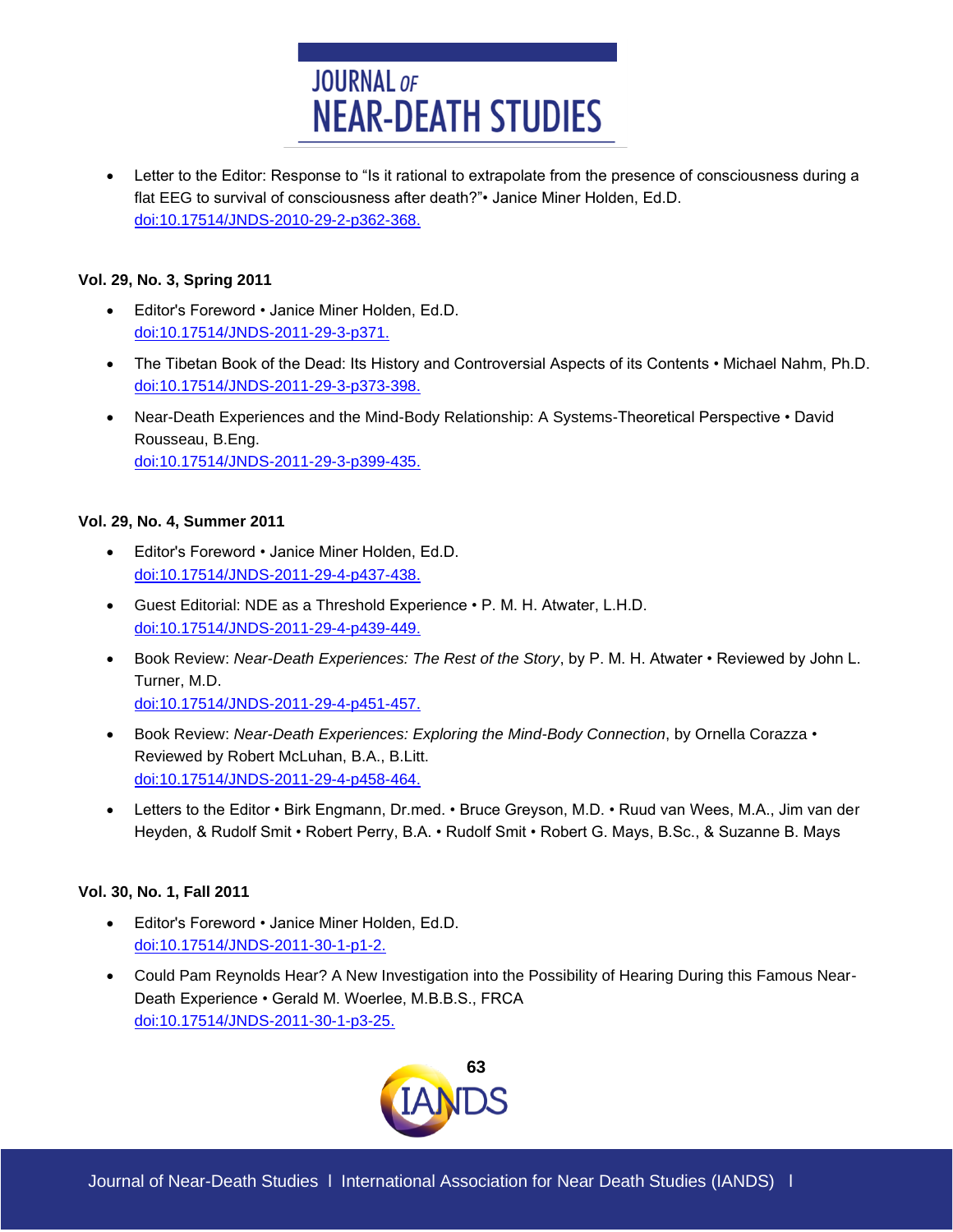- Letter to the Editor: Response to "Is it rational to extrapolate from the presence of consciousness during a flat EEG to survival of consciousness after death?"• Janice Miner Holden, Ed.D.
  doi:10.17514/JNDS-2010-29-2-p362-368.

**Vol. 29, No. 3, Spring 2011**

- Editor's Foreword • Janice Miner Holden, Ed.D.
  doi:10.17514/JNDS-2011-29-3-p371.
- The Tibetan Book of the Dead: Its History and Controversial Aspects of its Contents • Michael Nahm, Ph.D.
  doi:10.17514/JNDS-2011-29-3-p373-398.
- Near-Death Experiences and the Mind-Body Relationship: A Systems-Theoretical Perspective • David Rousseau, B.Eng.
  doi:10.17514/JNDS-2011-29-3-p399-435.

**Vol. 29, No. 4, Summer 2011**

- Editor's Foreword • Janice Miner Holden, Ed.D.
  doi:10.17514/JNDS-2011-29-4-p437-438.
- Guest Editorial: NDE as a Threshold Experience • P. M. H. Atwater, L.H.D.
  doi:10.17514/JNDS-2011-29-4-p439-449.
- Book Review: *Near-Death Experiences: The Rest of the Story*, by P. M. H. Atwater • Reviewed by John L. Turner, M.D.
  doi:10.17514/JNDS-2011-29-4-p451-457.
- Book Review: *Near-Death Experiences: Exploring the Mind-Body Connection*, by Ornella Corazza • Reviewed by Robert McLuhan, B.A., B.Litt.
  doi:10.17514/JNDS-2011-29-4-p458-464.
- Letters to the Editor • Birk Engmann, Dr.med. • Bruce Greyson, M.D. • Ruud van Wees, M.A., Jim van der Heyden, & Rudolf Smit • Robert Perry, B.A. • Rudolf Smit • Robert G. Mays, B.Sc., & Suzanne B. Mays

**Vol. 30, No. 1, Fall 2011**

- Editor's Foreword • Janice Miner Holden, Ed.D.
  doi:10.17514/JNDS-2011-30-1-p1-2.
- Could Pam Reynolds Hear? A New Investigation into the Possibility of Hearing During this Famous Near-Death Experience • Gerald M. Woerlee, M.B.B.S., FRCA
  doi:10.17514/JNDS-2011-30-1-p3-25.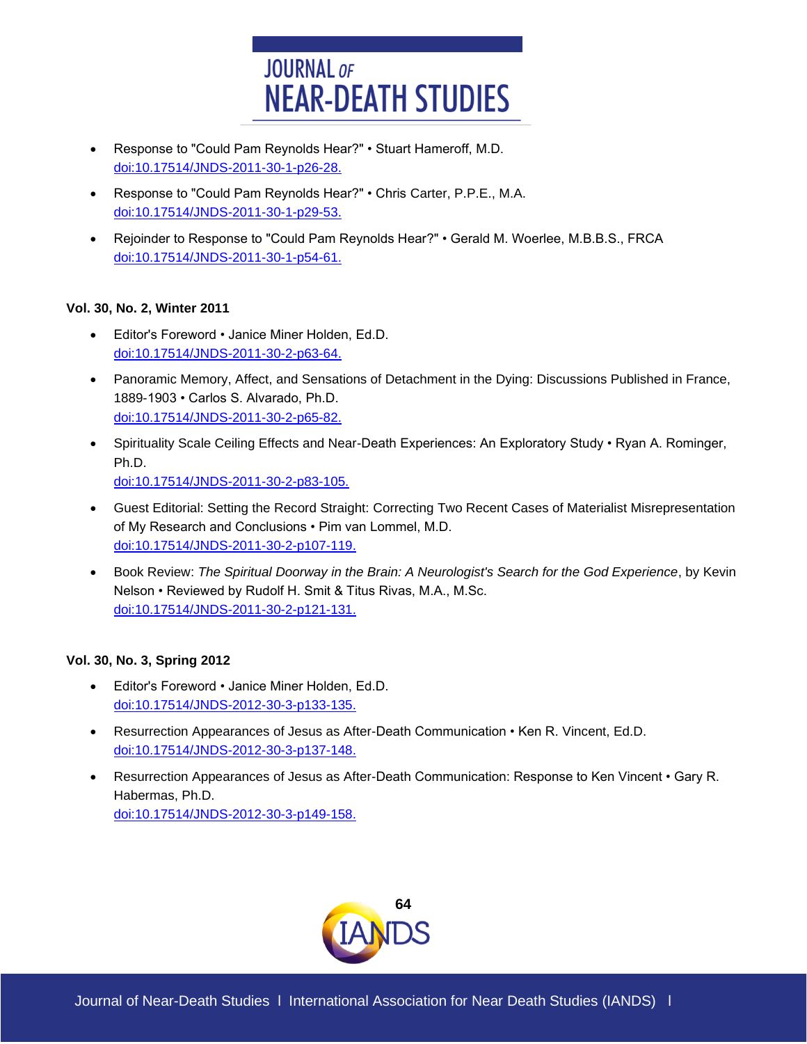- Response to "Could Pam Reynolds Hear?" • Stuart Hameroff, M.D.
  doi:10.17514/JNDS-2011-30-1-p26-28.

- Response to "Could Pam Reynolds Hear?" • Chris Carter, P.P.E., M.A.
  doi:10.17514/JNDS-2011-30-1-p29-53.

- Rejoinder to Response to "Could Pam Reynolds Hear?" • Gerald M. Woerlee, M.B.B.S., FRCA
  doi:10.17514/JNDS-2011-30-1-p54-61.

**Vol. 30, No. 2, Winter 2011**

- Editor's Foreword • Janice Miner Holden, Ed.D.
  doi:10.17514/JNDS-2011-30-2-p63-64.

- Panoramic Memory, Affect, and Sensations of Detachment in the Dying: Discussions Published in France, 1889-1903 • Carlos S. Alvarado, Ph.D.
  doi:10.17514/JNDS-2011-30-2-p65-82.

- Spirituality Scale Ceiling Effects and Near-Death Experiences: An Exploratory Study • Ryan A. Rominger, Ph.D.
  doi:10.17514/JNDS-2011-30-2-p83-105.

- Guest Editorial: Setting the Record Straight: Correcting Two Recent Cases of Materialist Misrepresentation of My Research and Conclusions • Pim van Lommel, M.D.
  doi:10.17514/JNDS-2011-30-2-p107-119.

- Book Review: *The Spiritual Doorway in the Brain: A Neurologist's Search for the God Experience*, by Kevin Nelson • Reviewed by Rudolf H. Smit & Titus Rivas, M.A., M.Sc.
  doi:10.17514/JNDS-2011-30-2-p121-131.

**Vol. 30, No. 3, Spring 2012**

- Editor's Foreword • Janice Miner Holden, Ed.D.
  doi:10.17514/JNDS-2012-30-3-p133-135.

- Resurrection Appearances of Jesus as After-Death Communication • Ken R. Vincent, Ed.D.
  doi:10.17514/JNDS-2012-30-3-p137-148.

- Resurrection Appearances of Jesus as After-Death Communication: Response to Ken Vincent • Gary R. Habermas, Ph.D.
  doi:10.17514/JNDS-2012-30-3-p149-158.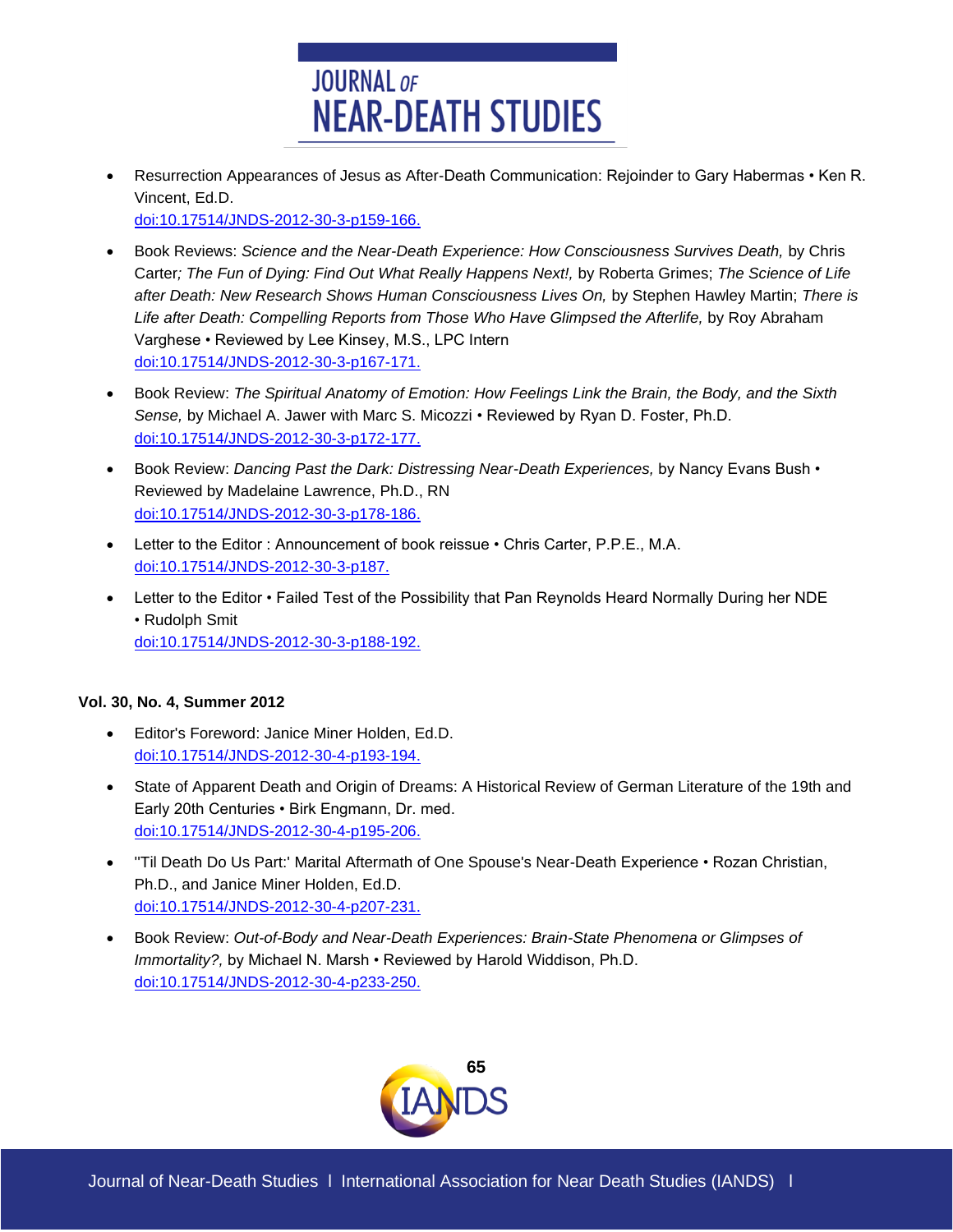- Resurrection Appearances of Jesus as After-Death Communication: Rejoinder to Gary Habermas • Ken R. Vincent, Ed.D.
  doi:10.17514/JNDS-2012-30-3-p159-166.

- Book Reviews: *Science and the Near-Death Experience: How Consciousness Survives Death,* by Chris Carter*; The Fun of Dying: Find Out What Really Happens Next!,* by Roberta Grimes; *The Science of Life after Death: New Research Shows Human Consciousness Lives On,* by Stephen Hawley Martin; *There is Life after Death: Compelling Reports from Those Who Have Glimpsed the Afterlife,* by Roy Abraham Varghese • Reviewed by Lee Kinsey, M.S., LPC Intern
  doi:10.17514/JNDS-2012-30-3-p167-171.

- Book Review: *The Spiritual Anatomy of Emotion: How Feelings Link the Brain, the Body, and the Sixth Sense,* by Michael A. Jawer with Marc S. Micozzi • Reviewed by Ryan D. Foster, Ph.D.
  doi:10.17514/JNDS-2012-30-3-p172-177.

- Book Review: *Dancing Past the Dark: Distressing Near-Death Experiences,* by Nancy Evans Bush • Reviewed by Madelaine Lawrence, Ph.D., RN
  doi:10.17514/JNDS-2012-30-3-p178-186.

- Letter to the Editor : Announcement of book reissue • Chris Carter, P.P.E., M.A.
  doi:10.17514/JNDS-2012-30-3-p187.

- Letter to the Editor • Failed Test of the Possibility that Pan Reynolds Heard Normally During her NDE • Rudolph Smit
  doi:10.17514/JNDS-2012-30-3-p188-192.

**Vol. 30, No. 4, Summer 2012**

- Editor's Foreword: Janice Miner Holden, Ed.D.
  doi:10.17514/JNDS-2012-30-4-p193-194.

- State of Apparent Death and Origin of Dreams: A Historical Review of German Literature of the 19th and Early 20th Centuries • Birk Engmann, Dr. med.
  doi:10.17514/JNDS-2012-30-4-p195-206.

- ''Til Death Do Us Part:' Marital Aftermath of One Spouse's Near-Death Experience • Rozan Christian, Ph.D., and Janice Miner Holden, Ed.D.
  doi:10.17514/JNDS-2012-30-4-p207-231.

- Book Review: *Out-of-Body and Near-Death Experiences: Brain-State Phenomena or Glimpses of Immortality?,* by Michael N. Marsh • Reviewed by Harold Widdison, Ph.D.
  doi:10.17514/JNDS-2012-30-4-p233-250.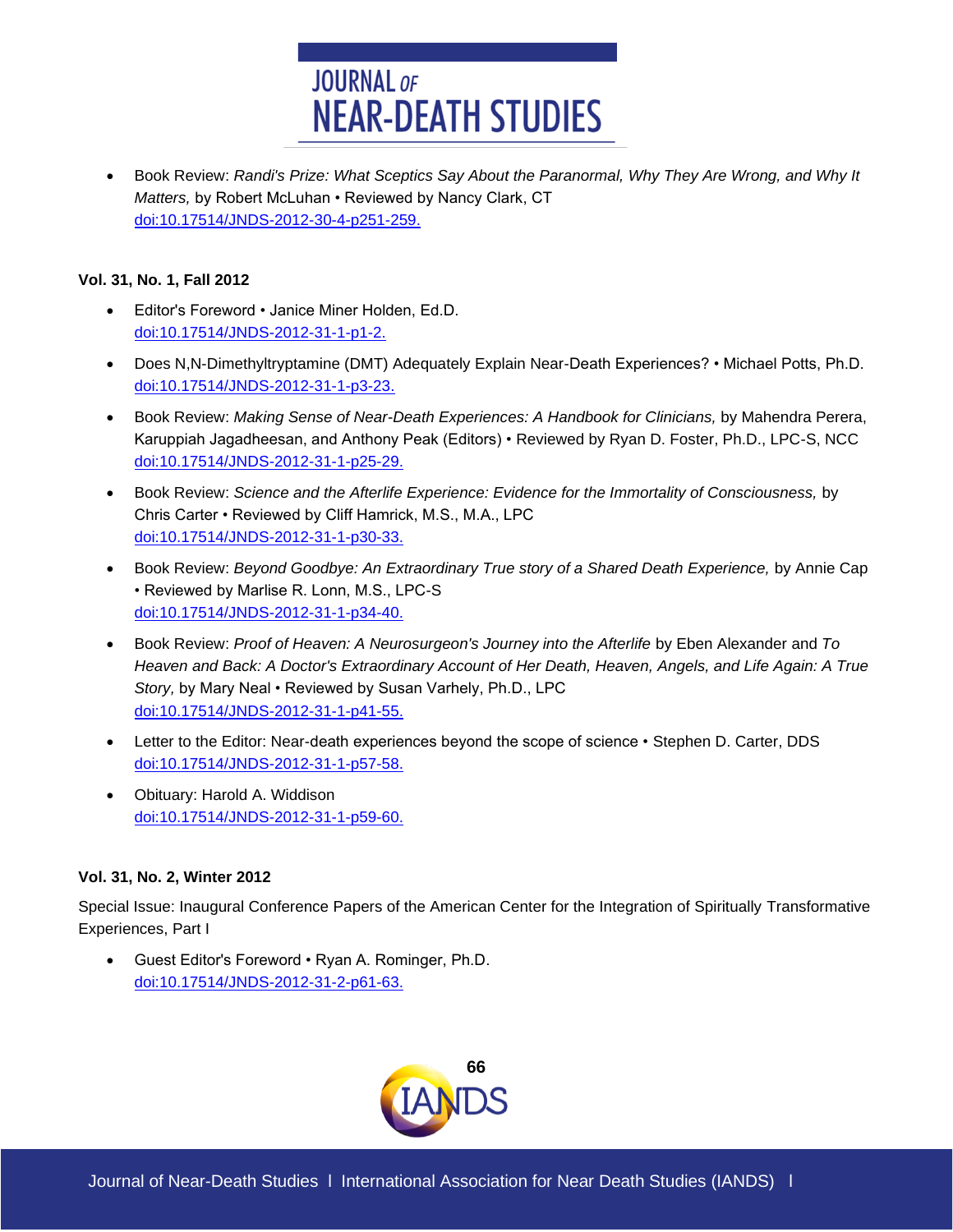- Book Review: *Randi's Prize: What Sceptics Say About the Paranormal, Why They Are Wrong, and Why It Matters,* by Robert McLuhan • Reviewed by Nancy Clark, CT
  doi:10.17514/JNDS-2012-30-4-p251-259.

**Vol. 31, No. 1, Fall 2012**

- Editor's Foreword • Janice Miner Holden, Ed.D.
  doi:10.17514/JNDS-2012-31-1-p1-2.
- Does N,N-Dimethyltryptamine (DMT) Adequately Explain Near-Death Experiences? • Michael Potts, Ph.D.
  doi:10.17514/JNDS-2012-31-1-p3-23.
- Book Review: *Making Sense of Near-Death Experiences: A Handbook for Clinicians,* by Mahendra Perera, Karuppiah Jagadheesan, and Anthony Peak (Editors) • Reviewed by Ryan D. Foster, Ph.D., LPC-S, NCC
  doi:10.17514/JNDS-2012-31-1-p25-29.
- Book Review: *Science and the Afterlife Experience: Evidence for the Immortality of Consciousness,* by Chris Carter • Reviewed by Cliff Hamrick, M.S., M.A., LPC
  doi:10.17514/JNDS-2012-31-1-p30-33.
- Book Review: *Beyond Goodbye: An Extraordinary True story of a Shared Death Experience,* by Annie Cap • Reviewed by Marlise R. Lonn, M.S., LPC-S
  doi:10.17514/JNDS-2012-31-1-p34-40.
- Book Review: *Proof of Heaven: A Neurosurgeon's Journey into the Afterlife* by Eben Alexander and *To Heaven and Back: A Doctor's Extraordinary Account of Her Death, Heaven, Angels, and Life Again: A True Story,* by Mary Neal • Reviewed by Susan Varhely, Ph.D., LPC
  doi:10.17514/JNDS-2012-31-1-p41-55.
- Letter to the Editor: Near-death experiences beyond the scope of science • Stephen D. Carter, DDS
  doi:10.17514/JNDS-2012-31-1-p57-58.
- Obituary: Harold A. Widdison
  doi:10.17514/JNDS-2012-31-1-p59-60.

**Vol. 31, No. 2, Winter 2012**

Special Issue: Inaugural Conference Papers of the American Center for the Integration of Spiritually Transformative Experiences, Part I

- Guest Editor's Foreword • Ryan A. Rominger, Ph.D.
  doi:10.17514/JNDS-2012-31-2-p61-63.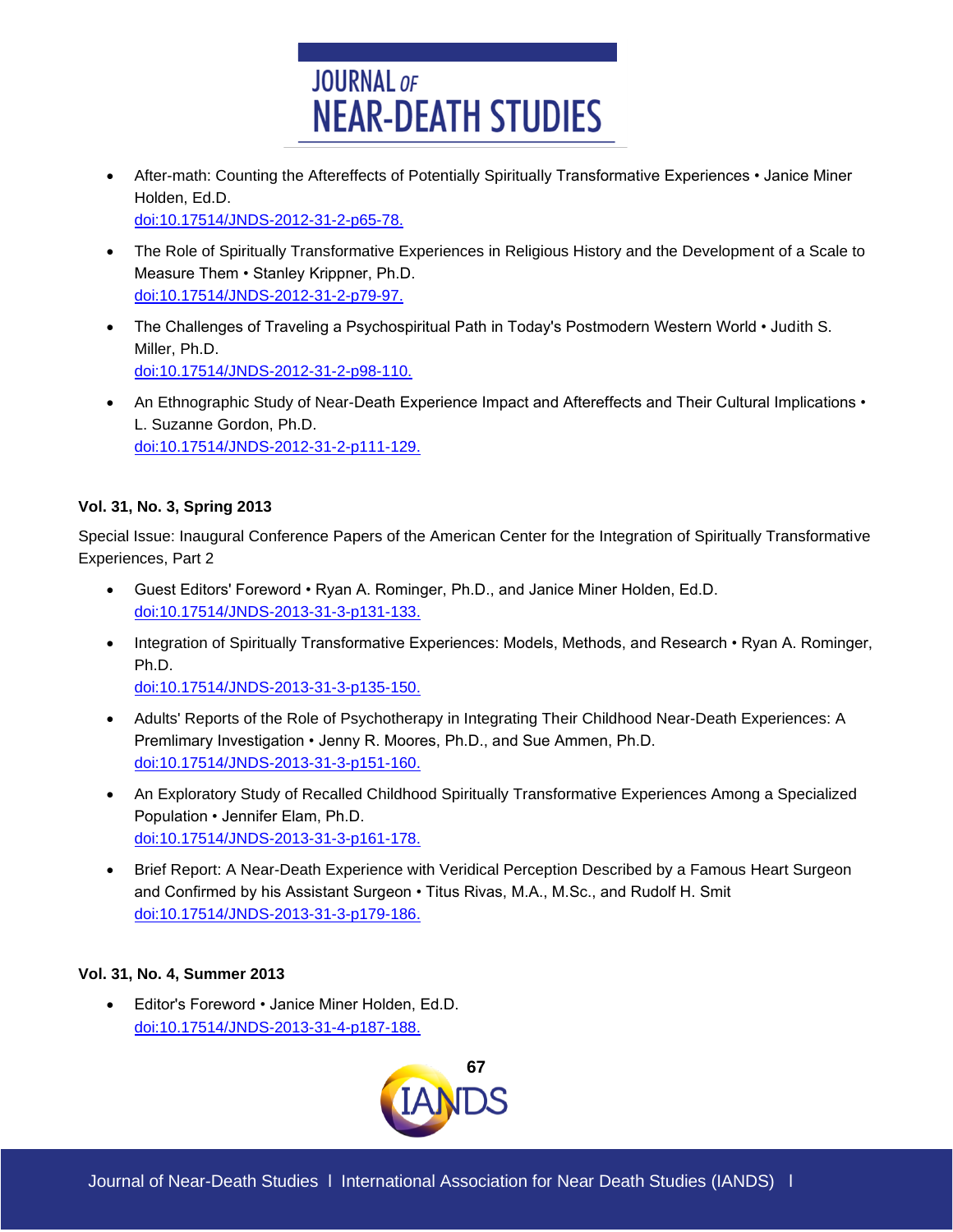- After-math: Counting the Aftereffects of Potentially Spiritually Transformative Experiences • Janice Miner Holden, Ed.D.
  doi:10.17514/JNDS-2012-31-2-p65-78.

- The Role of Spiritually Transformative Experiences in Religious History and the Development of a Scale to Measure Them • Stanley Krippner, Ph.D.
  doi:10.17514/JNDS-2012-31-2-p79-97.

- The Challenges of Traveling a Psychospiritual Path in Today's Postmodern Western World • Judith S. Miller, Ph.D.
  doi:10.17514/JNDS-2012-31-2-p98-110.

- An Ethnographic Study of Near-Death Experience Impact and Aftereffects and Their Cultural Implications • L. Suzanne Gordon, Ph.D.
  doi:10.17514/JNDS-2012-31-2-p111-129.

**Vol. 31, No. 3, Spring 2013**

Special Issue: Inaugural Conference Papers of the American Center for the Integration of Spiritually Transformative Experiences, Part 2

- Guest Editors' Foreword • Ryan A. Rominger, Ph.D., and Janice Miner Holden, Ed.D.
  doi:10.17514/JNDS-2013-31-3-p131-133.

- Integration of Spiritually Transformative Experiences: Models, Methods, and Research • Ryan A. Rominger, Ph.D.
  doi:10.17514/JNDS-2013-31-3-p135-150.

- Adults' Reports of the Role of Psychotherapy in Integrating Their Childhood Near-Death Experiences: A Premlimary Investigation • Jenny R. Moores, Ph.D., and Sue Ammen, Ph.D.
  doi:10.17514/JNDS-2013-31-3-p151-160.

- An Exploratory Study of Recalled Childhood Spiritually Transformative Experiences Among a Specialized Population • Jennifer Elam, Ph.D.
  doi:10.17514/JNDS-2013-31-3-p161-178.

- Brief Report: A Near-Death Experience with Veridical Perception Described by a Famous Heart Surgeon and Confirmed by his Assistant Surgeon • Titus Rivas, M.A., M.Sc., and Rudolf H. Smit
  doi:10.17514/JNDS-2013-31-3-p179-186.

**Vol. 31, No. 4, Summer 2013**

- Editor's Foreword • Janice Miner Holden, Ed.D.
  doi:10.17514/JNDS-2013-31-4-p187-188.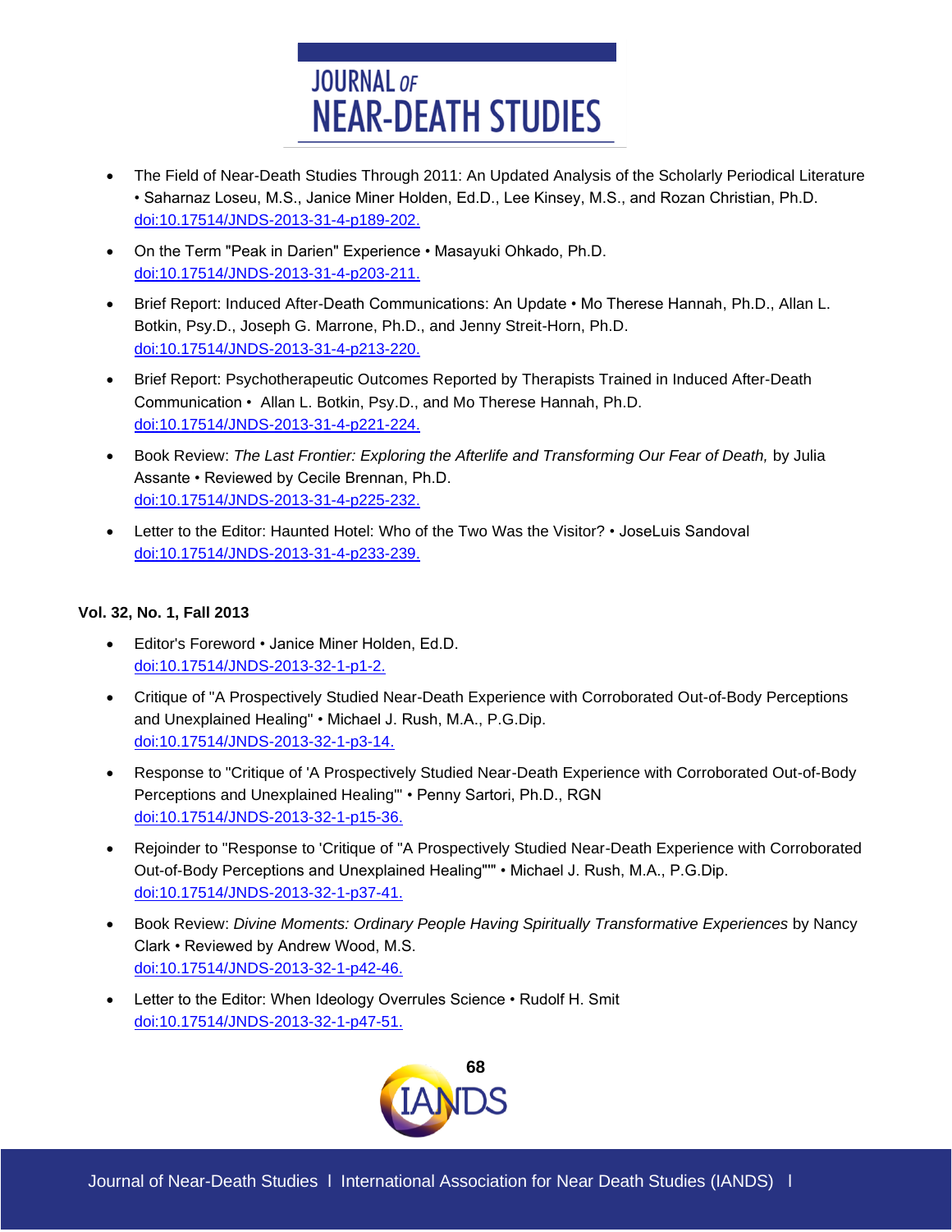- The Field of Near-Death Studies Through 2011: An Updated Analysis of the Scholarly Periodical Literature • Saharnaz Loseu, M.S., Janice Miner Holden, Ed.D., Lee Kinsey, M.S., and Rozan Christian, Ph.D. doi:10.17514/JNDS-2013-31-4-p189-202.
- On the Term "Peak in Darien" Experience • Masayuki Ohkado, Ph.D. doi:10.17514/JNDS-2013-31-4-p203-211.
- Brief Report: Induced After-Death Communications: An Update • Mo Therese Hannah, Ph.D., Allan L. Botkin, Psy.D., Joseph G. Marrone, Ph.D., and Jenny Streit-Horn, Ph.D. doi:10.17514/JNDS-2013-31-4-p213-220.
- Brief Report: Psychotherapeutic Outcomes Reported by Therapists Trained in Induced After-Death Communication • Allan L. Botkin, Psy.D., and Mo Therese Hannah, Ph.D. doi:10.17514/JNDS-2013-31-4-p221-224.
- Book Review: *The Last Frontier: Exploring the Afterlife and Transforming Our Fear of Death,* by Julia Assante • Reviewed by Cecile Brennan, Ph.D. doi:10.17514/JNDS-2013-31-4-p225-232.
- Letter to the Editor: Haunted Hotel: Who of the Two Was the Visitor? • JoseLuis Sandoval doi:10.17514/JNDS-2013-31-4-p233-239.

**Vol. 32, No. 1, Fall 2013**

- Editor's Foreword • Janice Miner Holden, Ed.D. doi:10.17514/JNDS-2013-32-1-p1-2.
- Critique of "A Prospectively Studied Near-Death Experience with Corroborated Out-of-Body Perceptions and Unexplained Healing" • Michael J. Rush, M.A., P.G.Dip. doi:10.17514/JNDS-2013-32-1-p3-14.
- Response to "Critique of 'A Prospectively Studied Near-Death Experience with Corroborated Out-of-Body Perceptions and Unexplained Healing'" • Penny Sartori, Ph.D., RGN doi:10.17514/JNDS-2013-32-1-p15-36.
- Rejoinder to "Response to 'Critique of "A Prospectively Studied Near-Death Experience with Corroborated Out-of-Body Perceptions and Unexplained Healing"'" • Michael J. Rush, M.A., P.G.Dip. doi:10.17514/JNDS-2013-32-1-p37-41.
- Book Review: *Divine Moments: Ordinary People Having Spiritually Transformative Experiences* by Nancy Clark • Reviewed by Andrew Wood, M.S. doi:10.17514/JNDS-2013-32-1-p42-46.
- Letter to the Editor: When Ideology Overrules Science • Rudolf H. Smit doi:10.17514/JNDS-2013-32-1-p47-51.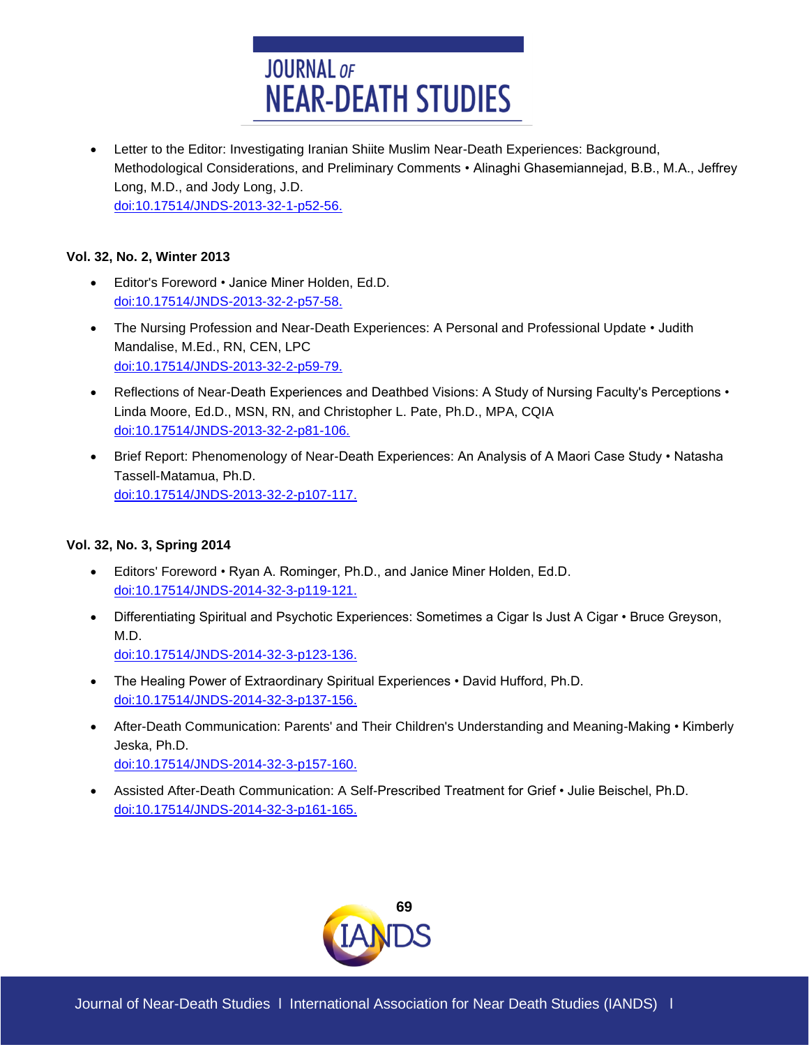- Letter to the Editor: Investigating Iranian Shiite Muslim Near-Death Experiences: Background, Methodological Considerations, and Preliminary Comments • Alinaghi Ghasemiannejad, B.B., M.A., Jeffrey Long, M.D., and Jody Long, J.D.
  doi:10.17514/JNDS-2013-32-1-p52-56.

**Vol. 32, No. 2, Winter 2013**

- Editor's Foreword • Janice Miner Holden, Ed.D.
  doi:10.17514/JNDS-2013-32-2-p57-58.
- The Nursing Profession and Near-Death Experiences: A Personal and Professional Update • Judith Mandalise, M.Ed., RN, CEN, LPC
  doi:10.17514/JNDS-2013-32-2-p59-79.
- Reflections of Near-Death Experiences and Deathbed Visions: A Study of Nursing Faculty's Perceptions • Linda Moore, Ed.D., MSN, RN, and Christopher L. Pate, Ph.D., MPA, CQIA
  doi:10.17514/JNDS-2013-32-2-p81-106.
- Brief Report: Phenomenology of Near-Death Experiences: An Analysis of A Maori Case Study • Natasha Tassell-Matamua, Ph.D.
  doi:10.17514/JNDS-2013-32-2-p107-117.

**Vol. 32, No. 3, Spring 2014**

- Editors' Foreword • Ryan A. Rominger, Ph.D., and Janice Miner Holden, Ed.D.
  doi:10.17514/JNDS-2014-32-3-p119-121.
- Differentiating Spiritual and Psychotic Experiences: Sometimes a Cigar Is Just A Cigar • Bruce Greyson, M.D.
  doi:10.17514/JNDS-2014-32-3-p123-136.
- The Healing Power of Extraordinary Spiritual Experiences • David Hufford, Ph.D.
  doi:10.17514/JNDS-2014-32-3-p137-156.
- After-Death Communication: Parents' and Their Children's Understanding and Meaning-Making • Kimberly Jeska, Ph.D.
  doi:10.17514/JNDS-2014-32-3-p157-160.
- Assisted After-Death Communication: A Self-Prescribed Treatment for Grief • Julie Beischel, Ph.D.
  doi:10.17514/JNDS-2014-32-3-p161-165.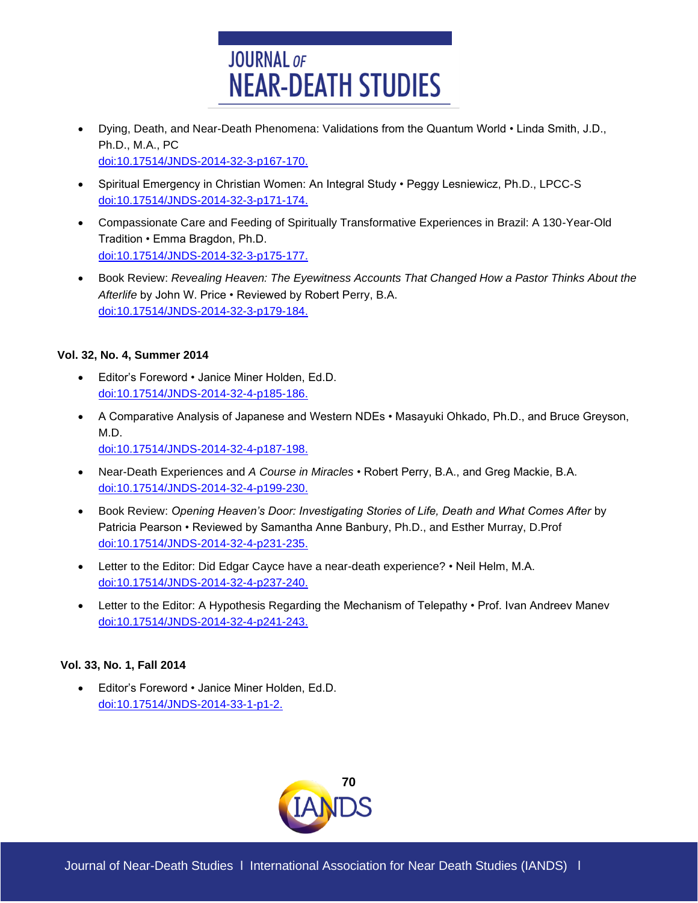- Dying, Death, and Near-Death Phenomena: Validations from the Quantum World • Linda Smith, J.D., Ph.D., M.A., PC
  doi:10.17514/JNDS-2014-32-3-p167-170.
- Spiritual Emergency in Christian Women: An Integral Study • Peggy Lesniewicz, Ph.D., LPCC-S
  doi:10.17514/JNDS-2014-32-3-p171-174.
- Compassionate Care and Feeding of Spiritually Transformative Experiences in Brazil: A 130-Year-Old Tradition • Emma Bragdon, Ph.D.
  doi:10.17514/JNDS-2014-32-3-p175-177.
- Book Review: *Revealing Heaven: The Eyewitness Accounts That Changed How a Pastor Thinks About the Afterlife* by John W. Price • Reviewed by Robert Perry, B.A.
  doi:10.17514/JNDS-2014-32-3-p179-184.

**Vol. 32, No. 4, Summer 2014**

- Editor's Foreword • Janice Miner Holden, Ed.D.
  doi:10.17514/JNDS-2014-32-4-p185-186.
- A Comparative Analysis of Japanese and Western NDEs • Masayuki Ohkado, Ph.D., and Bruce Greyson, M.D.
  doi:10.17514/JNDS-2014-32-4-p187-198.
- Near-Death Experiences and *A Course in Miracles* • Robert Perry, B.A., and Greg Mackie, B.A.
  doi:10.17514/JNDS-2014-32-4-p199-230.
- Book Review: *Opening Heaven's Door: Investigating Stories of Life, Death and What Comes After* by Patricia Pearson • Reviewed by Samantha Anne Banbury, Ph.D., and Esther Murray, D.Prof
  doi:10.17514/JNDS-2014-32-4-p231-235.
- Letter to the Editor: Did Edgar Cayce have a near-death experience? • Neil Helm, M.A.
  doi:10.17514/JNDS-2014-32-4-p237-240.
- Letter to the Editor: A Hypothesis Regarding the Mechanism of Telepathy • Prof. Ivan Andreev Manev
  doi:10.17514/JNDS-2014-32-4-p241-243.

**Vol. 33, No. 1, Fall 2014**

- Editor's Foreword • Janice Miner Holden, Ed.D.
  doi:10.17514/JNDS-2014-33-1-p1-2.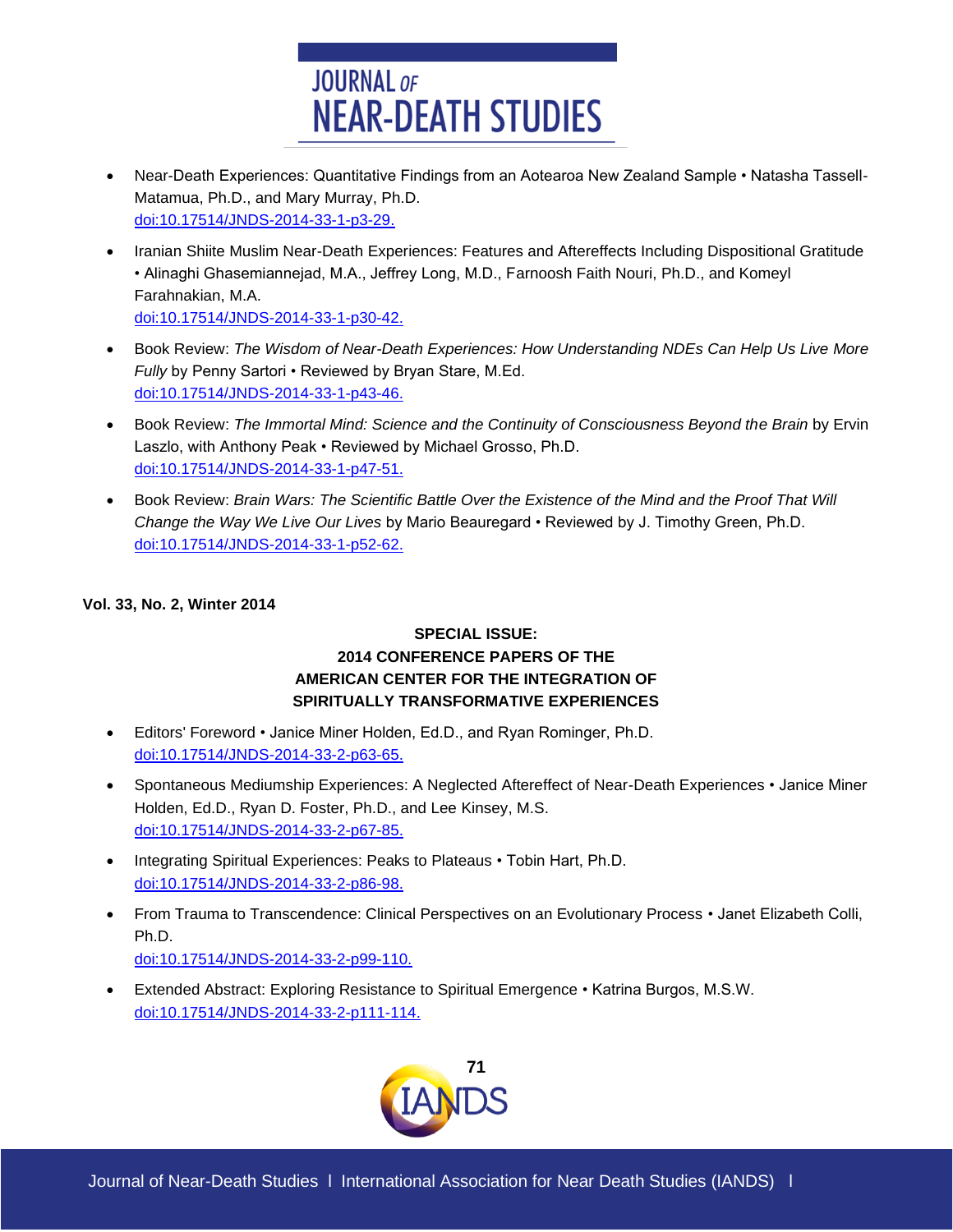- Near-Death Experiences: Quantitative Findings from an Aotearoa New Zealand Sample • Natasha Tassell-Matamua, Ph.D., and Mary Murray, Ph.D.
  doi:10.17514/JNDS-2014-33-1-p3-29.

- Iranian Shiite Muslim Near-Death Experiences: Features and Aftereffects Including Dispositional Gratitude • Alinaghi Ghasemiannejad, M.A., Jeffrey Long, M.D., Farnoosh Faith Nouri, Ph.D., and Komeyl Farahnakian, M.A.
  doi:10.17514/JNDS-2014-33-1-p30-42.

- Book Review: *The Wisdom of Near-Death Experiences: How Understanding NDEs Can Help Us Live More Fully* by Penny Sartori • Reviewed by Bryan Stare, M.Ed.
  doi:10.17514/JNDS-2014-33-1-p43-46.

- Book Review: *The Immortal Mind: Science and the Continuity of Consciousness Beyond the Brain* by Ervin Laszlo, with Anthony Peak • Reviewed by Michael Grosso, Ph.D.
  doi:10.17514/JNDS-2014-33-1-p47-51.

- Book Review: *Brain Wars: The Scientific Battle Over the Existence of the Mind and the Proof That Will Change the Way We Live Our Lives* by Mario Beauregard • Reviewed by J. Timothy Green, Ph.D.
  doi:10.17514/JNDS-2014-33-1-p52-62.

**Vol. 33, No. 2, Winter 2014**

**SPECIAL ISSUE:
2014 CONFERENCE PAPERS OF THE
AMERICAN CENTER FOR THE INTEGRATION OF
SPIRITUALLY TRANSFORMATIVE EXPERIENCES**

- Editors' Foreword • Janice Miner Holden, Ed.D., and Ryan Rominger, Ph.D.
  doi:10.17514/JNDS-2014-33-2-p63-65.

- Spontaneous Mediumship Experiences: A Neglected Aftereffect of Near-Death Experiences • Janice Miner Holden, Ed.D., Ryan D. Foster, Ph.D., and Lee Kinsey, M.S.
  doi:10.17514/JNDS-2014-33-2-p67-85.

- Integrating Spiritual Experiences: Peaks to Plateaus • Tobin Hart, Ph.D.
  doi:10.17514/JNDS-2014-33-2-p86-98.

- From Trauma to Transcendence: Clinical Perspectives on an Evolutionary Process • Janet Elizabeth Colli, Ph.D.
  doi:10.17514/JNDS-2014-33-2-p99-110.

- Extended Abstract: Exploring Resistance to Spiritual Emergence • Katrina Burgos, M.S.W.
  doi:10.17514/JNDS-2014-33-2-p111-114.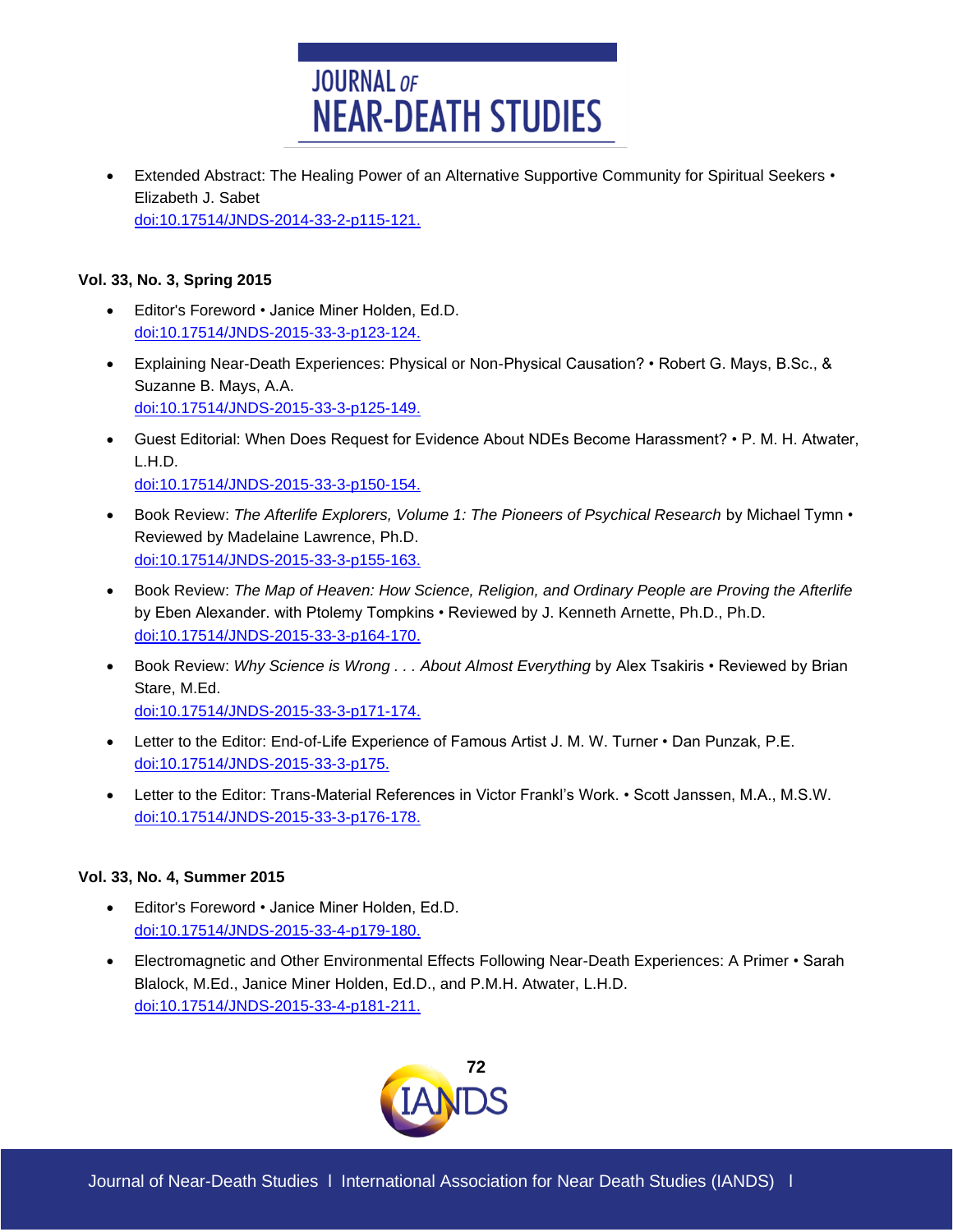- Extended Abstract: The Healing Power of an Alternative Supportive Community for Spiritual Seekers • Elizabeth J. Sabet
  doi:10.17514/JNDS-2014-33-2-p115-121.

**Vol. 33, No. 3, Spring 2015**

- Editor's Foreword • Janice Miner Holden, Ed.D.
  doi:10.17514/JNDS-2015-33-3-p123-124.
- Explaining Near-Death Experiences: Physical or Non-Physical Causation? • Robert G. Mays, B.Sc., & Suzanne B. Mays, A.A.
  doi:10.17514/JNDS-2015-33-3-p125-149.
- Guest Editorial: When Does Request for Evidence About NDEs Become Harassment? • P. M. H. Atwater, L.H.D.
  doi:10.17514/JNDS-2015-33-3-p150-154.
- Book Review: *The Afterlife Explorers, Volume 1: The Pioneers of Psychical Research* by Michael Tymn • Reviewed by Madelaine Lawrence, Ph.D.
  doi:10.17514/JNDS-2015-33-3-p155-163.
- Book Review: *The Map of Heaven: How Science, Religion, and Ordinary People are Proving the Afterlife* by Eben Alexander. with Ptolemy Tompkins • Reviewed by J. Kenneth Arnette, Ph.D., Ph.D.
  doi:10.17514/JNDS-2015-33-3-p164-170.
- Book Review: *Why Science is Wrong . . . About Almost Everything* by Alex Tsakiris • Reviewed by Brian Stare, M.Ed.
  doi:10.17514/JNDS-2015-33-3-p171-174.
- Letter to the Editor: End-of-Life Experience of Famous Artist J. M. W. Turner • Dan Punzak, P.E.
  doi:10.17514/JNDS-2015-33-3-p175.
- Letter to the Editor: Trans-Material References in Victor Frankl's Work. • Scott Janssen, M.A., M.S.W.
  doi:10.17514/JNDS-2015-33-3-p176-178.

**Vol. 33, No. 4, Summer 2015**

- Editor's Foreword • Janice Miner Holden, Ed.D.
  doi:10.17514/JNDS-2015-33-4-p179-180.
- Electromagnetic and Other Environmental Effects Following Near-Death Experiences: A Primer • Sarah Blalock, M.Ed., Janice Miner Holden, Ed.D., and P.M.H. Atwater, L.H.D.
  doi:10.17514/JNDS-2015-33-4-p181-211.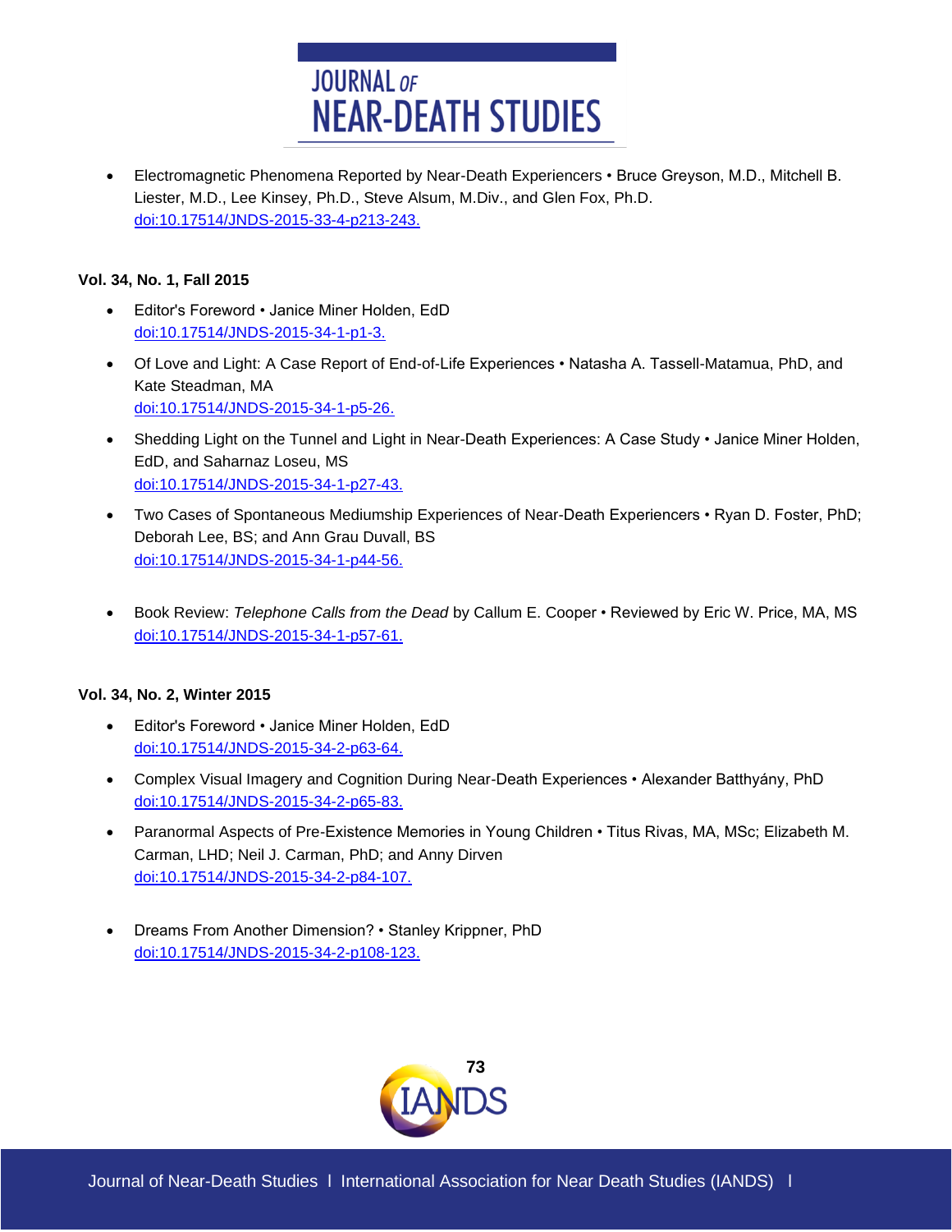- Electromagnetic Phenomena Reported by Near-Death Experiencers • Bruce Greyson, M.D., Mitchell B. Liester, M.D., Lee Kinsey, Ph.D., Steve Alsum, M.Div., and Glen Fox, Ph.D.
  doi:10.17514/JNDS-2015-33-4-p213-243.

**Vol. 34, No. 1, Fall 2015**

- Editor's Foreword • Janice Miner Holden, EdD
  doi:10.17514/JNDS-2015-34-1-p1-3.
- Of Love and Light: A Case Report of End-of-Life Experiences • Natasha A. Tassell-Matamua, PhD, and Kate Steadman, MA
  doi:10.17514/JNDS-2015-34-1-p5-26.
- Shedding Light on the Tunnel and Light in Near-Death Experiences: A Case Study • Janice Miner Holden, EdD, and Saharnaz Loseu, MS
  doi:10.17514/JNDS-2015-34-1-p27-43.
- Two Cases of Spontaneous Mediumship Experiences of Near-Death Experiencers • Ryan D. Foster, PhD; Deborah Lee, BS; and Ann Grau Duvall, BS
  doi:10.17514/JNDS-2015-34-1-p44-56.
- Book Review: *Telephone Calls from the Dead* by Callum E. Cooper • Reviewed by Eric W. Price, MA, MS
  doi:10.17514/JNDS-2015-34-1-p57-61.

**Vol. 34, No. 2, Winter 2015**

- Editor's Foreword • Janice Miner Holden, EdD
  doi:10.17514/JNDS-2015-34-2-p63-64.
- Complex Visual Imagery and Cognition During Near-Death Experiences • Alexander Batthyány, PhD
  doi:10.17514/JNDS-2015-34-2-p65-83.
- Paranormal Aspects of Pre-Existence Memories in Young Children • Titus Rivas, MA, MSc; Elizabeth M. Carman, LHD; Neil J. Carman, PhD; and Anny Dirven
  doi:10.17514/JNDS-2015-34-2-p84-107.
- Dreams From Another Dimension? • Stanley Krippner, PhD
  doi:10.17514/JNDS-2015-34-2-p108-123.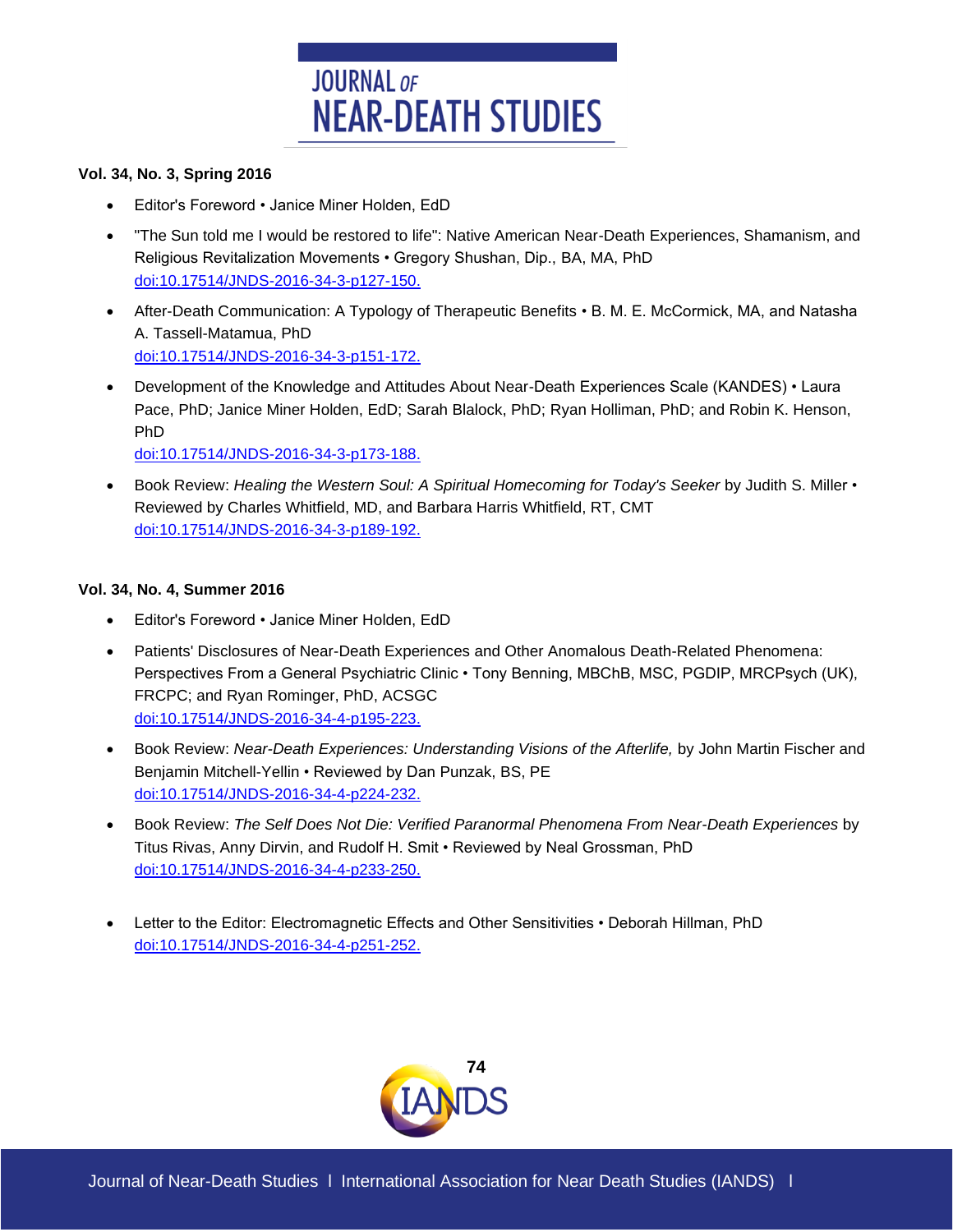**Vol. 34, No. 3, Spring 2016**

- Editor's Foreword • Janice Miner Holden, EdD
- "The Sun told me I would be restored to life": Native American Near-Death Experiences, Shamanism, and Religious Revitalization Movements • Gregory Shushan, Dip., BA, MA, PhD
  doi:10.17514/JNDS-2016-34-3-p127-150.
- After-Death Communication: A Typology of Therapeutic Benefits • B. M. E. McCormick, MA, and Natasha A. Tassell-Matamua, PhD
  doi:10.17514/JNDS-2016-34-3-p151-172.
- Development of the Knowledge and Attitudes About Near-Death Experiences Scale (KANDES) • Laura Pace, PhD; Janice Miner Holden, EdD; Sarah Blalock, PhD; Ryan Holliman, PhD; and Robin K. Henson, PhD
  doi:10.17514/JNDS-2016-34-3-p173-188.
- Book Review: *Healing the Western Soul: A Spiritual Homecoming for Today's Seeker* by Judith S. Miller • Reviewed by Charles Whitfield, MD, and Barbara Harris Whitfield, RT, CMT
  doi:10.17514/JNDS-2016-34-3-p189-192.

**Vol. 34, No. 4, Summer 2016**

- Editor's Foreword • Janice Miner Holden, EdD
- Patients' Disclosures of Near-Death Experiences and Other Anomalous Death-Related Phenomena: Perspectives From a General Psychiatric Clinic • Tony Benning, MBChB, MSC, PGDIP, MRCPsych (UK), FRCPC; and Ryan Rominger, PhD, ACSGC
  doi:10.17514/JNDS-2016-34-4-p195-223.
- Book Review: *Near-Death Experiences: Understanding Visions of the Afterlife,* by John Martin Fischer and Benjamin Mitchell-Yellin • Reviewed by Dan Punzak, BS, PE
  doi:10.17514/JNDS-2016-34-4-p224-232.
- Book Review: *The Self Does Not Die: Verified Paranormal Phenomena From Near-Death Experiences* by Titus Rivas, Anny Dirvin, and Rudolf H. Smit • Reviewed by Neal Grossman, PhD
  doi:10.17514/JNDS-2016-34-4-p233-250.
- Letter to the Editor: Electromagnetic Effects and Other Sensitivities • Deborah Hillman, PhD
  doi:10.17514/JNDS-2016-34-4-p251-252.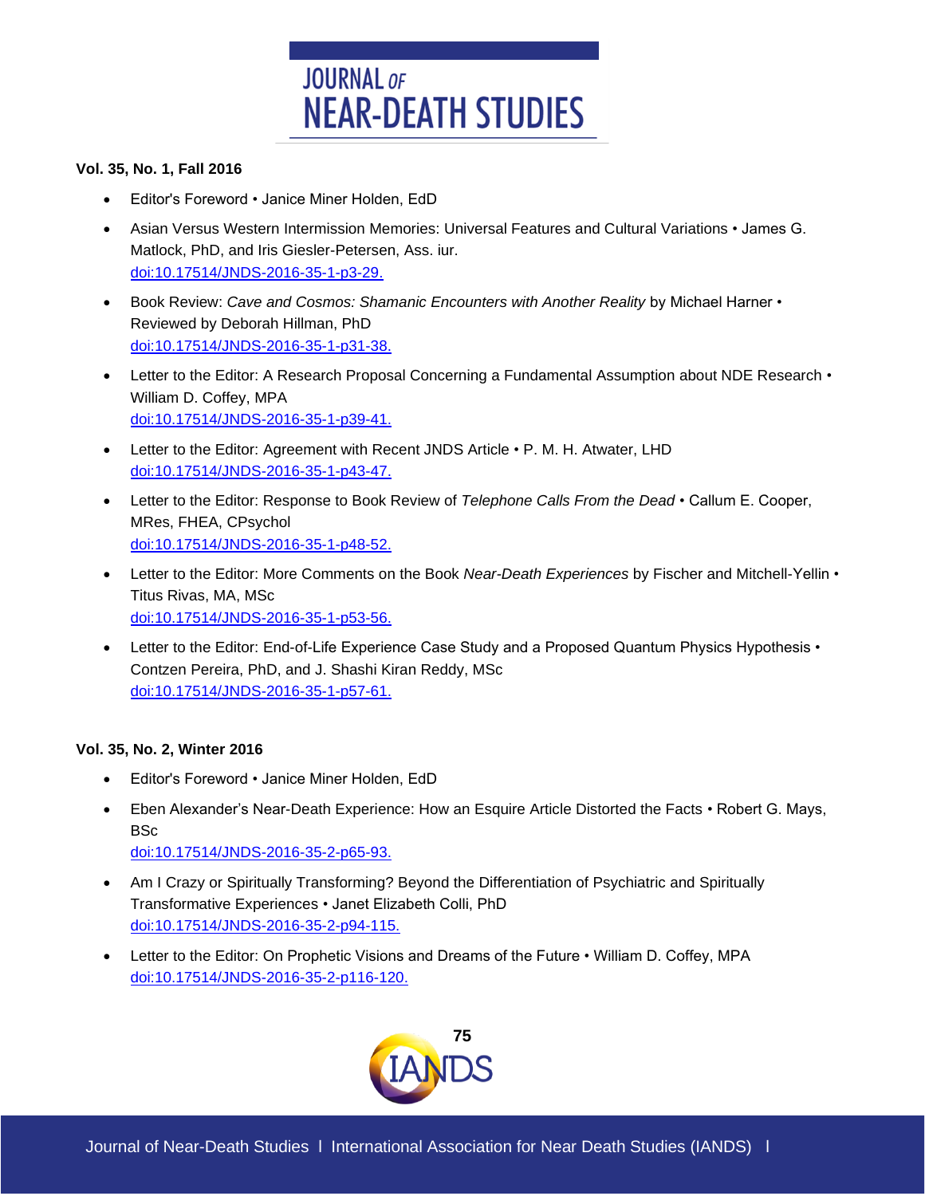**Vol. 35, No. 1, Fall 2016**

- Editor's Foreword • Janice Miner Holden, EdD
- Asian Versus Western Intermission Memories: Universal Features and Cultural Variations • James G. Matlock, PhD, and Iris Giesler-Petersen, Ass. iur.
  doi:10.17514/JNDS-2016-35-1-p3-29.
- Book Review: *Cave and Cosmos: Shamanic Encounters with Another Reality* by Michael Harner • Reviewed by Deborah Hillman, PhD
  doi:10.17514/JNDS-2016-35-1-p31-38.
- Letter to the Editor: A Research Proposal Concerning a Fundamental Assumption about NDE Research • William D. Coffey, MPA
  doi:10.17514/JNDS-2016-35-1-p39-41.
- Letter to the Editor: Agreement with Recent JNDS Article • P. M. H. Atwater, LHD
  doi:10.17514/JNDS-2016-35-1-p43-47.
- Letter to the Editor: Response to Book Review of *Telephone Calls From the Dead* • Callum E. Cooper, MRes, FHEA, CPsychol
  doi:10.17514/JNDS-2016-35-1-p48-52.
- Letter to the Editor: More Comments on the Book *Near-Death Experiences* by Fischer and Mitchell-Yellin • Titus Rivas, MA, MSc
  doi:10.17514/JNDS-2016-35-1-p53-56.
- Letter to the Editor: End-of-Life Experience Case Study and a Proposed Quantum Physics Hypothesis • Contzen Pereira, PhD, and J. Shashi Kiran Reddy, MSc
  doi:10.17514/JNDS-2016-35-1-p57-61.

**Vol. 35, No. 2, Winter 2016**

- Editor's Foreword • Janice Miner Holden, EdD
- Eben Alexander's Near-Death Experience: How an Esquire Article Distorted the Facts • Robert G. Mays, BSc
  doi:10.17514/JNDS-2016-35-2-p65-93.
- Am I Crazy or Spiritually Transforming? Beyond the Differentiation of Psychiatric and Spiritually Transformative Experiences • Janet Elizabeth Colli, PhD
  doi:10.17514/JNDS-2016-35-2-p94-115.
- Letter to the Editor: On Prophetic Visions and Dreams of the Future • William D. Coffey, MPA
  doi:10.17514/JNDS-2016-35-2-p116-120.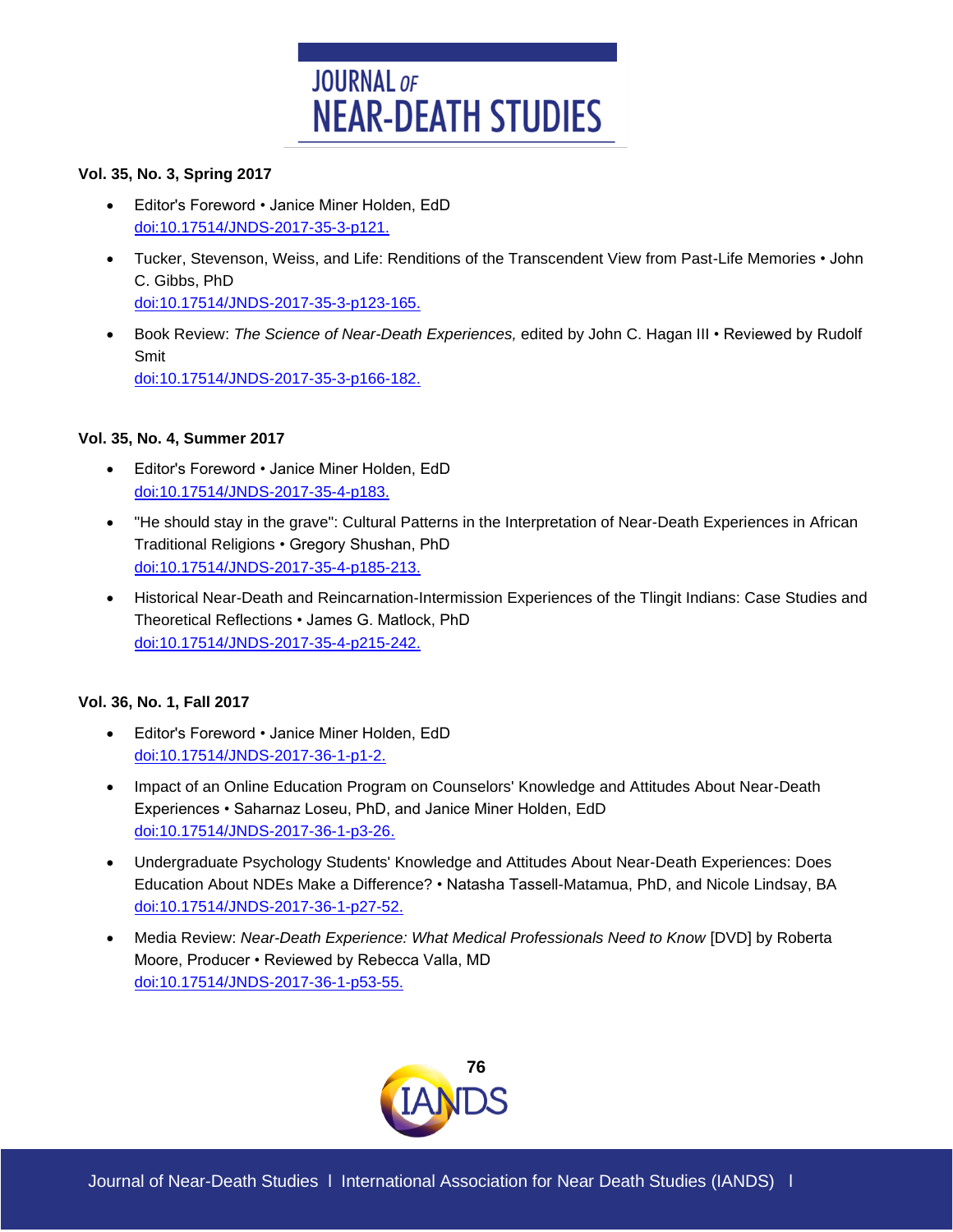**Vol. 35, No. 3, Spring 2017**

- Editor's Foreword • Janice Miner Holden, EdD
  doi:10.17514/JNDS-2017-35-3-p121.
- Tucker, Stevenson, Weiss, and Life: Renditions of the Transcendent View from Past-Life Memories • John C. Gibbs, PhD
  doi:10.17514/JNDS-2017-35-3-p123-165.
- Book Review: *The Science of Near-Death Experiences,* edited by John C. Hagan III • Reviewed by Rudolf Smit
  doi:10.17514/JNDS-2017-35-3-p166-182.

**Vol. 35, No. 4, Summer 2017**

- Editor's Foreword • Janice Miner Holden, EdD
  doi:10.17514/JNDS-2017-35-4-p183.
- "He should stay in the grave": Cultural Patterns in the Interpretation of Near-Death Experiences in African Traditional Religions • Gregory Shushan, PhD
  doi:10.17514/JNDS-2017-35-4-p185-213.
- Historical Near-Death and Reincarnation-Intermission Experiences of the Tlingit Indians: Case Studies and Theoretical Reflections • James G. Matlock, PhD
  doi:10.17514/JNDS-2017-35-4-p215-242.

**Vol. 36, No. 1, Fall 2017**

- Editor's Foreword • Janice Miner Holden, EdD
  doi:10.17514/JNDS-2017-36-1-p1-2.
- Impact of an Online Education Program on Counselors' Knowledge and Attitudes About Near-Death Experiences • Saharnaz Loseu, PhD, and Janice Miner Holden, EdD
  doi:10.17514/JNDS-2017-36-1-p3-26.
- Undergraduate Psychology Students' Knowledge and Attitudes About Near-Death Experiences: Does Education About NDEs Make a Difference? • Natasha Tassell-Matamua, PhD, and Nicole Lindsay, BA
  doi:10.17514/JNDS-2017-36-1-p27-52.
- Media Review: *Near-Death Experience: What Medical Professionals Need to Know* [DVD] by Roberta Moore, Producer • Reviewed by Rebecca Valla, MD
  doi:10.17514/JNDS-2017-36-1-p53-55.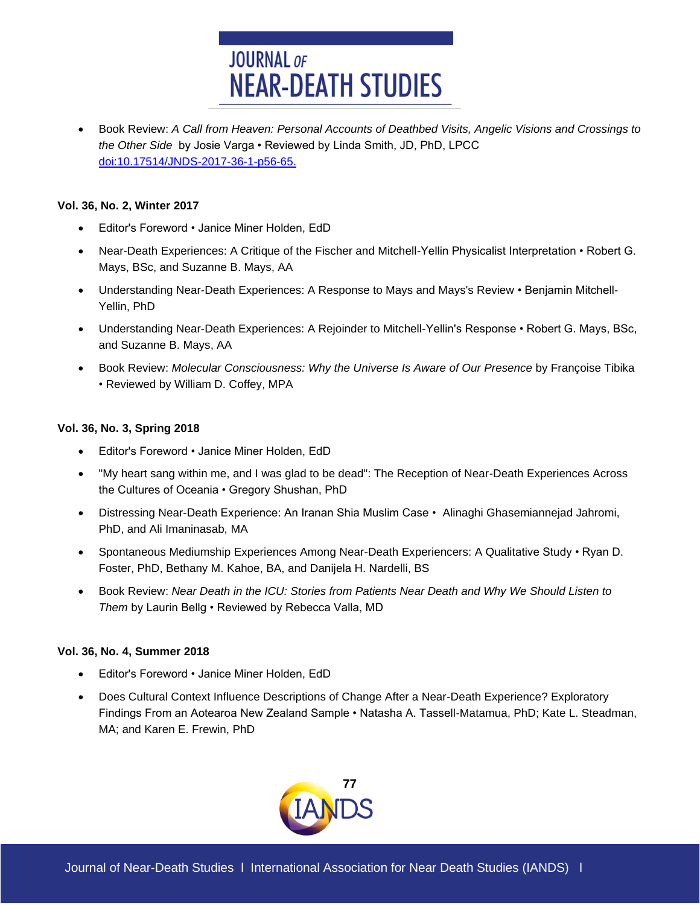- Book Review: *A Call from Heaven: Personal Accounts of Deathbed Visits, Angelic Visions and Crossings to the Other Side* by Josie Varga • Reviewed by Linda Smith, JD, PhD, LPCC doi:10.17514/JNDS-2017-36-1-p56-65.

**Vol. 36, No. 2, Winter 2017**

- Editor's Foreword • Janice Miner Holden, EdD
- Near-Death Experiences: A Critique of the Fischer and Mitchell-Yellin Physicalist Interpretation • Robert G. Mays, BSc, and Suzanne B. Mays, AA
- Understanding Near-Death Experiences: A Response to Mays and Mays's Review • Benjamin Mitchell-Yellin, PhD
- Understanding Near-Death Experiences: A Rejoinder to Mitchell-Yellin's Response • Robert G. Mays, BSc, and Suzanne B. Mays, AA
- Book Review: *Molecular Consciousness: Why the Universe Is Aware of Our Presence* by Françoise Tibika • Reviewed by William D. Coffey, MPA

**Vol. 36, No. 3, Spring 2018**

- Editor's Foreword • Janice Miner Holden, EdD
- "My heart sang within me, and I was glad to be dead": The Reception of Near-Death Experiences Across the Cultures of Oceania • Gregory Shushan, PhD
- Distressing Near-Death Experience: An Iranan Shia Muslim Case • Alinaghi Ghasemiannejad Jahromi, PhD, and Ali Imaninasab, MA
- Spontaneous Mediumship Experiences Among Near-Death Experiencers: A Qualitative Study • Ryan D. Foster, PhD, Bethany M. Kahoe, BA, and Danijela H. Nardelli, BS
- Book Review: *Near Death in the ICU: Stories from Patients Near Death and Why We Should Listen to Them* by Laurin Bellg • Reviewed by Rebecca Valla, MD

**Vol. 36, No. 4, Summer 2018**

- Editor's Foreword • Janice Miner Holden, EdD
- Does Cultural Context Influence Descriptions of Change After a Near-Death Experience? Exploratory Findings From an Aotearoa New Zealand Sample • Natasha A. Tassell-Matamua, PhD; Kate L. Steadman, MA; and Karen E. Frewin, PhD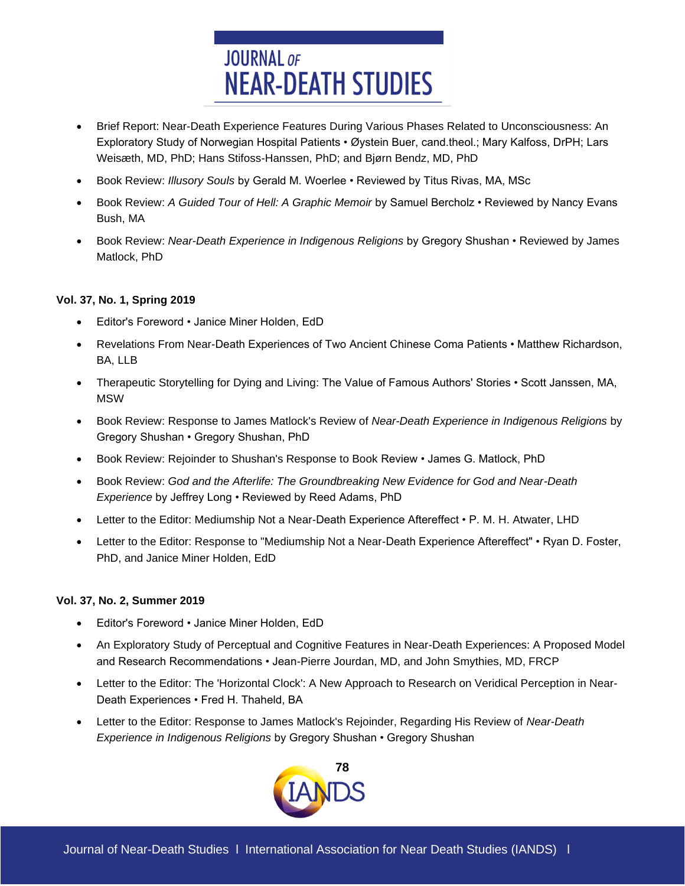- Brief Report: Near-Death Experience Features During Various Phases Related to Unconsciousness: An Exploratory Study of Norwegian Hospital Patients • Øystein Buer, cand.theol.; Mary Kalfoss, DrPH; Lars Weisæth, MD, PhD; Hans Stifoss-Hanssen, PhD; and Bjørn Bendz, MD, PhD
- Book Review: *Illusory Souls* by Gerald M. Woerlee • Reviewed by Titus Rivas, MA, MSc
- Book Review: *A Guided Tour of Hell: A Graphic Memoir* by Samuel Bercholz • Reviewed by Nancy Evans Bush, MA
- Book Review: *Near-Death Experience in Indigenous Religions* by Gregory Shushan • Reviewed by James Matlock, PhD

**Vol. 37, No. 1, Spring 2019**

- Editor's Foreword • Janice Miner Holden, EdD
- Revelations From Near-Death Experiences of Two Ancient Chinese Coma Patients • Matthew Richardson, BA, LLB
- Therapeutic Storytelling for Dying and Living: The Value of Famous Authors' Stories • Scott Janssen, MA, MSW
- Book Review: Response to James Matlock's Review of *Near-Death Experience in Indigenous Religions* by Gregory Shushan • Gregory Shushan, PhD
- Book Review: Rejoinder to Shushan's Response to Book Review • James G. Matlock, PhD
- Book Review: *God and the Afterlife: The Groundbreaking New Evidence for God and Near-Death Experience* by Jeffrey Long • Reviewed by Reed Adams, PhD
- Letter to the Editor: Mediumship Not a Near-Death Experience Aftereffect • P. M. H. Atwater, LHD
- Letter to the Editor: Response to "Mediumship Not a Near-Death Experience Aftereffect" • Ryan D. Foster, PhD, and Janice Miner Holden, EdD

**Vol. 37, No. 2, Summer 2019**

- Editor's Foreword • Janice Miner Holden, EdD
- An Exploratory Study of Perceptual and Cognitive Features in Near-Death Experiences: A Proposed Model and Research Recommendations • Jean-Pierre Jourdan, MD, and John Smythies, MD, FRCP
- Letter to the Editor: The 'Horizontal Clock': A New Approach to Research on Veridical Perception in Near-Death Experiences • Fred H. Thaheld, BA
- Letter to the Editor: Response to James Matlock's Rejoinder, Regarding His Review of *Near-Death Experience in Indigenous Religions* by Gregory Shushan • Gregory Shushan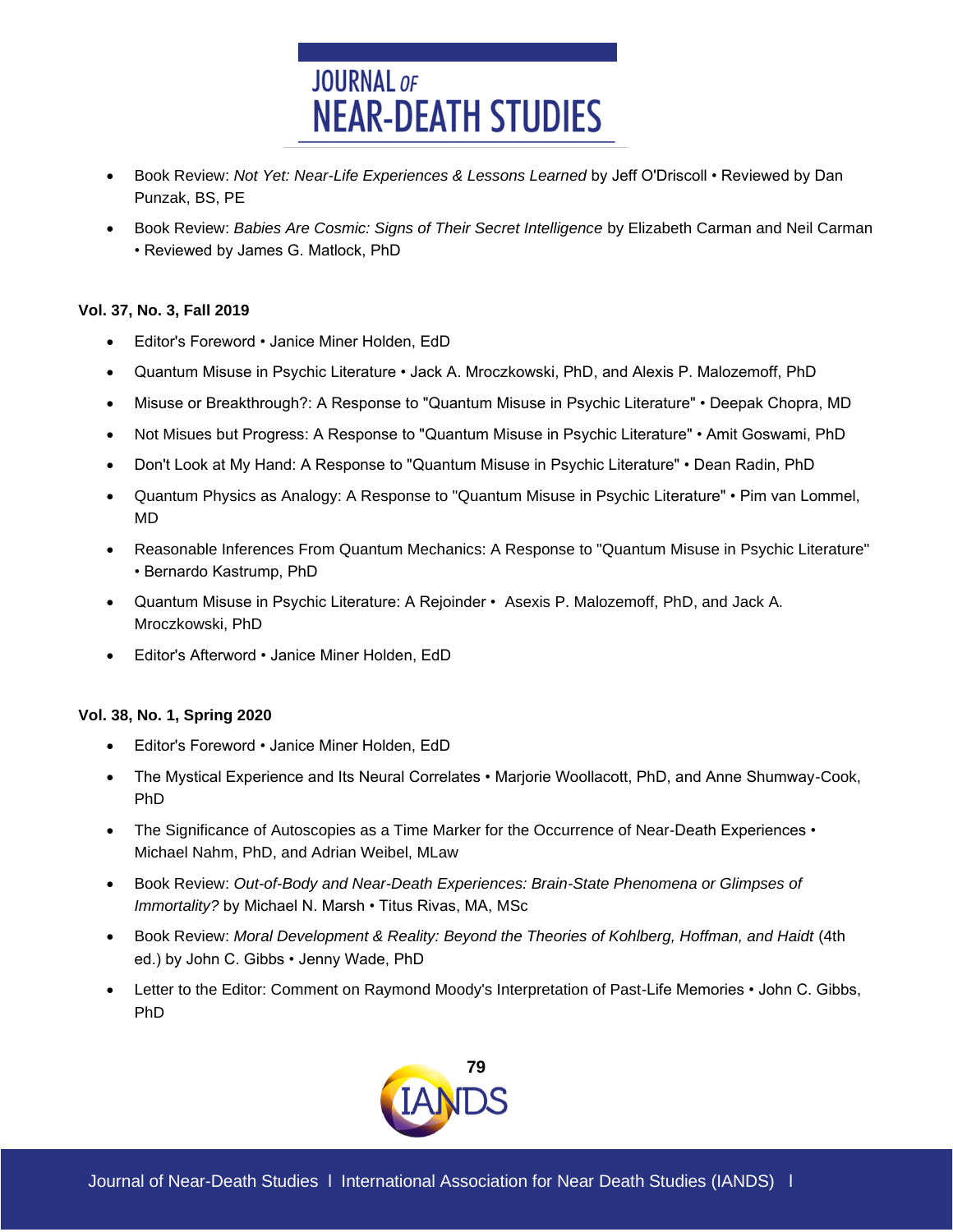- Book Review: *Not Yet: Near-Life Experiences & Lessons Learned* by Jeff O'Driscoll • Reviewed by Dan Punzak, BS, PE
- Book Review: *Babies Are Cosmic: Signs of Their Secret Intelligence* by Elizabeth Carman and Neil Carman • Reviewed by James G. Matlock, PhD

**Vol. 37, No. 3, Fall 2019**

- Editor's Foreword • Janice Miner Holden, EdD
- Quantum Misuse in Psychic Literature • Jack A. Mroczkowski, PhD, and Alexis P. Malozemoff, PhD
- Misuse or Breakthrough?: A Response to "Quantum Misuse in Psychic Literature" • Deepak Chopra, MD
- Not Misues but Progress: A Response to "Quantum Misuse in Psychic Literature" • Amit Goswami, PhD
- Don't Look at My Hand: A Response to "Quantum Misuse in Psychic Literature" • Dean Radin, PhD
- Quantum Physics as Analogy: A Response to "Quantum Misuse in Psychic Literature" • Pim van Lommel, MD
- Reasonable Inferences From Quantum Mechanics: A Response to "Quantum Misuse in Psychic Literature" • Bernardo Kastrump, PhD
- Quantum Misuse in Psychic Literature: A Rejoinder • Asexis P. Malozemoff, PhD, and Jack A. Mroczkowski, PhD
- Editor's Afterword • Janice Miner Holden, EdD

**Vol. 38, No. 1, Spring 2020**

- Editor's Foreword • Janice Miner Holden, EdD
- The Mystical Experience and Its Neural Correlates • Marjorie Woollacott, PhD, and Anne Shumway-Cook, PhD
- The Significance of Autoscopies as a Time Marker for the Occurrence of Near-Death Experiences • Michael Nahm, PhD, and Adrian Weibel, MLaw
- Book Review: *Out-of-Body and Near-Death Experiences: Brain-State Phenomena or Glimpses of Immortality?* by Michael N. Marsh • Titus Rivas, MA, MSc
- Book Review: *Moral Development & Reality: Beyond the Theories of Kohlberg, Hoffman, and Haidt* (4th ed.) by John C. Gibbs • Jenny Wade, PhD
- Letter to the Editor: Comment on Raymond Moody's Interpretation of Past-Life Memories • John C. Gibbs, PhD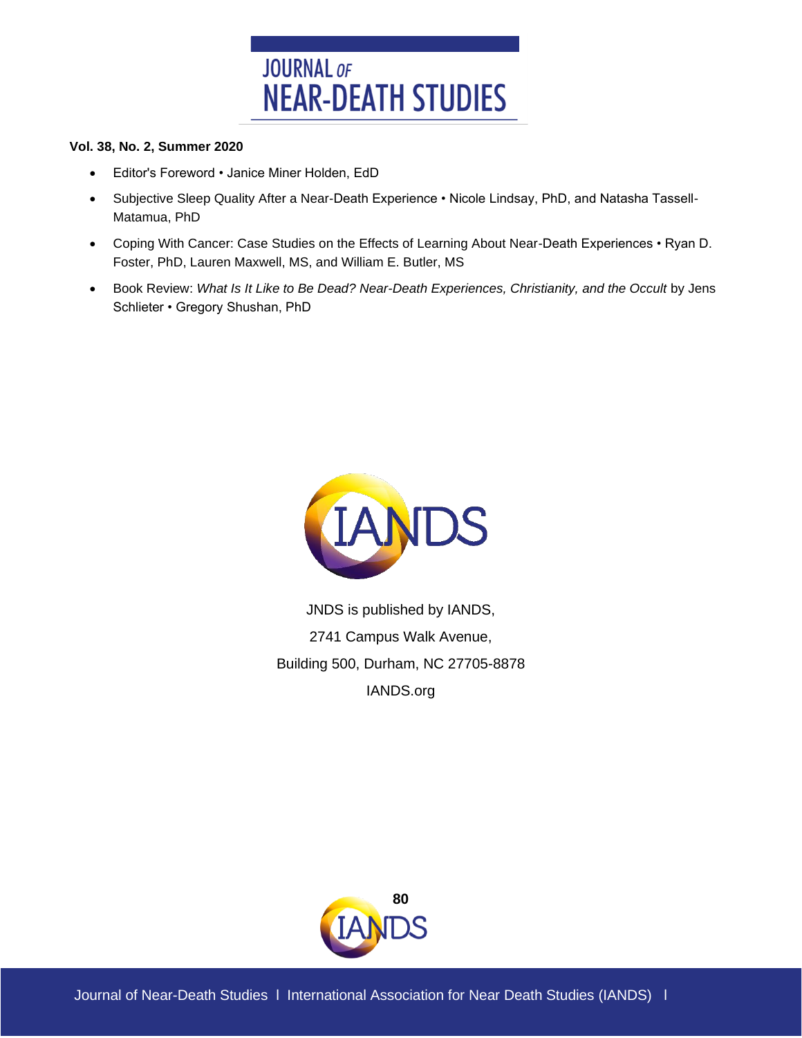# JOURNAL OF NEAR-DEATH STUDIES

**Vol. 38, No. 2, Summer 2020**

- Editor's Foreword • Janice Miner Holden, EdD
- Subjective Sleep Quality After a Near-Death Experience • Nicole Lindsay, PhD, and Natasha Tassell-Matamua, PhD
- Coping With Cancer: Case Studies on the Effects of Learning About Near-Death Experiences • Ryan D. Foster, PhD, Lauren Maxwell, MS, and William E. Butler, MS
- Book Review: *What Is It Like to Be Dead? Near-Death Experiences, Christianity, and the Occult* by Jens Schlieter • Gregory Shushan, PhD

IANDS

JNDS is published by IANDS,

2741 Campus Walk Avenue,

Building 500, Durham, NC 27705-8878

IANDS.org